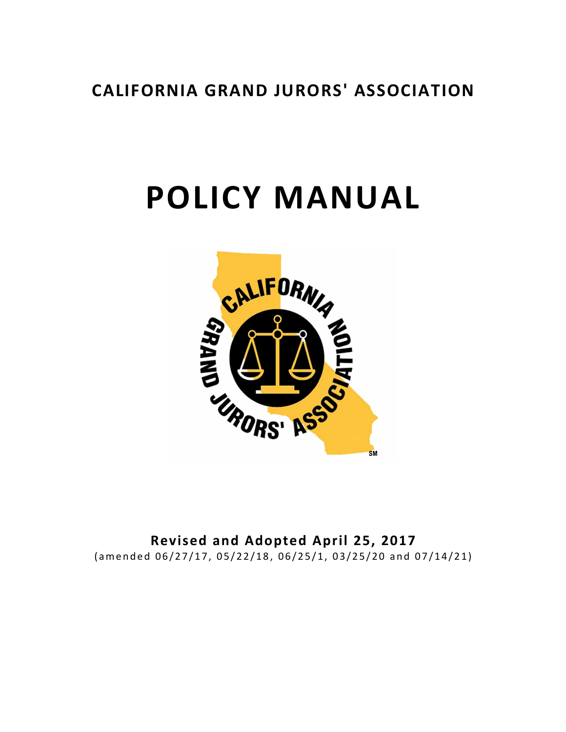# CALIFORNIA GRAND JURORS' ASSOCIATION

# POLICY MANUAL

**Revised and Adopted April 25, 2017**

(amended 06/27/17, 05/22/18, 06/25/1, 03/25/20 and 07/14/21)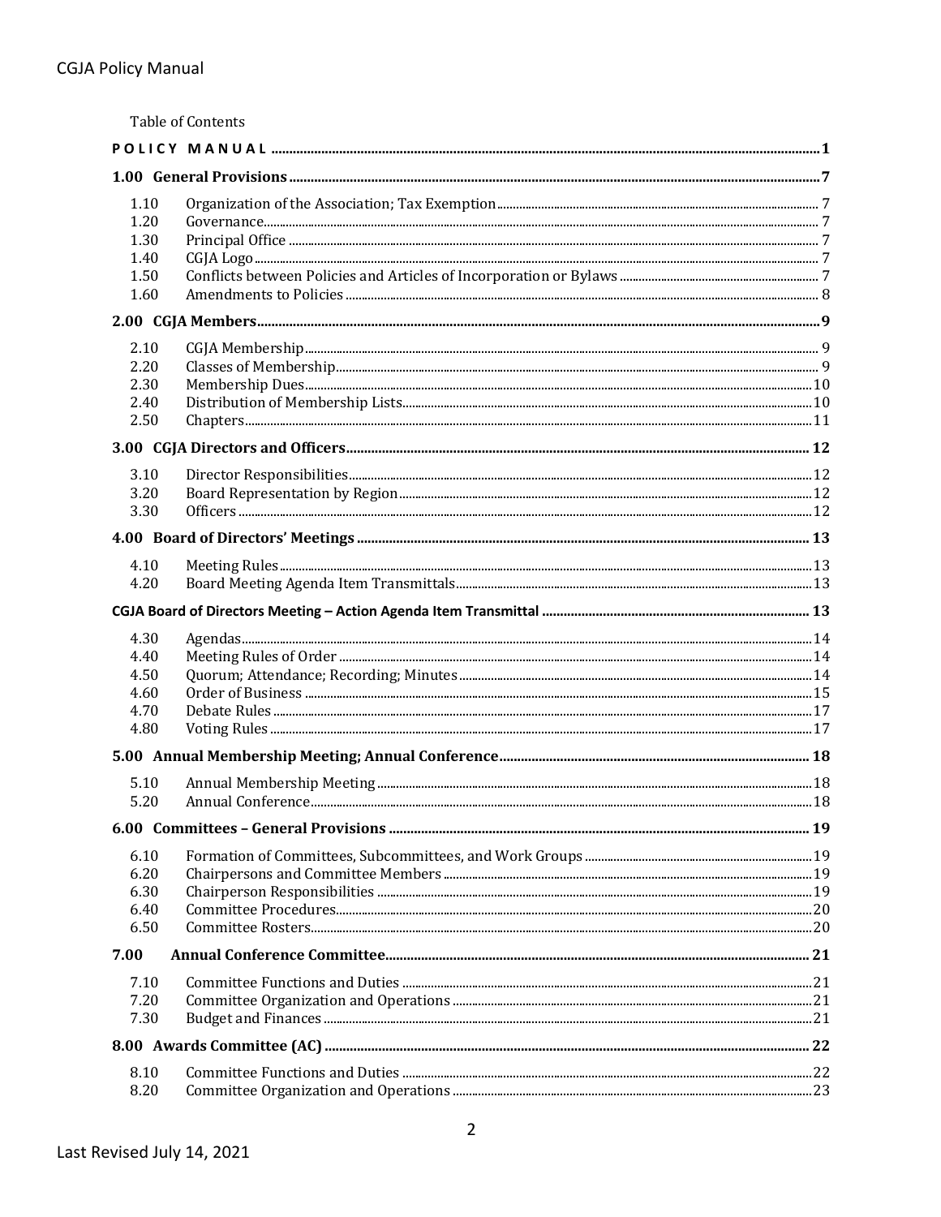Table of Contents

**POLICY MANUAL** .......... 1

**1.00 General Provisions** .......... 7

- 1.10 Organization of the Association; Tax Exemption .......... 7
- 1.20 Governance .......... 7
- 1.30 Principal Office .......... 7
- 1.40 CGJA Logo .......... 7
- 1.50 Conflicts between Policies and Articles of Incorporation or Bylaws .......... 7
- 1.60 Amendments to Policies .......... 8

**2.00 CGJA Members** .......... 9

- 2.10 CGJA Membership .......... 9
- 2.20 Classes of Membership .......... 9
- 2.30 Membership Dues .......... 10
- 2.40 Distribution of Membership Lists .......... 10
- 2.50 Chapters .......... 11

**3.00 CGJA Directors and Officers** .......... 12

- 3.10 Director Responsibilities .......... 12
- 3.20 Board Representation by Region .......... 12
- 3.30 Officers .......... 12

**4.00 Board of Directors' Meetings** .......... 13

- 4.10 Meeting Rules .......... 13
- 4.20 Board Meeting Agenda Item Transmittals .......... 13

**CGJA Board of Directors Meeting – Action Agenda Item Transmittal** .......... 13

- 4.30 Agendas .......... 14
- 4.40 Meeting Rules of Order .......... 14
- 4.50 Quorum; Attendance; Recording; Minutes .......... 14
- 4.60 Order of Business .......... 15
- 4.70 Debate Rules .......... 17
- 4.80 Voting Rules .......... 17

**5.00 Annual Membership Meeting; Annual Conference** .......... 18

- 5.10 Annual Membership Meeting .......... 18
- 5.20 Annual Conference .......... 18

**6.00 Committees – General Provisions** .......... 19

- 6.10 Formation of Committees, Subcommittees, and Work Groups .......... 19
- 6.20 Chairpersons and Committee Members .......... 19
- 6.30 Chairperson Responsibilities .......... 19
- 6.40 Committee Procedures .......... 20
- 6.50 Committee Rosters .......... 20

**7.00 Annual Conference Committee** .......... 21

- 7.10 Committee Functions and Duties .......... 21
- 7.20 Committee Organization and Operations .......... 21
- 7.30 Budget and Finances .......... 21

**8.00 Awards Committee (AC)** .......... 22

- 8.10 Committee Functions and Duties .......... 22
- 8.20 Committee Organization and Operations .......... 23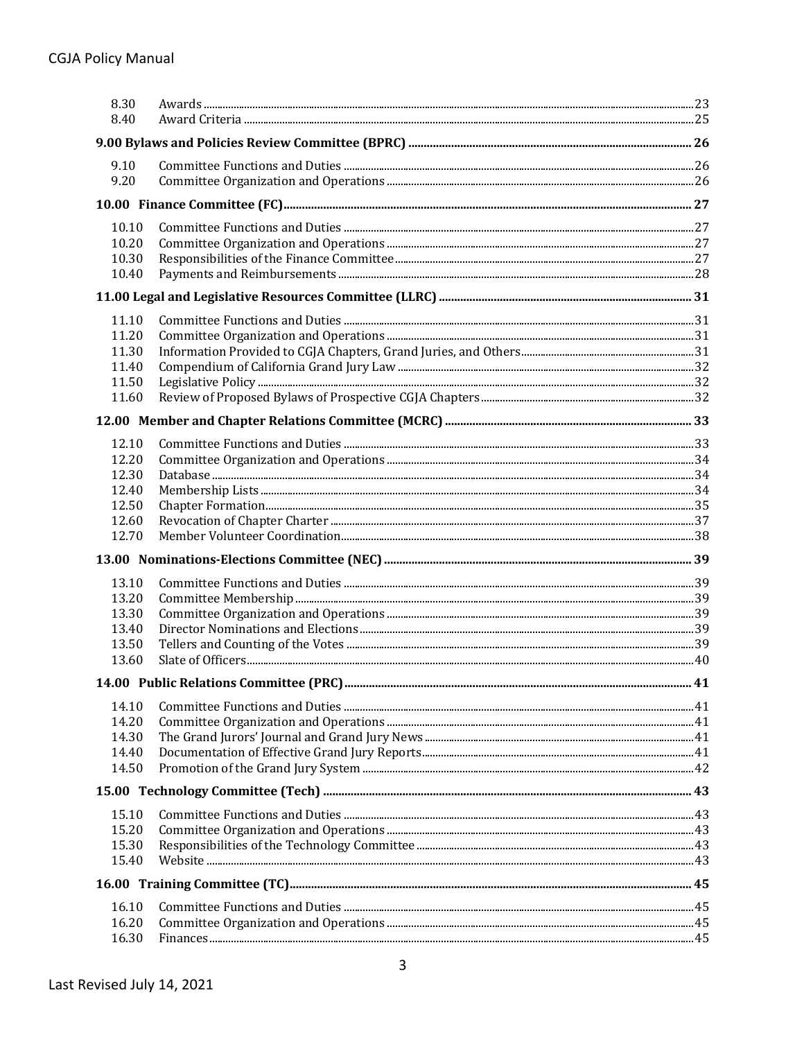| | | |
|---|---|---|
| 8.30 | Awards | 23 |
| 8.40 | Award Criteria | 25 |
| **9.00 Bylaws and Policies Review Committee (BPRC)** | | **26** |
| 9.10 | Committee Functions and Duties | 26 |
| 9.20 | Committee Organization and Operations | 26 |
| **10.00 Finance Committee (FC)** | | **27** |
| 10.10 | Committee Functions and Duties | 27 |
| 10.20 | Committee Organization and Operations | 27 |
| 10.30 | Responsibilities of the Finance Committee | 27 |
| 10.40 | Payments and Reimbursements | 28 |
| **11.00 Legal and Legislative Resources Committee (LLRC)** | | **31** |
| 11.10 | Committee Functions and Duties | 31 |
| 11.20 | Committee Organization and Operations | 31 |
| 11.30 | Information Provided to CGJA Chapters, Grand Juries, and Others | 31 |
| 11.40 | Compendium of California Grand Jury Law | 32 |
| 11.50 | Legislative Policy | 32 |
| 11.60 | Review of Proposed Bylaws of Prospective CGJA Chapters | 32 |
| **12.00 Member and Chapter Relations Committee (MCRC)** | | **33** |
| 12.10 | Committee Functions and Duties | 33 |
| 12.20 | Committee Organization and Operations | 34 |
| 12.30 | Database | 34 |
| 12.40 | Membership Lists | 34 |
| 12.50 | Chapter Formation | 35 |
| 12.60 | Revocation of Chapter Charter | 37 |
| 12.70 | Member Volunteer Coordination | 38 |
| **13.00 Nominations-Elections Committee (NEC)** | | **39** |
| 13.10 | Committee Functions and Duties | 39 |
| 13.20 | Committee Membership | 39 |
| 13.30 | Committee Organization and Operations | 39 |
| 13.40 | Director Nominations and Elections | 39 |
| 13.50 | Tellers and Counting of the Votes | 39 |
| 13.60 | Slate of Officers | 40 |
| **14.00 Public Relations Committee (PRC)** | | **41** |
| 14.10 | Committee Functions and Duties | 41 |
| 14.20 | Committee Organization and Operations | 41 |
| 14.30 | The Grand Jurors' Journal and Grand Jury News | 41 |
| 14.40 | Documentation of Effective Grand Jury Reports | 41 |
| 14.50 | Promotion of the Grand Jury System | 42 |
| **15.00 Technology Committee (Tech)** | | **43** |
| 15.10 | Committee Functions and Duties | 43 |
| 15.20 | Committee Organization and Operations | 43 |
| 15.30 | Responsibilities of the Technology Committee | 43 |
| 15.40 | Website | 43 |
| **16.00 Training Committee (TC)** | | **45** |
| 16.10 | Committee Functions and Duties | 45 |
| 16.20 | Committee Organization and Operations | 45 |
| 16.30 | Finances | 45 |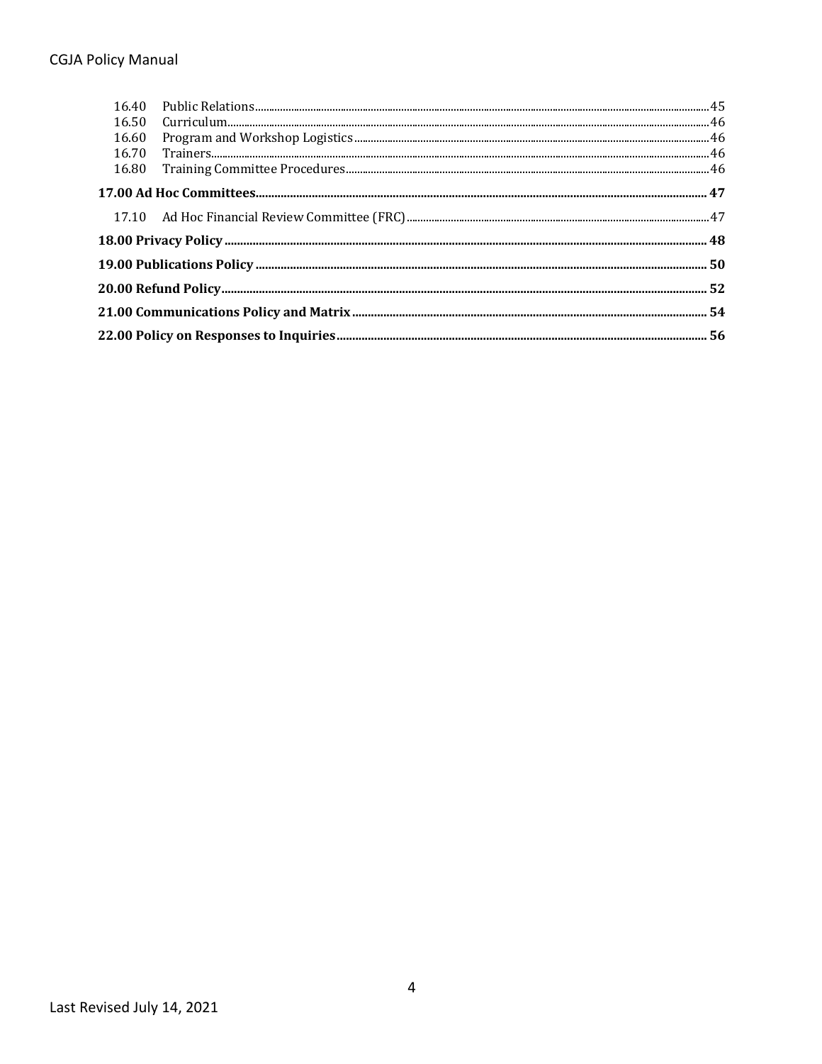| | | |
|---|---|---|
| 16.40 | Public Relations | 45 |
| 16.50 | Curriculum | 46 |
| 16.60 | Program and Workshop Logistics | 46 |
| 16.70 | Trainers | 46 |
| 16.80 | Training Committee Procedures | 46 |

**17.00 Ad Hoc Committees** ..... **47**

| | | |
|---|---|---|
| 17.10 | Ad Hoc Financial Review Committee (FRC) | 47 |

**18.00 Privacy Policy** ..... **48**

**19.00 Publications Policy** ..... **50**

**20.00 Refund Policy** ..... **52**

**21.00 Communications Policy and Matrix** ..... **54**

**22.00 Policy on Responses to Inquiries** ..... **56**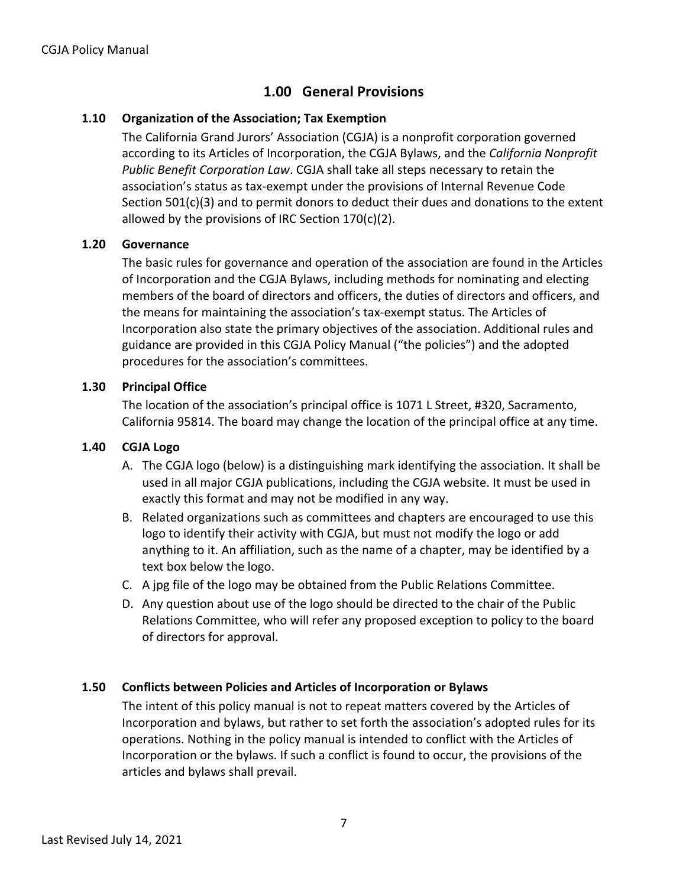## 1.00 General Provisions

### 1.10 Organization of the Association; Tax Exemption

The California Grand Jurors' Association (CGJA) is a nonprofit corporation governed according to its Articles of Incorporation, the CGJA Bylaws, and the *California Nonprofit Public Benefit Corporation Law*. CGJA shall take all steps necessary to retain the association's status as tax-exempt under the provisions of Internal Revenue Code Section 501(c)(3) and to permit donors to deduct their dues and donations to the extent allowed by the provisions of IRC Section 170(c)(2).

### 1.20 Governance

The basic rules for governance and operation of the association are found in the Articles of Incorporation and the CGJA Bylaws, including methods for nominating and electing members of the board of directors and officers, the duties of directors and officers, and the means for maintaining the association's tax-exempt status. The Articles of Incorporation also state the primary objectives of the association. Additional rules and guidance are provided in this CGJA Policy Manual ("the policies") and the adopted procedures for the association's committees.

### 1.30 Principal Office

The location of the association's principal office is 1071 L Street, #320, Sacramento, California 95814. The board may change the location of the principal office at any time.

### 1.40 CGJA Logo

A. The CGJA logo (below) is a distinguishing mark identifying the association. It shall be used in all major CGJA publications, including the CGJA website. It must be used in exactly this format and may not be modified in any way.

B. Related organizations such as committees and chapters are encouraged to use this logo to identify their activity with CGJA, but must not modify the logo or add anything to it. An affiliation, such as the name of a chapter, may be identified by a text box below the logo.

C. A jpg file of the logo may be obtained from the Public Relations Committee.

D. Any question about use of the logo should be directed to the chair of the Public Relations Committee, who will refer any proposed exception to policy to the board of directors for approval.

### 1.50 Conflicts between Policies and Articles of Incorporation or Bylaws

The intent of this policy manual is not to repeat matters covered by the Articles of Incorporation and bylaws, but rather to set forth the association's adopted rules for its operations. Nothing in the policy manual is intended to conflict with the Articles of Incorporation or the bylaws. If such a conflict is found to occur, the provisions of the articles and bylaws shall prevail.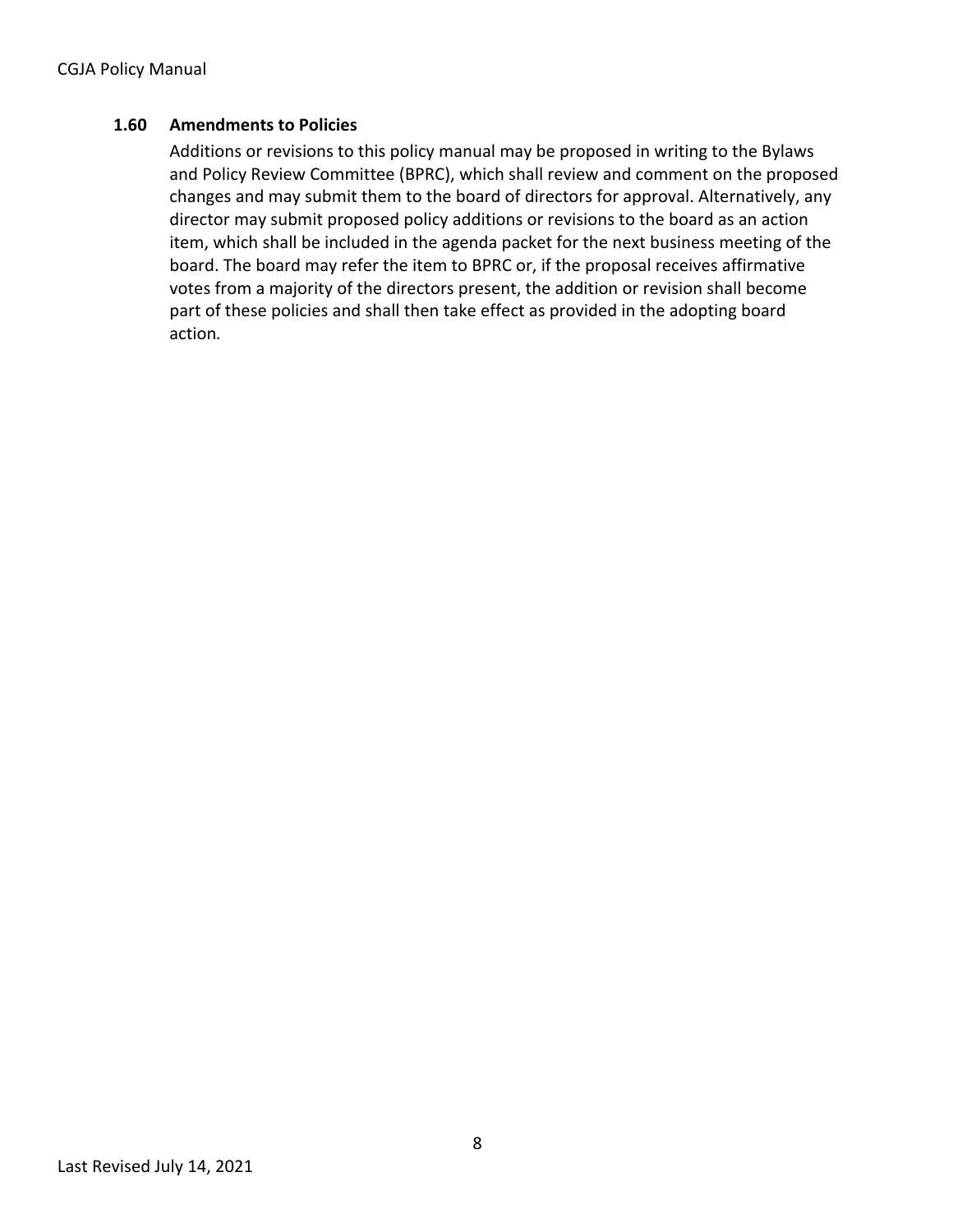### 1.60 Amendments to Policies

Additions or revisions to this policy manual may be proposed in writing to the Bylaws and Policy Review Committee (BPRC), which shall review and comment on the proposed changes and may submit them to the board of directors for approval. Alternatively, any director may submit proposed policy additions or revisions to the board as an action item, which shall be included in the agenda packet for the next business meeting of the board. The board may refer the item to BPRC or, if the proposal receives affirmative votes from a majority of the directors present, the addition or revision shall become part of these policies and shall then take effect as provided in the adopting board action.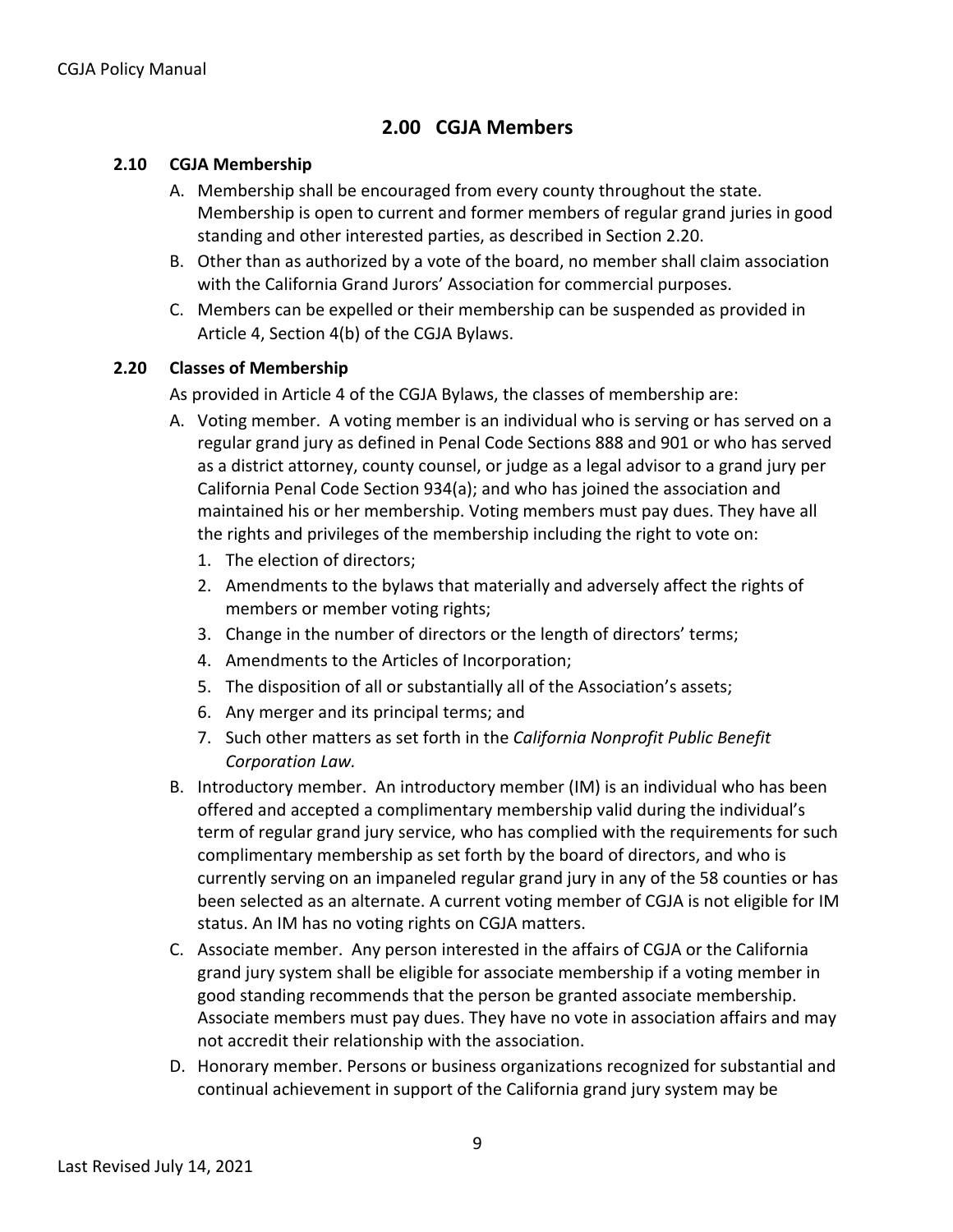# 2.00 CGJA Members

## 2.10 CGJA Membership

A. Membership shall be encouraged from every county throughout the state. Membership is open to current and former members of regular grand juries in good standing and other interested parties, as described in Section 2.20.

B. Other than as authorized by a vote of the board, no member shall claim association with the California Grand Jurors' Association for commercial purposes.

C. Members can be expelled or their membership can be suspended as provided in Article 4, Section 4(b) of the CGJA Bylaws.

## 2.20 Classes of Membership

As provided in Article 4 of the CGJA Bylaws, the classes of membership are:

A. Voting member. A voting member is an individual who is serving or has served on a regular grand jury as defined in Penal Code Sections 888 and 901 or who has served as a district attorney, county counsel, or judge as a legal advisor to a grand jury per California Penal Code Section 934(a); and who has joined the association and maintained his or her membership. Voting members must pay dues. They have all the rights and privileges of the membership including the right to vote on:
   1. The election of directors;
   2. Amendments to the bylaws that materially and adversely affect the rights of members or member voting rights;
   3. Change in the number of directors or the length of directors' terms;
   4. Amendments to the Articles of Incorporation;
   5. The disposition of all or substantially all of the Association's assets;
   6. Any merger and its principal terms; and
   7. Such other matters as set forth in the *California Nonprofit Public Benefit Corporation Law.*

B. Introductory member. An introductory member (IM) is an individual who has been offered and accepted a complimentary membership valid during the individual's term of regular grand jury service, who has complied with the requirements for such complimentary membership as set forth by the board of directors, and who is currently serving on an impaneled regular grand jury in any of the 58 counties or has been selected as an alternate. A current voting member of CGJA is not eligible for IM status. An IM has no voting rights on CGJA matters.

C. Associate member. Any person interested in the affairs of CGJA or the California grand jury system shall be eligible for associate membership if a voting member in good standing recommends that the person be granted associate membership. Associate members must pay dues. They have no vote in association affairs and may not accredit their relationship with the association.

D. Honorary member. Persons or business organizations recognized for substantial and continual achievement in support of the California grand jury system may be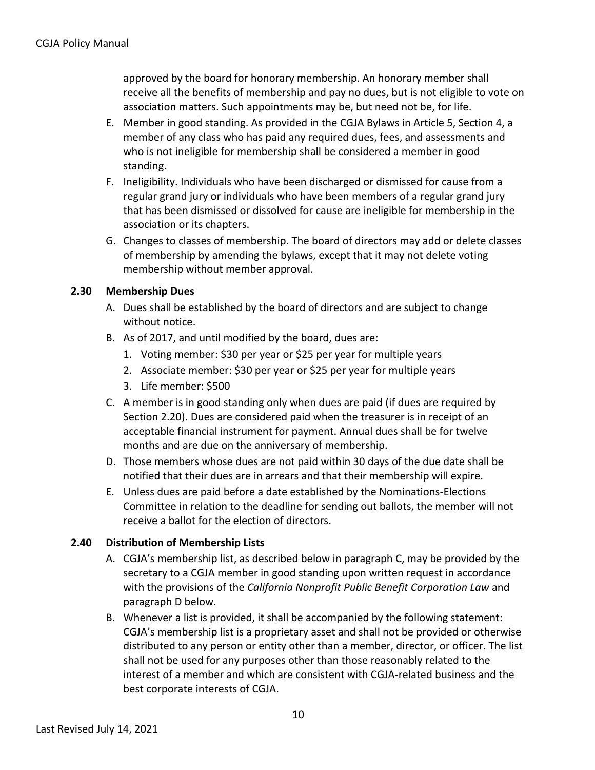approved by the board for honorary membership. An honorary member shall receive all the benefits of membership and pay no dues, but is not eligible to vote on association matters. Such appointments may be, but need not be, for life.

E. Member in good standing. As provided in the CGJA Bylaws in Article 5, Section 4, a member of any class who has paid any required dues, fees, and assessments and who is not ineligible for membership shall be considered a member in good standing.

F. Ineligibility. Individuals who have been discharged or dismissed for cause from a regular grand jury or individuals who have been members of a regular grand jury that has been dismissed or dissolved for cause are ineligible for membership in the association or its chapters.

G. Changes to classes of membership. The board of directors may add or delete classes of membership by amending the bylaws, except that it may not delete voting membership without member approval.

### 2.30 Membership Dues

A. Dues shall be established by the board of directors and are subject to change without notice.

B. As of 2017, and until modified by the board, dues are:

   1. Voting member: $30 per year or $25 per year for multiple years
   2. Associate member: $30 per year or $25 per year for multiple years
   3. Life member: $500

C. A member is in good standing only when dues are paid (if dues are required by Section 2.20). Dues are considered paid when the treasurer is in receipt of an acceptable financial instrument for payment. Annual dues shall be for twelve months and are due on the anniversary of membership.

D. Those members whose dues are not paid within 30 days of the due date shall be notified that their dues are in arrears and that their membership will expire.

E. Unless dues are paid before a date established by the Nominations-Elections Committee in relation to the deadline for sending out ballots, the member will not receive a ballot for the election of directors.

### 2.40 Distribution of Membership Lists

A. CGJA's membership list, as described below in paragraph C, may be provided by the secretary to a CGJA member in good standing upon written request in accordance with the provisions of the *California Nonprofit Public Benefit Corporation Law* and paragraph D below.

B. Whenever a list is provided, it shall be accompanied by the following statement: CGJA's membership list is a proprietary asset and shall not be provided or otherwise distributed to any person or entity other than a member, director, or officer. The list shall not be used for any purposes other than those reasonably related to the interest of a member and which are consistent with CGJA-related business and the best corporate interests of CGJA.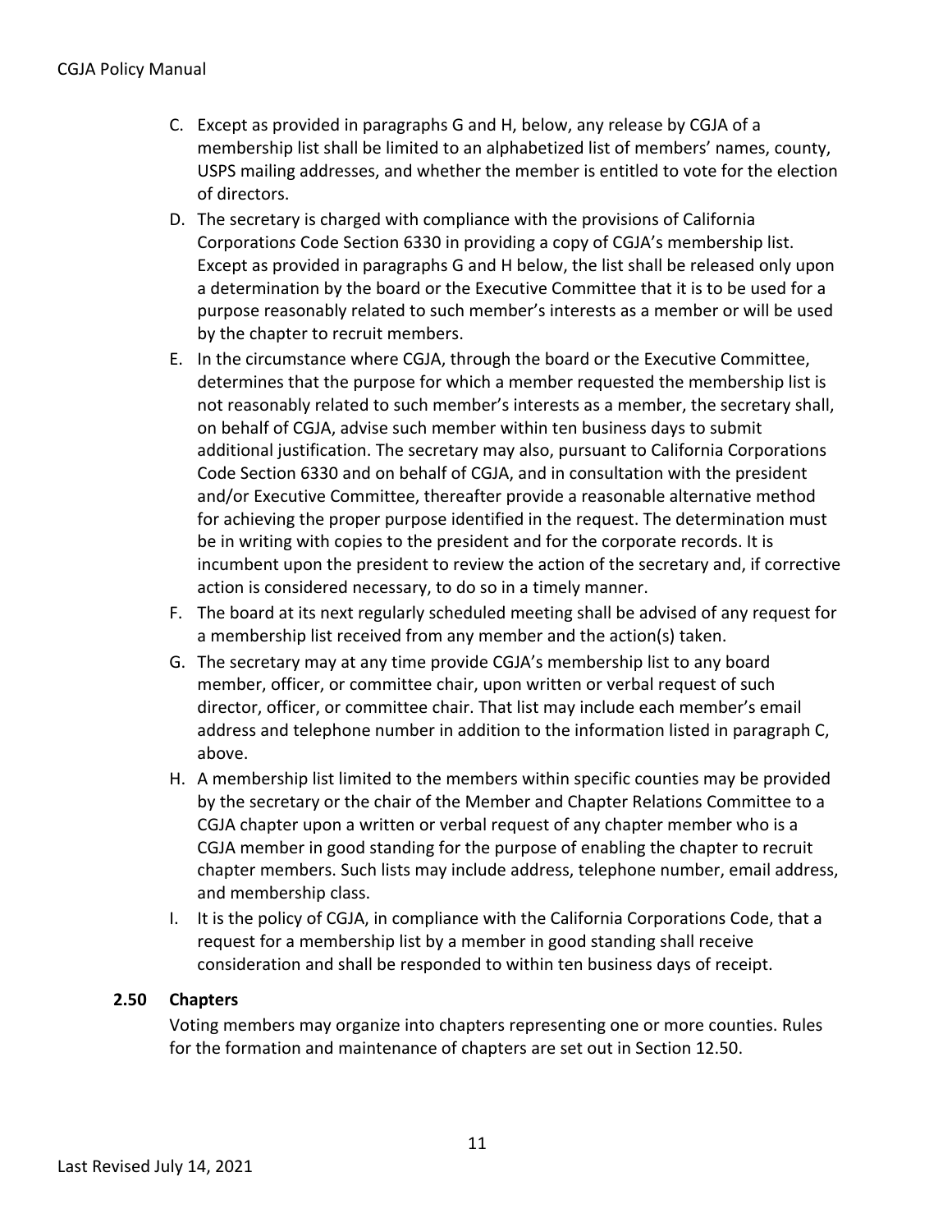C. Except as provided in paragraphs G and H, below, any release by CGJA of a membership list shall be limited to an alphabetized list of members' names, county, USPS mailing addresses, and whether the member is entitled to vote for the election of directors.

D. The secretary is charged with compliance with the provisions of California Corporations Code Section 6330 in providing a copy of CGJA's membership list. Except as provided in paragraphs G and H below, the list shall be released only upon a determination by the board or the Executive Committee that it is to be used for a purpose reasonably related to such member's interests as a member or will be used by the chapter to recruit members.

E. In the circumstance where CGJA, through the board or the Executive Committee, determines that the purpose for which a member requested the membership list is not reasonably related to such member's interests as a member, the secretary shall, on behalf of CGJA, advise such member within ten business days to submit additional justification. The secretary may also, pursuant to California Corporations Code Section 6330 and on behalf of CGJA, and in consultation with the president and/or Executive Committee, thereafter provide a reasonable alternative method for achieving the proper purpose identified in the request. The determination must be in writing with copies to the president and for the corporate records. It is incumbent upon the president to review the action of the secretary and, if corrective action is considered necessary, to do so in a timely manner.

F. The board at its next regularly scheduled meeting shall be advised of any request for a membership list received from any member and the action(s) taken.

G. The secretary may at any time provide CGJA's membership list to any board member, officer, or committee chair, upon written or verbal request of such director, officer, or committee chair. That list may include each member's email address and telephone number in addition to the information listed in paragraph C, above.

H. A membership list limited to the members within specific counties may be provided by the secretary or the chair of the Member and Chapter Relations Committee to a CGJA chapter upon a written or verbal request of any chapter member who is a CGJA member in good standing for the purpose of enabling the chapter to recruit chapter members. Such lists may include address, telephone number, email address, and membership class.

I. It is the policy of CGJA, in compliance with the California Corporations Code, that a request for a membership list by a member in good standing shall receive consideration and shall be responded to within ten business days of receipt.

### 2.50 Chapters

Voting members may organize into chapters representing one or more counties. Rules for the formation and maintenance of chapters are set out in Section 12.50.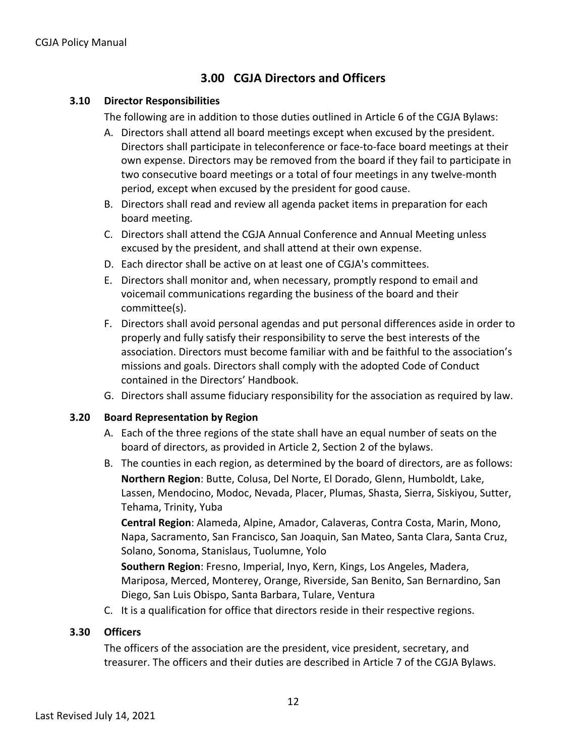## 3.00 CGJA Directors and Officers

### 3.10 Director Responsibilities

The following are in addition to those duties outlined in Article 6 of the CGJA Bylaws:

A. Directors shall attend all board meetings except when excused by the president. Directors shall participate in teleconference or face-to-face board meetings at their own expense. Directors may be removed from the board if they fail to participate in two consecutive board meetings or a total of four meetings in any twelve-month period, except when excused by the president for good cause.

B. Directors shall read and review all agenda packet items in preparation for each board meeting.

C. Directors shall attend the CGJA Annual Conference and Annual Meeting unless excused by the president, and shall attend at their own expense.

D. Each director shall be active on at least one of CGJA's committees.

E. Directors shall monitor and, when necessary, promptly respond to email and voicemail communications regarding the business of the board and their committee(s).

F. Directors shall avoid personal agendas and put personal differences aside in order to properly and fully satisfy their responsibility to serve the best interests of the association. Directors must become familiar with and be faithful to the association's missions and goals. Directors shall comply with the adopted Code of Conduct contained in the Directors' Handbook.

G. Directors shall assume fiduciary responsibility for the association as required by law.

### 3.20 Board Representation by Region

A. Each of the three regions of the state shall have an equal number of seats on the board of directors, as provided in Article 2, Section 2 of the bylaws.

B. The counties in each region, as determined by the board of directors, are as follows:

**Northern Region**: Butte, Colusa, Del Norte, El Dorado, Glenn, Humboldt, Lake, Lassen, Mendocino, Modoc, Nevada, Placer, Plumas, Shasta, Sierra, Siskiyou, Sutter, Tehama, Trinity, Yuba

**Central Region**: Alameda, Alpine, Amador, Calaveras, Contra Costa, Marin, Mono, Napa, Sacramento, San Francisco, San Joaquin, San Mateo, Santa Clara, Santa Cruz, Solano, Sonoma, Stanislaus, Tuolumne, Yolo

**Southern Region**: Fresno, Imperial, Inyo, Kern, Kings, Los Angeles, Madera, Mariposa, Merced, Monterey, Orange, Riverside, San Benito, San Bernardino, San Diego, San Luis Obispo, Santa Barbara, Tulare, Ventura

C. It is a qualification for office that directors reside in their respective regions.

### 3.30 Officers

The officers of the association are the president, vice president, secretary, and treasurer. The officers and their duties are described in Article 7 of the CGJA Bylaws.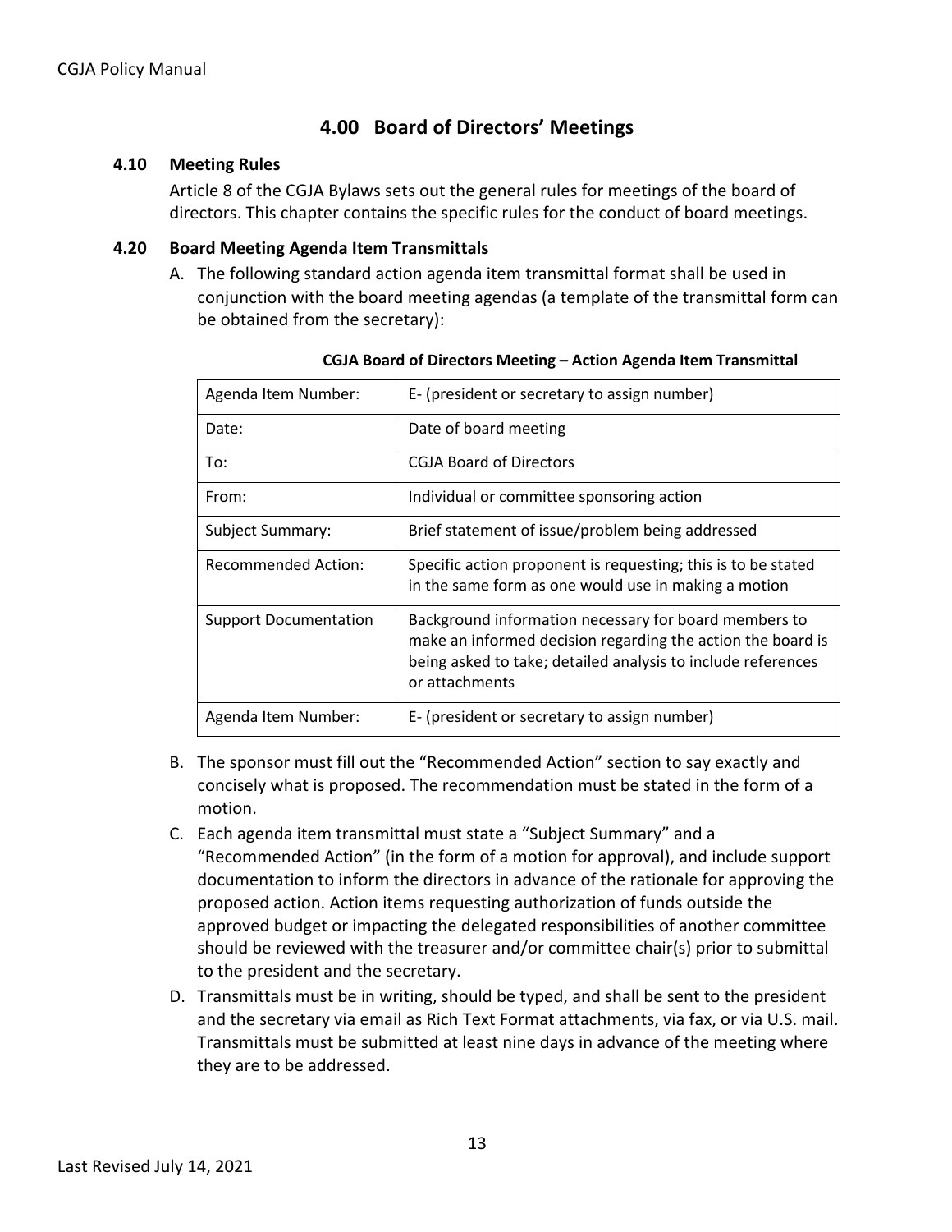# 4.00 Board of Directors' Meetings

### 4.10 Meeting Rules

Article 8 of the CGJA Bylaws sets out the general rules for meetings of the board of directors. This chapter contains the specific rules for the conduct of board meetings.

### 4.20 Board Meeting Agenda Item Transmittals

A. The following standard action agenda item transmittal format shall be used in conjunction with the board meeting agendas (a template of the transmittal form can be obtained from the secretary):

**CGJA Board of Directors Meeting – Action Agenda Item Transmittal**

| Agenda Item Number: | E- (president or secretary to assign number) |
|---|---|
| Date: | Date of board meeting |
| To: | CGJA Board of Directors |
| From: | Individual or committee sponsoring action |
| Subject Summary: | Brief statement of issue/problem being addressed |
| Recommended Action: | Specific action proponent is requesting; this is to be stated in the same form as one would use in making a motion |
| Support Documentation | Background information necessary for board members to make an informed decision regarding the action the board is being asked to take; detailed analysis to include references or attachments |
| Agenda Item Number: | E- (president or secretary to assign number) |

B. The sponsor must fill out the "Recommended Action" section to say exactly and concisely what is proposed. The recommendation must be stated in the form of a motion.

C. Each agenda item transmittal must state a "Subject Summary" and a "Recommended Action" (in the form of a motion for approval), and include support documentation to inform the directors in advance of the rationale for approving the proposed action. Action items requesting authorization of funds outside the approved budget or impacting the delegated responsibilities of another committee should be reviewed with the treasurer and/or committee chair(s) prior to submittal to the president and the secretary.

D. Transmittals must be in writing, should be typed, and shall be sent to the president and the secretary via email as Rich Text Format attachments, via fax, or via U.S. mail. Transmittals must be submitted at least nine days in advance of the meeting where they are to be addressed.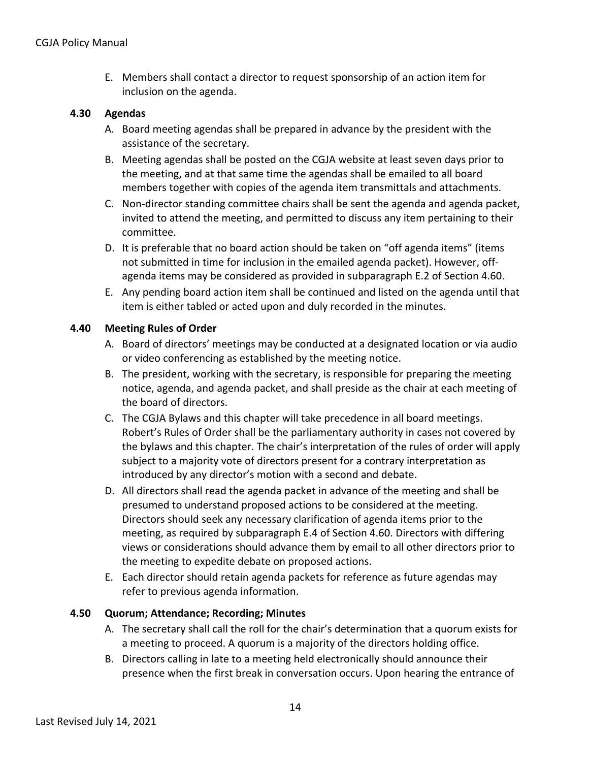E. Members shall contact a director to request sponsorship of an action item for inclusion on the agenda.

### 4.30 Agendas

A. Board meeting agendas shall be prepared in advance by the president with the assistance of the secretary.

B. Meeting agendas shall be posted on the CGJA website at least seven days prior to the meeting, and at that same time the agendas shall be emailed to all board members together with copies of the agenda item transmittals and attachments.

C. Non-director standing committee chairs shall be sent the agenda and agenda packet, invited to attend the meeting, and permitted to discuss any item pertaining to their committee.

D. It is preferable that no board action should be taken on "off agenda items" (items not submitted in time for inclusion in the emailed agenda packet). However, off-agenda items may be considered as provided in subparagraph E.2 of Section 4.60.

E. Any pending board action item shall be continued and listed on the agenda until that item is either tabled or acted upon and duly recorded in the minutes.

### 4.40 Meeting Rules of Order

A. Board of directors' meetings may be conducted at a designated location or via audio or video conferencing as established by the meeting notice.

B. The president, working with the secretary, is responsible for preparing the meeting notice, agenda, and agenda packet, and shall preside as the chair at each meeting of the board of directors.

C. The CGJA Bylaws and this chapter will take precedence in all board meetings. Robert's Rules of Order shall be the parliamentary authority in cases not covered by the bylaws and this chapter. The chair's interpretation of the rules of order will apply subject to a majority vote of directors present for a contrary interpretation as introduced by any director's motion with a second and debate.

D. All directors shall read the agenda packet in advance of the meeting and shall be presumed to understand proposed actions to be considered at the meeting. Directors should seek any necessary clarification of agenda items prior to the meeting, as required by subparagraph E.4 of Section 4.60. Directors with differing views or considerations should advance them by email to all other directors prior to the meeting to expedite debate on proposed actions.

E. Each director should retain agenda packets for reference as future agendas may refer to previous agenda information.

### 4.50 Quorum; Attendance; Recording; Minutes

A. The secretary shall call the roll for the chair's determination that a quorum exists for a meeting to proceed. A quorum is a majority of the directors holding office.

B. Directors calling in late to a meeting held electronically should announce their presence when the first break in conversation occurs. Upon hearing the entrance of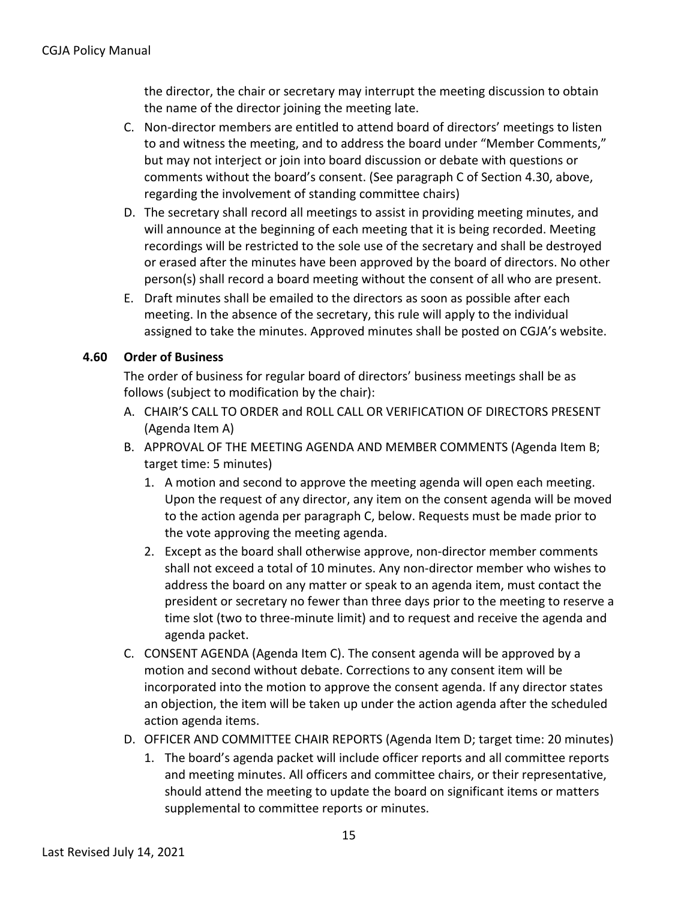the director, the chair or secretary may interrupt the meeting discussion to obtain the name of the director joining the meeting late.

C. Non-director members are entitled to attend board of directors' meetings to listen to and witness the meeting, and to address the board under "Member Comments," but may not interject or join into board discussion or debate with questions or comments without the board's consent. (See paragraph C of Section 4.30, above, regarding the involvement of standing committee chairs)

D. The secretary shall record all meetings to assist in providing meeting minutes, and will announce at the beginning of each meeting that it is being recorded. Meeting recordings will be restricted to the sole use of the secretary and shall be destroyed or erased after the minutes have been approved by the board of directors. No other person(s) shall record a board meeting without the consent of all who are present.

E. Draft minutes shall be emailed to the directors as soon as possible after each meeting. In the absence of the secretary, this rule will apply to the individual assigned to take the minutes. Approved minutes shall be posted on CGJA's website.

### 4.60 Order of Business

The order of business for regular board of directors' business meetings shall be as follows (subject to modification by the chair):

A. CHAIR'S CALL TO ORDER and ROLL CALL OR VERIFICATION OF DIRECTORS PRESENT (Agenda Item A)

B. APPROVAL OF THE MEETING AGENDA AND MEMBER COMMENTS (Agenda Item B; target time: 5 minutes)

   1. A motion and second to approve the meeting agenda will open each meeting. Upon the request of any director, any item on the consent agenda will be moved to the action agenda per paragraph C, below. Requests must be made prior to the vote approving the meeting agenda.
   2. Except as the board shall otherwise approve, non-director member comments shall not exceed a total of 10 minutes. Any non-director member who wishes to address the board on any matter or speak to an agenda item, must contact the president or secretary no fewer than three days prior to the meeting to reserve a time slot (two to three-minute limit) and to request and receive the agenda and agenda packet.

C. CONSENT AGENDA (Agenda Item C). The consent agenda will be approved by a motion and second without debate. Corrections to any consent item will be incorporated into the motion to approve the consent agenda. If any director states an objection, the item will be taken up under the action agenda after the scheduled action agenda items.

D. OFFICER AND COMMITTEE CHAIR REPORTS (Agenda Item D; target time: 20 minutes)

   1. The board's agenda packet will include officer reports and all committee reports and meeting minutes. All officers and committee chairs, or their representative, should attend the meeting to update the board on significant items or matters supplemental to committee reports or minutes.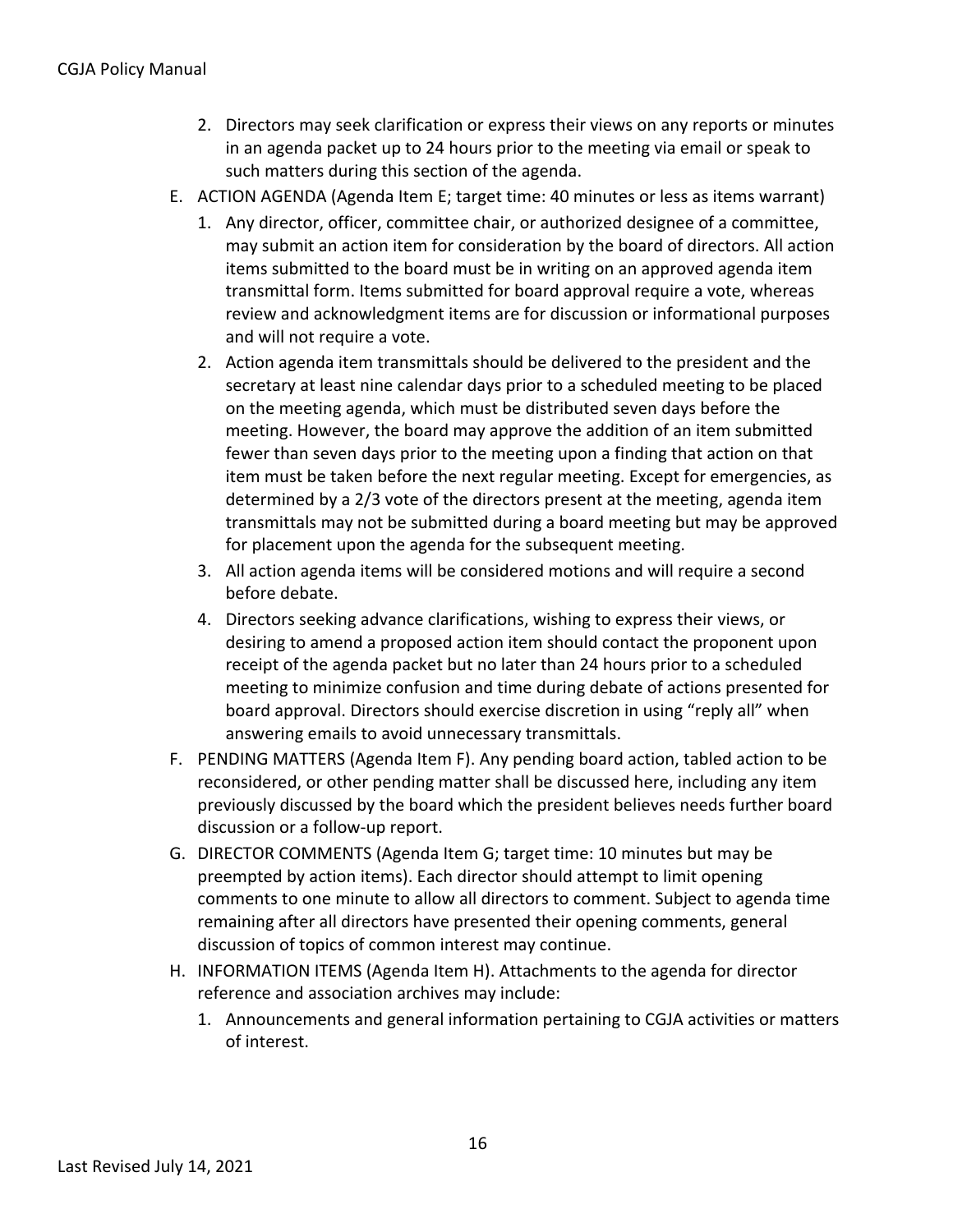2. Directors may seek clarification or express their views on any reports or minutes in an agenda packet up to 24 hours prior to the meeting via email or speak to such matters during this section of the agenda.

E. ACTION AGENDA (Agenda Item E; target time: 40 minutes or less as items warrant)

1. Any director, officer, committee chair, or authorized designee of a committee, may submit an action item for consideration by the board of directors. All action items submitted to the board must be in writing on an approved agenda item transmittal form. Items submitted for board approval require a vote, whereas review and acknowledgment items are for discussion or informational purposes and will not require a vote.
2. Action agenda item transmittals should be delivered to the president and the secretary at least nine calendar days prior to a scheduled meeting to be placed on the meeting agenda, which must be distributed seven days before the meeting. However, the board may approve the addition of an item submitted fewer than seven days prior to the meeting upon a finding that action on that item must be taken before the next regular meeting. Except for emergencies, as determined by a 2/3 vote of the directors present at the meeting, agenda item transmittals may not be submitted during a board meeting but may be approved for placement upon the agenda for the subsequent meeting.
3. All action agenda items will be considered motions and will require a second before debate.
4. Directors seeking advance clarifications, wishing to express their views, or desiring to amend a proposed action item should contact the proponent upon receipt of the agenda packet but no later than 24 hours prior to a scheduled meeting to minimize confusion and time during debate of actions presented for board approval. Directors should exercise discretion in using "reply all" when answering emails to avoid unnecessary transmittals.

F. PENDING MATTERS (Agenda Item F). Any pending board action, tabled action to be reconsidered, or other pending matter shall be discussed here, including any item previously discussed by the board which the president believes needs further board discussion or a follow-up report.

G. DIRECTOR COMMENTS (Agenda Item G; target time: 10 minutes but may be preempted by action items). Each director should attempt to limit opening comments to one minute to allow all directors to comment. Subject to agenda time remaining after all directors have presented their opening comments, general discussion of topics of common interest may continue.

H. INFORMATION ITEMS (Agenda Item H). Attachments to the agenda for director reference and association archives may include:

1. Announcements and general information pertaining to CGJA activities or matters of interest.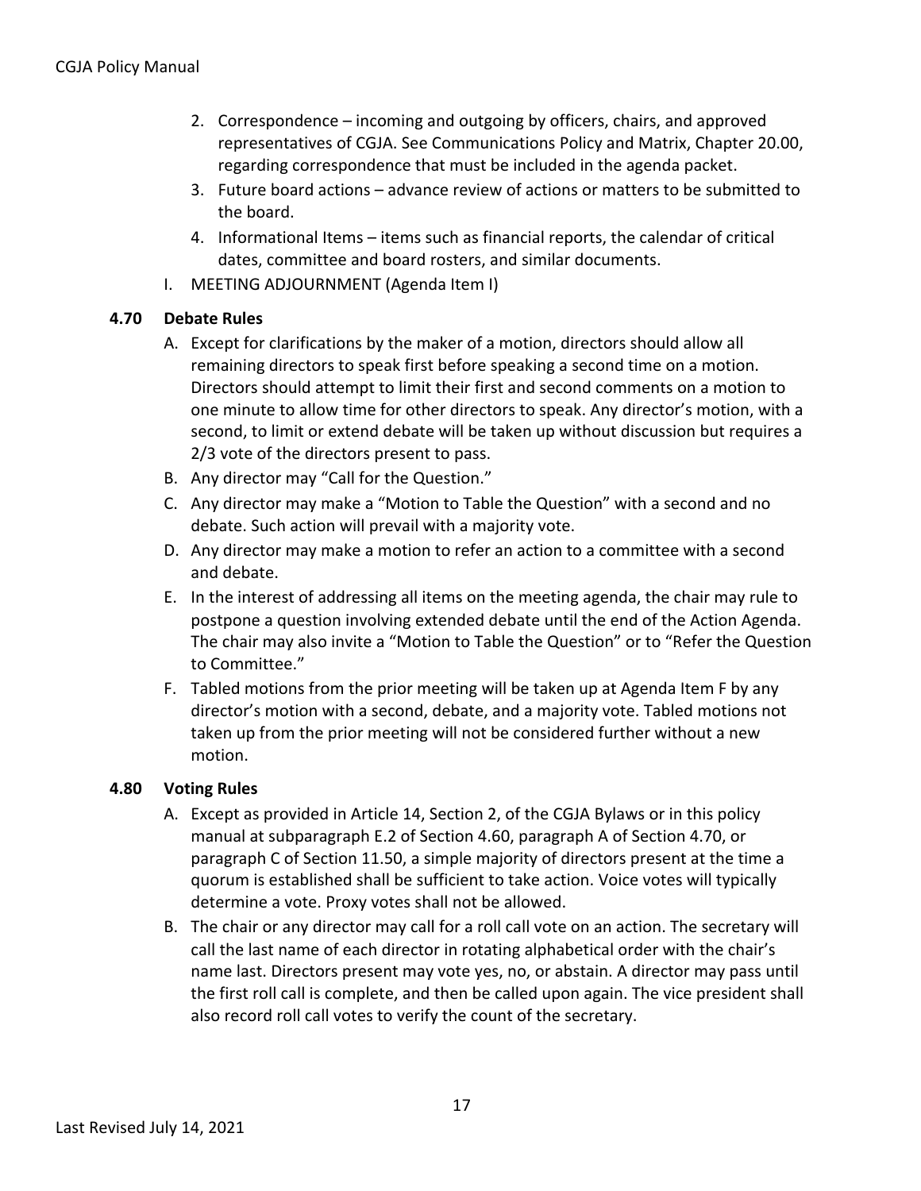2. Correspondence – incoming and outgoing by officers, chairs, and approved representatives of CGJA. See Communications Policy and Matrix, Chapter 20.00, regarding correspondence that must be included in the agenda packet.
3. Future board actions – advance review of actions or matters to be submitted to the board.
4. Informational Items – items such as financial reports, the calendar of critical dates, committee and board rosters, and similar documents.

I. MEETING ADJOURNMENT (Agenda Item I)

### 4.70 Debate Rules

A. Except for clarifications by the maker of a motion, directors should allow all remaining directors to speak first before speaking a second time on a motion. Directors should attempt to limit their first and second comments on a motion to one minute to allow time for other directors to speak. Any director's motion, with a second, to limit or extend debate will be taken up without discussion but requires a 2/3 vote of the directors present to pass.

B. Any director may "Call for the Question."

C. Any director may make a "Motion to Table the Question" with a second and no debate. Such action will prevail with a majority vote.

D. Any director may make a motion to refer an action to a committee with a second and debate.

E. In the interest of addressing all items on the meeting agenda, the chair may rule to postpone a question involving extended debate until the end of the Action Agenda. The chair may also invite a "Motion to Table the Question" or to "Refer the Question to Committee."

F. Tabled motions from the prior meeting will be taken up at Agenda Item F by any director's motion with a second, debate, and a majority vote. Tabled motions not taken up from the prior meeting will not be considered further without a new motion.

### 4.80 Voting Rules

A. Except as provided in Article 14, Section 2, of the CGJA Bylaws or in this policy manual at subparagraph E.2 of Section 4.60, paragraph A of Section 4.70, or paragraph C of Section 11.50, a simple majority of directors present at the time a quorum is established shall be sufficient to take action. Voice votes will typically determine a vote. Proxy votes shall not be allowed.

B. The chair or any director may call for a roll call vote on an action. The secretary will call the last name of each director in rotating alphabetical order with the chair's name last. Directors present may vote yes, no, or abstain. A director may pass until the first roll call is complete, and then be called upon again. The vice president shall also record roll call votes to verify the count of the secretary.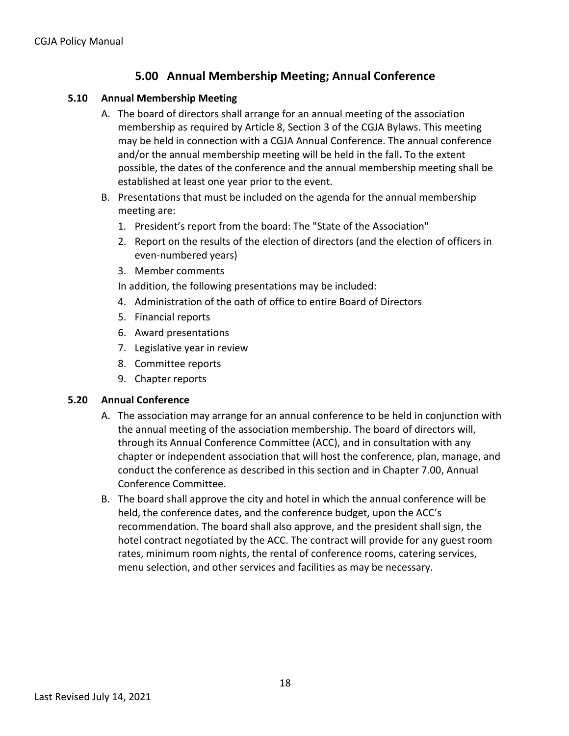## 5.00 Annual Membership Meeting; Annual Conference

### 5.10 Annual Membership Meeting

A. The board of directors shall arrange for an annual meeting of the association membership as required by Article 8, Section 3 of the CGJA Bylaws. This meeting may be held in connection with a CGJA Annual Conference. The annual conference and/or the annual membership meeting will be held in the fall**.** To the extent possible, the dates of the conference and the annual membership meeting shall be established at least one year prior to the event.

B. Presentations that must be included on the agenda for the annual membership meeting are:

1. President's report from the board: The "State of the Association"
2. Report on the results of the election of directors (and the election of officers in even-numbered years)
3. Member comments

In addition, the following presentations may be included:

4. Administration of the oath of office to entire Board of Directors
5. Financial reports
6. Award presentations
7. Legislative year in review
8. Committee reports
9. Chapter reports

### 5.20 Annual Conference

A. The association may arrange for an annual conference to be held in conjunction with the annual meeting of the association membership. The board of directors will, through its Annual Conference Committee (ACC), and in consultation with any chapter or independent association that will host the conference, plan, manage, and conduct the conference as described in this section and in Chapter 7.00, Annual Conference Committee.

B. The board shall approve the city and hotel in which the annual conference will be held, the conference dates, and the conference budget, upon the ACC's recommendation. The board shall also approve, and the president shall sign, the hotel contract negotiated by the ACC. The contract will provide for any guest room rates, minimum room nights, the rental of conference rooms, catering services, menu selection, and other services and facilities as may be necessary.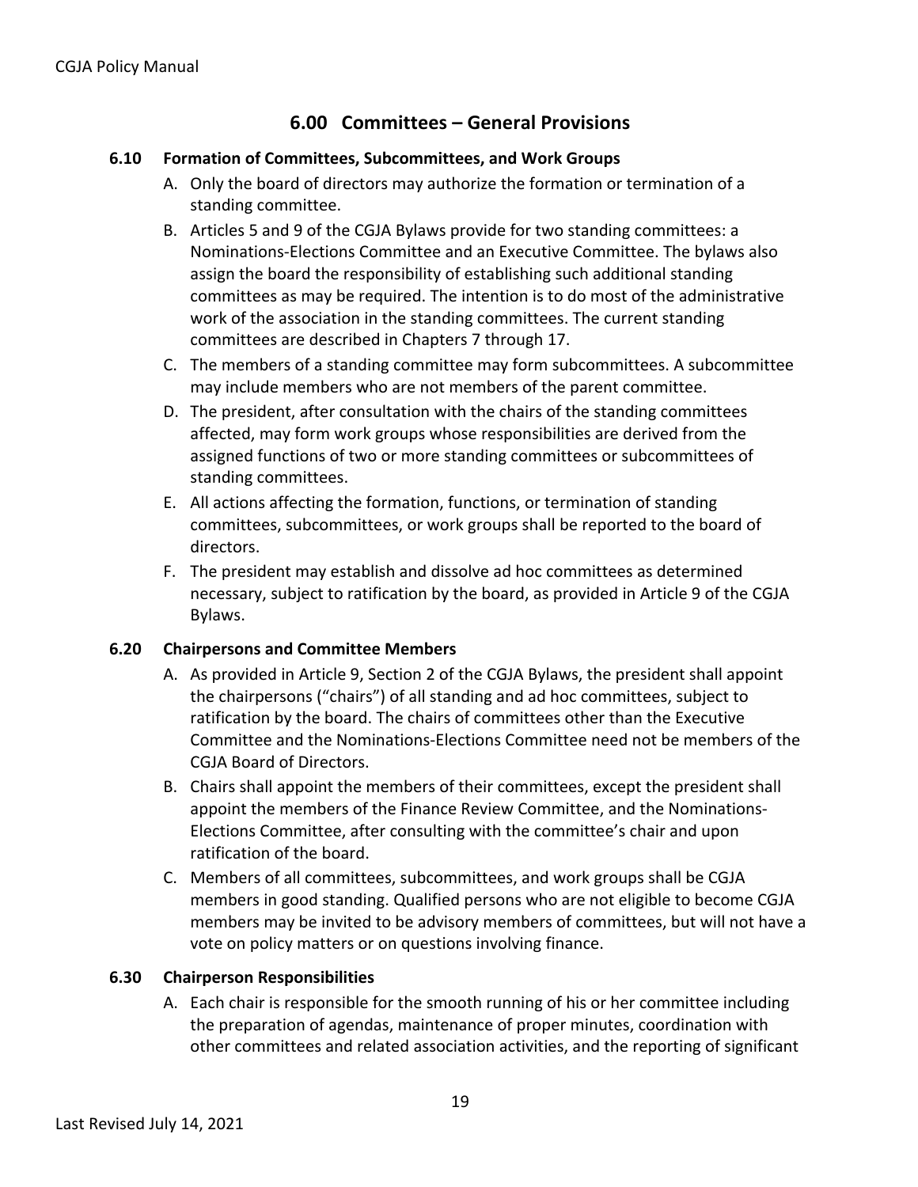## 6.00 Committees – General Provisions

### 6.10 Formation of Committees, Subcommittees, and Work Groups

A. Only the board of directors may authorize the formation or termination of a standing committee.

B. Articles 5 and 9 of the CGJA Bylaws provide for two standing committees: a Nominations-Elections Committee and an Executive Committee. The bylaws also assign the board the responsibility of establishing such additional standing committees as may be required. The intention is to do most of the administrative work of the association in the standing committees. The current standing committees are described in Chapters 7 through 17.

C. The members of a standing committee may form subcommittees. A subcommittee may include members who are not members of the parent committee.

D. The president, after consultation with the chairs of the standing committees affected, may form work groups whose responsibilities are derived from the assigned functions of two or more standing committees or subcommittees of standing committees.

E. All actions affecting the formation, functions, or termination of standing committees, subcommittees, or work groups shall be reported to the board of directors.

F. The president may establish and dissolve ad hoc committees as determined necessary, subject to ratification by the board, as provided in Article 9 of the CGJA Bylaws.

### 6.20 Chairpersons and Committee Members

A. As provided in Article 9, Section 2 of the CGJA Bylaws, the president shall appoint the chairpersons ("chairs") of all standing and ad hoc committees, subject to ratification by the board. The chairs of committees other than the Executive Committee and the Nominations-Elections Committee need not be members of the CGJA Board of Directors.

B. Chairs shall appoint the members of their committees, except the president shall appoint the members of the Finance Review Committee, and the Nominations-Elections Committee, after consulting with the committee's chair and upon ratification of the board.

C. Members of all committees, subcommittees, and work groups shall be CGJA members in good standing. Qualified persons who are not eligible to become CGJA members may be invited to be advisory members of committees, but will not have a vote on policy matters or on questions involving finance.

### 6.30 Chairperson Responsibilities

A. Each chair is responsible for the smooth running of his or her committee including the preparation of agendas, maintenance of proper minutes, coordination with other committees and related association activities, and the reporting of significant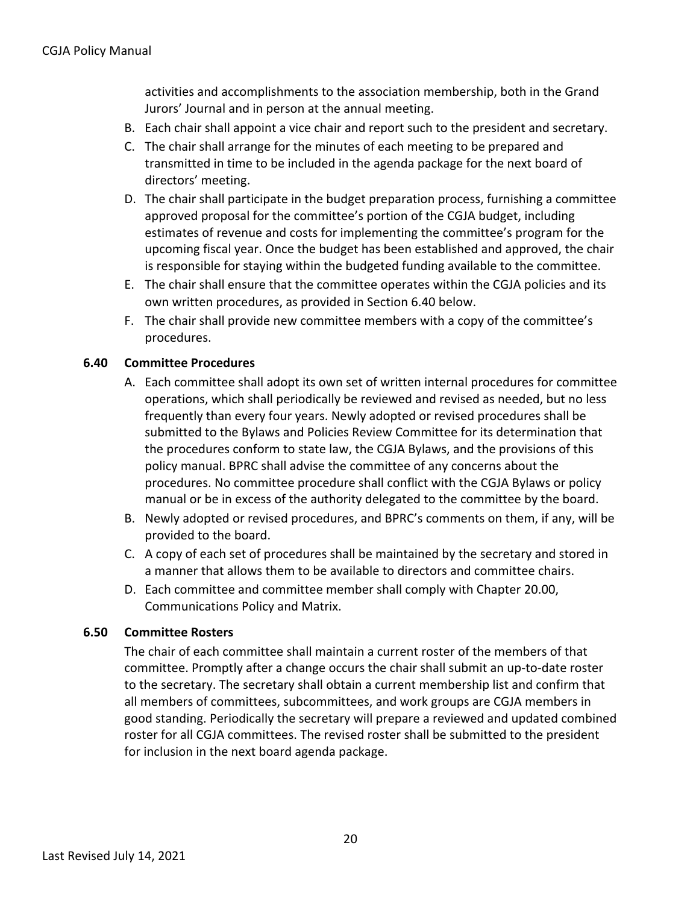activities and accomplishments to the association membership, both in the Grand Jurors' Journal and in person at the annual meeting.

B. Each chair shall appoint a vice chair and report such to the president and secretary.
C. The chair shall arrange for the minutes of each meeting to be prepared and transmitted in time to be included in the agenda package for the next board of directors' meeting.
D. The chair shall participate in the budget preparation process, furnishing a committee approved proposal for the committee's portion of the CGJA budget, including estimates of revenue and costs for implementing the committee's program for the upcoming fiscal year. Once the budget has been established and approved, the chair is responsible for staying within the budgeted funding available to the committee.
E. The chair shall ensure that the committee operates within the CGJA policies and its own written procedures, as provided in Section 6.40 below.
F. The chair shall provide new committee members with a copy of the committee's procedures.

### 6.40 Committee Procedures

A. Each committee shall adopt its own set of written internal procedures for committee operations, which shall periodically be reviewed and revised as needed, but no less frequently than every four years. Newly adopted or revised procedures shall be submitted to the Bylaws and Policies Review Committee for its determination that the procedures conform to state law, the CGJA Bylaws, and the provisions of this policy manual. BPRC shall advise the committee of any concerns about the procedures. No committee procedure shall conflict with the CGJA Bylaws or policy manual or be in excess of the authority delegated to the committee by the board.
B. Newly adopted or revised procedures, and BPRC's comments on them, if any, will be provided to the board.
C. A copy of each set of procedures shall be maintained by the secretary and stored in a manner that allows them to be available to directors and committee chairs.
D. Each committee and committee member shall comply with Chapter 20.00, Communications Policy and Matrix.

### 6.50 Committee Rosters

The chair of each committee shall maintain a current roster of the members of that committee. Promptly after a change occurs the chair shall submit an up-to-date roster to the secretary. The secretary shall obtain a current membership list and confirm that all members of committees, subcommittees, and work groups are CGJA members in good standing. Periodically the secretary will prepare a reviewed and updated combined roster for all CGJA committees. The revised roster shall be submitted to the president for inclusion in the next board agenda package.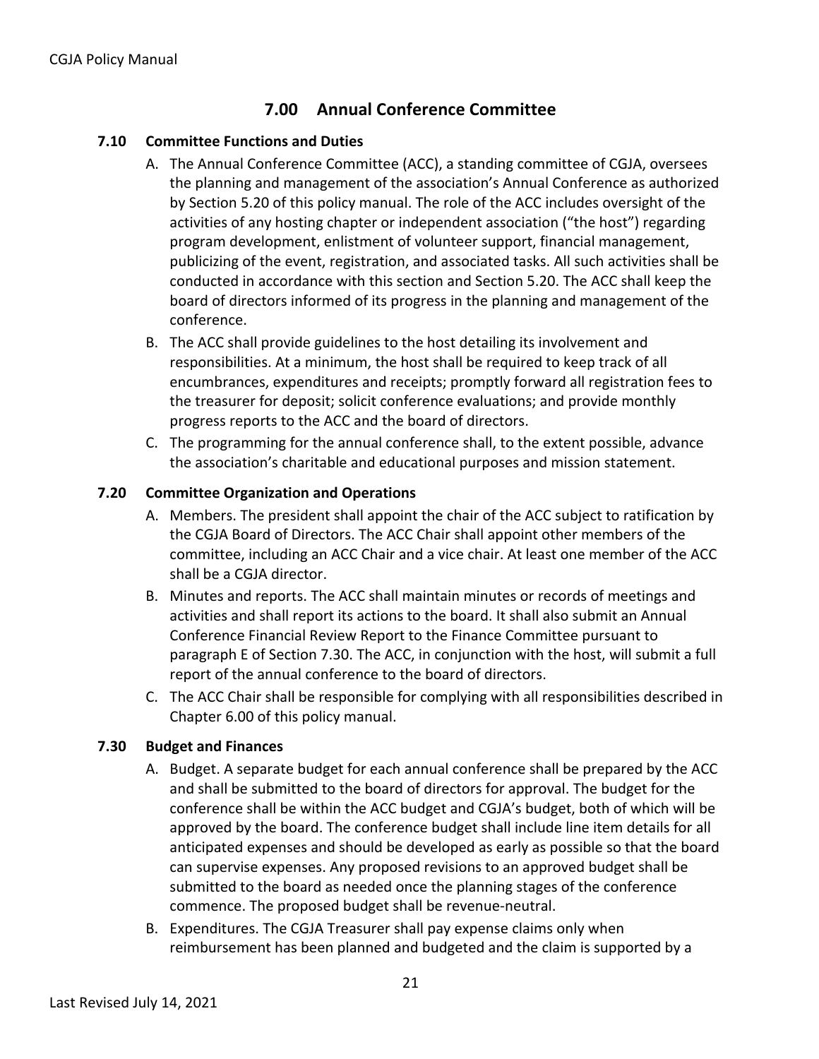## 7.00 Annual Conference Committee

### 7.10 Committee Functions and Duties

A. The Annual Conference Committee (ACC), a standing committee of CGJA, oversees the planning and management of the association's Annual Conference as authorized by Section 5.20 of this policy manual. The role of the ACC includes oversight of the activities of any hosting chapter or independent association ("the host") regarding program development, enlistment of volunteer support, financial management, publicizing of the event, registration, and associated tasks. All such activities shall be conducted in accordance with this section and Section 5.20. The ACC shall keep the board of directors informed of its progress in the planning and management of the conference.

B. The ACC shall provide guidelines to the host detailing its involvement and responsibilities. At a minimum, the host shall be required to keep track of all encumbrances, expenditures and receipts; promptly forward all registration fees to the treasurer for deposit; solicit conference evaluations; and provide monthly progress reports to the ACC and the board of directors.

C. The programming for the annual conference shall, to the extent possible, advance the association's charitable and educational purposes and mission statement.

### 7.20 Committee Organization and Operations

A. Members. The president shall appoint the chair of the ACC subject to ratification by the CGJA Board of Directors. The ACC Chair shall appoint other members of the committee, including an ACC Chair and a vice chair. At least one member of the ACC shall be a CGJA director.

B. Minutes and reports. The ACC shall maintain minutes or records of meetings and activities and shall report its actions to the board. It shall also submit an Annual Conference Financial Review Report to the Finance Committee pursuant to paragraph E of Section 7.30. The ACC, in conjunction with the host, will submit a full report of the annual conference to the board of directors.

C. The ACC Chair shall be responsible for complying with all responsibilities described in Chapter 6.00 of this policy manual.

### 7.30 Budget and Finances

A. Budget. A separate budget for each annual conference shall be prepared by the ACC and shall be submitted to the board of directors for approval. The budget for the conference shall be within the ACC budget and CGJA's budget, both of which will be approved by the board. The conference budget shall include line item details for all anticipated expenses and should be developed as early as possible so that the board can supervise expenses. Any proposed revisions to an approved budget shall be submitted to the board as needed once the planning stages of the conference commence. The proposed budget shall be revenue-neutral.

B. Expenditures. The CGJA Treasurer shall pay expense claims only when reimbursement has been planned and budgeted and the claim is supported by a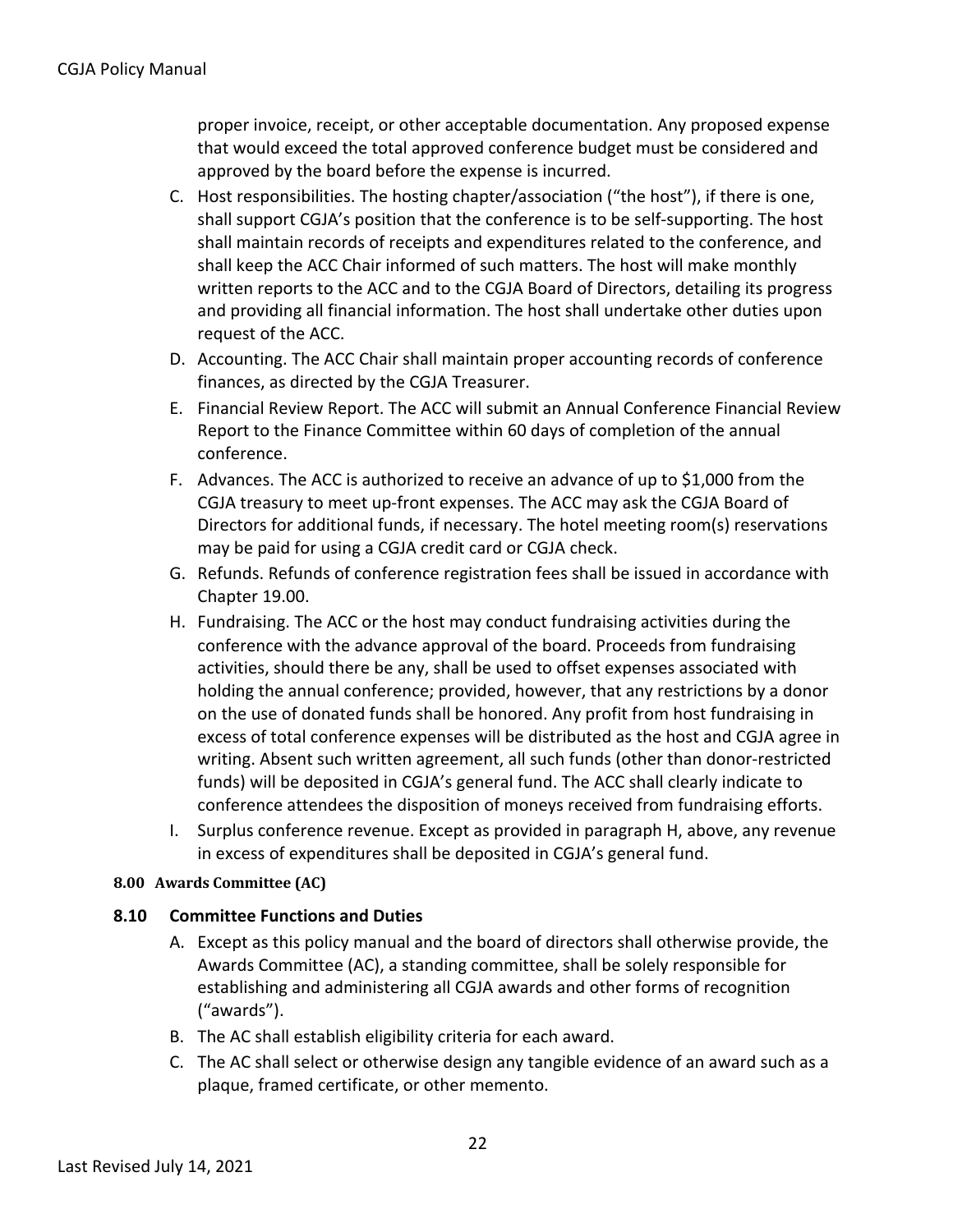proper invoice, receipt, or other acceptable documentation. Any proposed expense that would exceed the total approved conference budget must be considered and approved by the board before the expense is incurred.

C. Host responsibilities. The hosting chapter/association ("the host"), if there is one, shall support CGJA's position that the conference is to be self-supporting. The host shall maintain records of receipts and expenditures related to the conference, and shall keep the ACC Chair informed of such matters. The host will make monthly written reports to the ACC and to the CGJA Board of Directors, detailing its progress and providing all financial information. The host shall undertake other duties upon request of the ACC.
D. Accounting. The ACC Chair shall maintain proper accounting records of conference finances, as directed by the CGJA Treasurer.
E. Financial Review Report. The ACC will submit an Annual Conference Financial Review Report to the Finance Committee within 60 days of completion of the annual conference.
F. Advances. The ACC is authorized to receive an advance of up to $1,000 from the CGJA treasury to meet up-front expenses. The ACC may ask the CGJA Board of Directors for additional funds, if necessary. The hotel meeting room(s) reservations may be paid for using a CGJA credit card or CGJA check.
G. Refunds. Refunds of conference registration fees shall be issued in accordance with Chapter 19.00.
H. Fundraising. The ACC or the host may conduct fundraising activities during the conference with the advance approval of the board. Proceeds from fundraising activities, should there be any, shall be used to offset expenses associated with holding the annual conference; provided, however, that any restrictions by a donor on the use of donated funds shall be honored. Any profit from host fundraising in excess of total conference expenses will be distributed as the host and CGJA agree in writing. Absent such written agreement, all such funds (other than donor-restricted funds) will be deposited in CGJA's general fund. The ACC shall clearly indicate to conference attendees the disposition of moneys received from fundraising efforts.
I. Surplus conference revenue. Except as provided in paragraph H, above, any revenue in excess of expenditures shall be deposited in CGJA's general fund.

## 8.00 Awards Committee (AC)

### 8.10 Committee Functions and Duties

A. Except as this policy manual and the board of directors shall otherwise provide, the Awards Committee (AC), a standing committee, shall be solely responsible for establishing and administering all CGJA awards and other forms of recognition ("awards").
B. The AC shall establish eligibility criteria for each award.
C. The AC shall select or otherwise design any tangible evidence of an award such as a plaque, framed certificate, or other memento.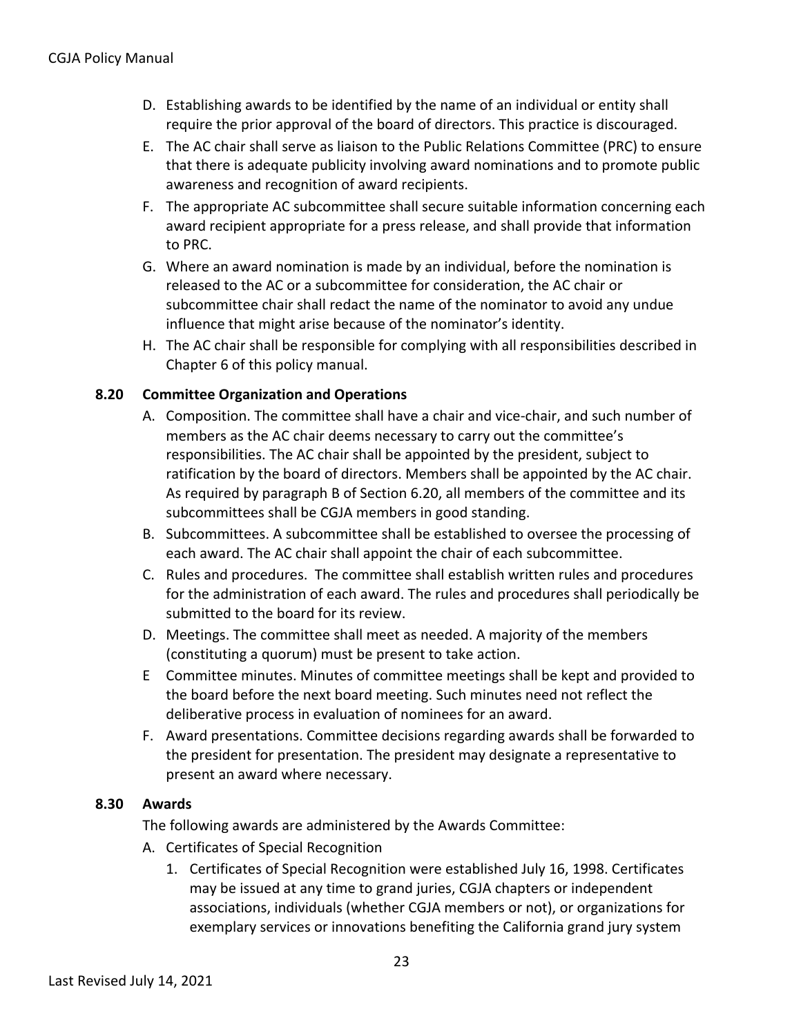D. Establishing awards to be identified by the name of an individual or entity shall require the prior approval of the board of directors. This practice is discouraged.

E. The AC chair shall serve as liaison to the Public Relations Committee (PRC) to ensure that there is adequate publicity involving award nominations and to promote public awareness and recognition of award recipients.

F. The appropriate AC subcommittee shall secure suitable information concerning each award recipient appropriate for a press release, and shall provide that information to PRC.

G. Where an award nomination is made by an individual, before the nomination is released to the AC or a subcommittee for consideration, the AC chair or subcommittee chair shall redact the name of the nominator to avoid any undue influence that might arise because of the nominator's identity.

H. The AC chair shall be responsible for complying with all responsibilities described in Chapter 6 of this policy manual.

### 8.20 Committee Organization and Operations

A. Composition. The committee shall have a chair and vice-chair, and such number of members as the AC chair deems necessary to carry out the committee's responsibilities. The AC chair shall be appointed by the president, subject to ratification by the board of directors. Members shall be appointed by the AC chair. As required by paragraph B of Section 6.20, all members of the committee and its subcommittees shall be CGJA members in good standing.

B. Subcommittees. A subcommittee shall be established to oversee the processing of each award. The AC chair shall appoint the chair of each subcommittee.

C. Rules and procedures. The committee shall establish written rules and procedures for the administration of each award. The rules and procedures shall periodically be submitted to the board for its review.

D. Meetings. The committee shall meet as needed. A majority of the members (constituting a quorum) must be present to take action.

E Committee minutes. Minutes of committee meetings shall be kept and provided to the board before the next board meeting. Such minutes need not reflect the deliberative process in evaluation of nominees for an award.

F. Award presentations. Committee decisions regarding awards shall be forwarded to the president for presentation. The president may designate a representative to present an award where necessary.

### 8.30 Awards

The following awards are administered by the Awards Committee:

A. Certificates of Special Recognition

1. Certificates of Special Recognition were established July 16, 1998. Certificates may be issued at any time to grand juries, CGJA chapters or independent associations, individuals (whether CGJA members or not), or organizations for exemplary services or innovations benefiting the California grand jury system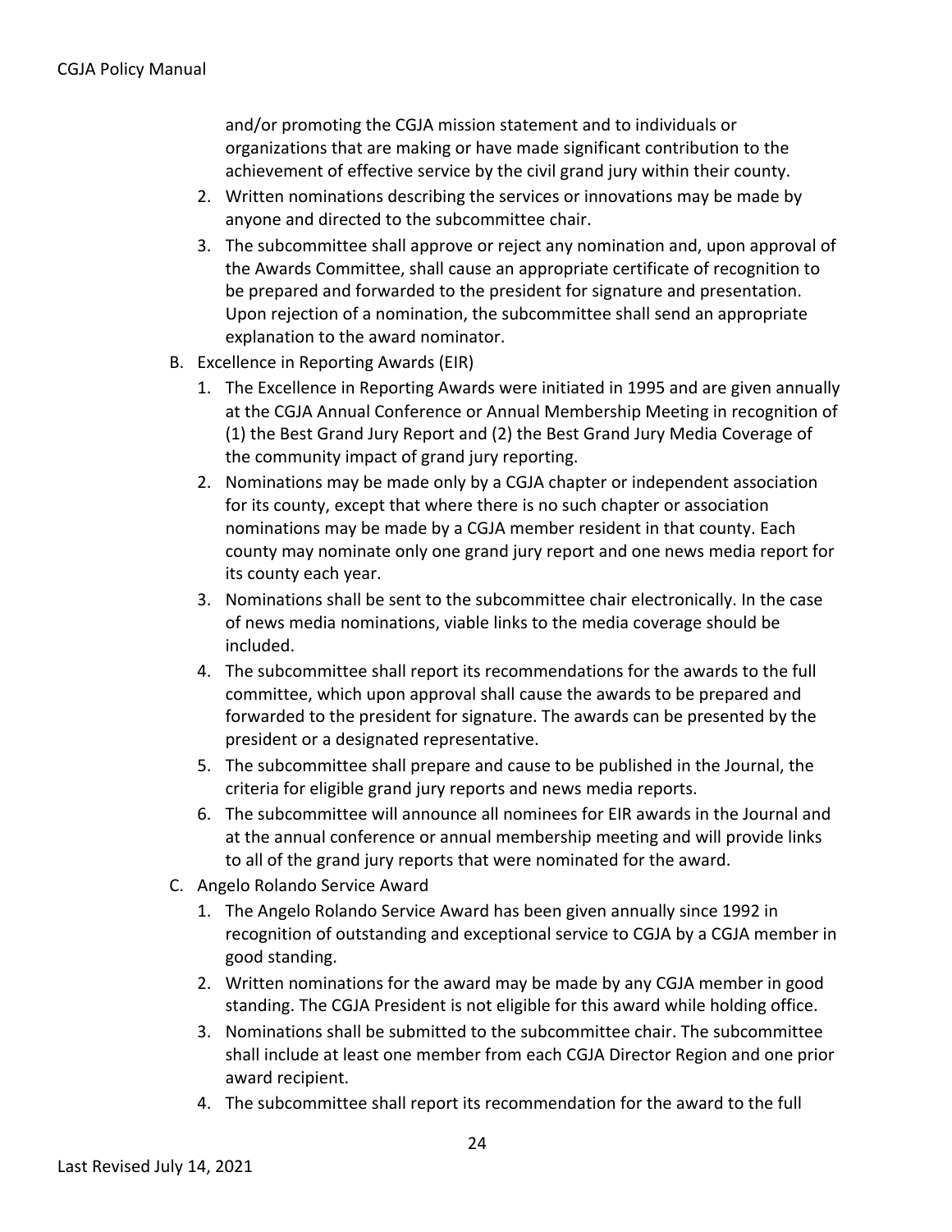and/or promoting the CGJA mission statement and to individuals or organizations that are making or have made significant contribution to the achievement of effective service by the civil grand jury within their county.

2. Written nominations describing the services or innovations may be made by anyone and directed to the subcommittee chair.
3. The subcommittee shall approve or reject any nomination and, upon approval of the Awards Committee, shall cause an appropriate certificate of recognition to be prepared and forwarded to the president for signature and presentation. Upon rejection of a nomination, the subcommittee shall send an appropriate explanation to the award nominator.

B. Excellence in Reporting Awards (EIR)

1. The Excellence in Reporting Awards were initiated in 1995 and are given annually at the CGJA Annual Conference or Annual Membership Meeting in recognition of (1) the Best Grand Jury Report and (2) the Best Grand Jury Media Coverage of the community impact of grand jury reporting.
2. Nominations may be made only by a CGJA chapter or independent association for its county, except that where there is no such chapter or association nominations may be made by a CGJA member resident in that county. Each county may nominate only one grand jury report and one news media report for its county each year.
3. Nominations shall be sent to the subcommittee chair electronically. In the case of news media nominations, viable links to the media coverage should be included.
4. The subcommittee shall report its recommendations for the awards to the full committee, which upon approval shall cause the awards to be prepared and forwarded to the president for signature. The awards can be presented by the president or a designated representative.
5. The subcommittee shall prepare and cause to be published in the Journal, the criteria for eligible grand jury reports and news media reports.
6. The subcommittee will announce all nominees for EIR awards in the Journal and at the annual conference or annual membership meeting and will provide links to all of the grand jury reports that were nominated for the award.

C. Angelo Rolando Service Award

1. The Angelo Rolando Service Award has been given annually since 1992 in recognition of outstanding and exceptional service to CGJA by a CGJA member in good standing.
2. Written nominations for the award may be made by any CGJA member in good standing. The CGJA President is not eligible for this award while holding office.
3. Nominations shall be submitted to the subcommittee chair. The subcommittee shall include at least one member from each CGJA Director Region and one prior award recipient.
4. The subcommittee shall report its recommendation for the award to the full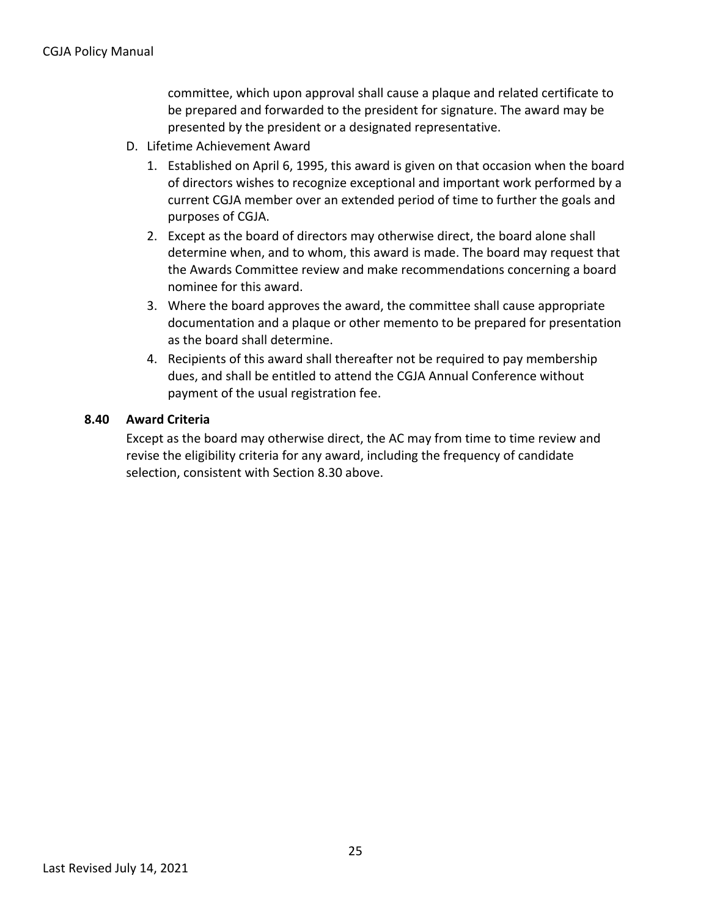committee, which upon approval shall cause a plaque and related certificate to be prepared and forwarded to the president for signature. The award may be presented by the president or a designated representative.

D. Lifetime Achievement Award
   1. Established on April 6, 1995, this award is given on that occasion when the board of directors wishes to recognize exceptional and important work performed by a current CGJA member over an extended period of time to further the goals and purposes of CGJA.
   2. Except as the board of directors may otherwise direct, the board alone shall determine when, and to whom, this award is made. The board may request that the Awards Committee review and make recommendations concerning a board nominee for this award.
   3. Where the board approves the award, the committee shall cause appropriate documentation and a plaque or other memento to be prepared for presentation as the board shall determine.
   4. Recipients of this award shall thereafter not be required to pay membership dues, and shall be entitled to attend the CGJA Annual Conference without payment of the usual registration fee.

### 8.40 Award Criteria

Except as the board may otherwise direct, the AC may from time to time review and revise the eligibility criteria for any award, including the frequency of candidate selection, consistent with Section 8.30 above.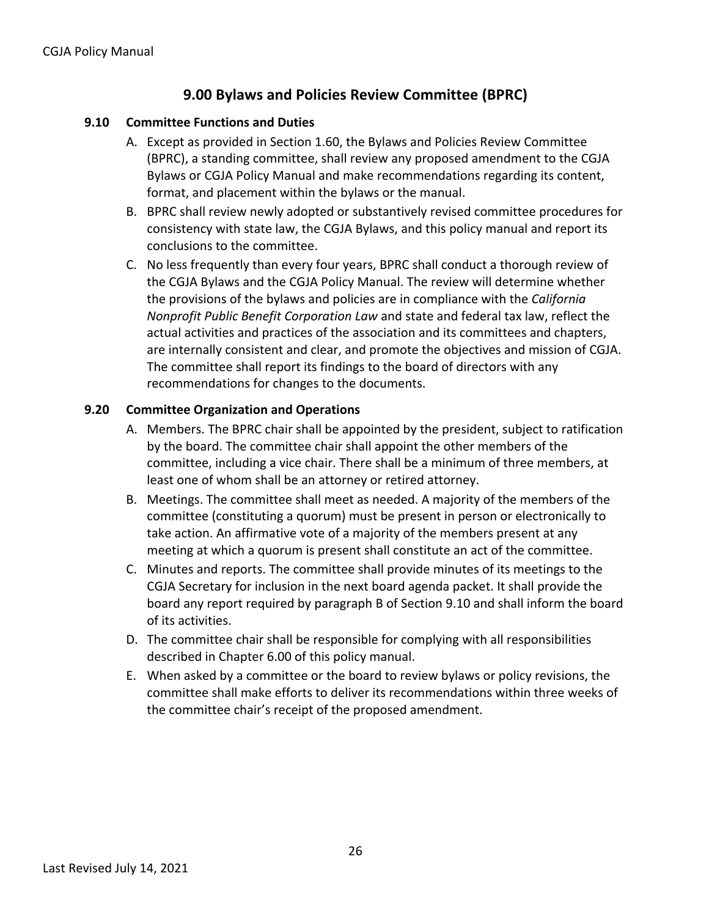## 9.00 Bylaws and Policies Review Committee (BPRC)

### 9.10 Committee Functions and Duties

A. Except as provided in Section 1.60, the Bylaws and Policies Review Committee (BPRC), a standing committee, shall review any proposed amendment to the CGJA Bylaws or CGJA Policy Manual and make recommendations regarding its content, format, and placement within the bylaws or the manual.

B. BPRC shall review newly adopted or substantively revised committee procedures for consistency with state law, the CGJA Bylaws, and this policy manual and report its conclusions to the committee.

C. No less frequently than every four years, BPRC shall conduct a thorough review of the CGJA Bylaws and the CGJA Policy Manual. The review will determine whether the provisions of the bylaws and policies are in compliance with the *California Nonprofit Public Benefit Corporation Law* and state and federal tax law, reflect the actual activities and practices of the association and its committees and chapters, are internally consistent and clear, and promote the objectives and mission of CGJA. The committee shall report its findings to the board of directors with any recommendations for changes to the documents.

### 9.20 Committee Organization and Operations

A. Members. The BPRC chair shall be appointed by the president, subject to ratification by the board. The committee chair shall appoint the other members of the committee, including a vice chair. There shall be a minimum of three members, at least one of whom shall be an attorney or retired attorney.

B. Meetings. The committee shall meet as needed. A majority of the members of the committee (constituting a quorum) must be present in person or electronically to take action. An affirmative vote of a majority of the members present at any meeting at which a quorum is present shall constitute an act of the committee.

C. Minutes and reports. The committee shall provide minutes of its meetings to the CGJA Secretary for inclusion in the next board agenda packet. It shall provide the board any report required by paragraph B of Section 9.10 and shall inform the board of its activities.

D. The committee chair shall be responsible for complying with all responsibilities described in Chapter 6.00 of this policy manual.

E. When asked by a committee or the board to review bylaws or policy revisions, the committee shall make efforts to deliver its recommendations within three weeks of the committee chair's receipt of the proposed amendment.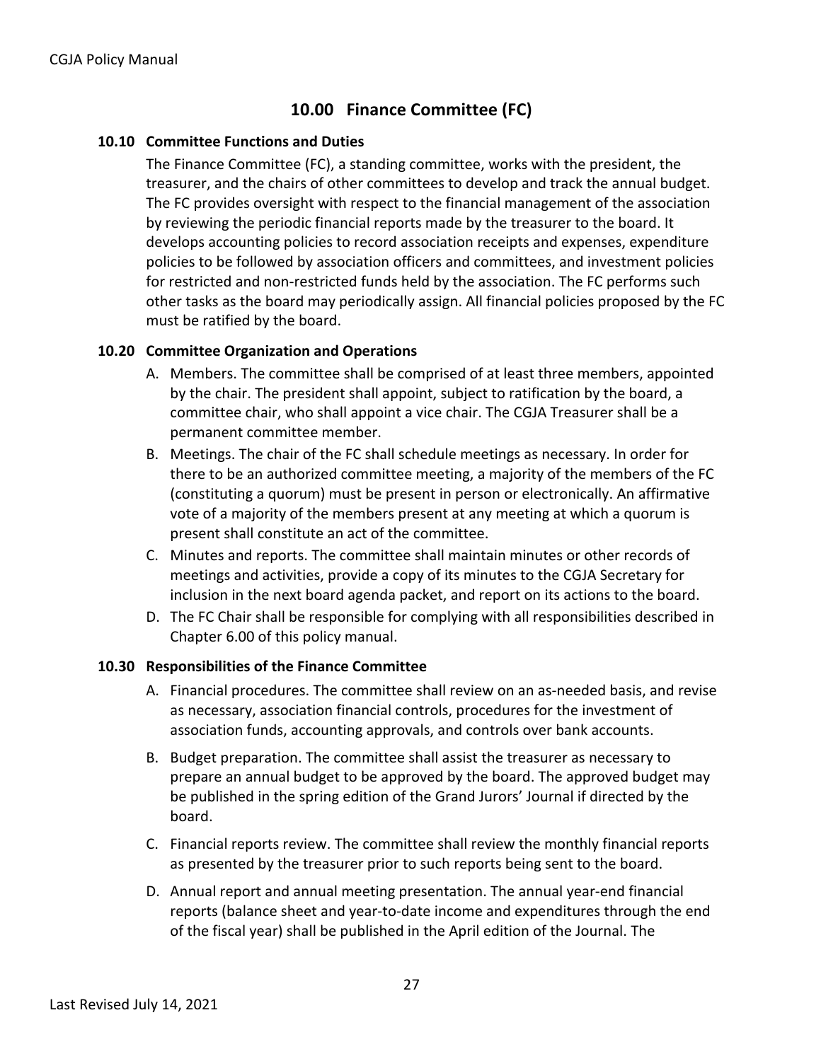# 10.00 Finance Committee (FC)

## 10.10 Committee Functions and Duties

The Finance Committee (FC), a standing committee, works with the president, the treasurer, and the chairs of other committees to develop and track the annual budget. The FC provides oversight with respect to the financial management of the association by reviewing the periodic financial reports made by the treasurer to the board. It develops accounting policies to record association receipts and expenses, expenditure policies to be followed by association officers and committees, and investment policies for restricted and non-restricted funds held by the association. The FC performs such other tasks as the board may periodically assign. All financial policies proposed by the FC must be ratified by the board.

## 10.20 Committee Organization and Operations

A. Members. The committee shall be comprised of at least three members, appointed by the chair. The president shall appoint, subject to ratification by the board, a committee chair, who shall appoint a vice chair. The CGJA Treasurer shall be a permanent committee member.

B. Meetings. The chair of the FC shall schedule meetings as necessary. In order for there to be an authorized committee meeting, a majority of the members of the FC (constituting a quorum) must be present in person or electronically. An affirmative vote of a majority of the members present at any meeting at which a quorum is present shall constitute an act of the committee.

C. Minutes and reports. The committee shall maintain minutes or other records of meetings and activities, provide a copy of its minutes to the CGJA Secretary for inclusion in the next board agenda packet, and report on its actions to the board.

D. The FC Chair shall be responsible for complying with all responsibilities described in Chapter 6.00 of this policy manual.

## 10.30 Responsibilities of the Finance Committee

A. Financial procedures. The committee shall review on an as-needed basis, and revise as necessary, association financial controls, procedures for the investment of association funds, accounting approvals, and controls over bank accounts.

B. Budget preparation. The committee shall assist the treasurer as necessary to prepare an annual budget to be approved by the board. The approved budget may be published in the spring edition of the Grand Jurors' Journal if directed by the board.

C. Financial reports review. The committee shall review the monthly financial reports as presented by the treasurer prior to such reports being sent to the board.

D. Annual report and annual meeting presentation. The annual year-end financial reports (balance sheet and year-to-date income and expenditures through the end of the fiscal year) shall be published in the April edition of the Journal. The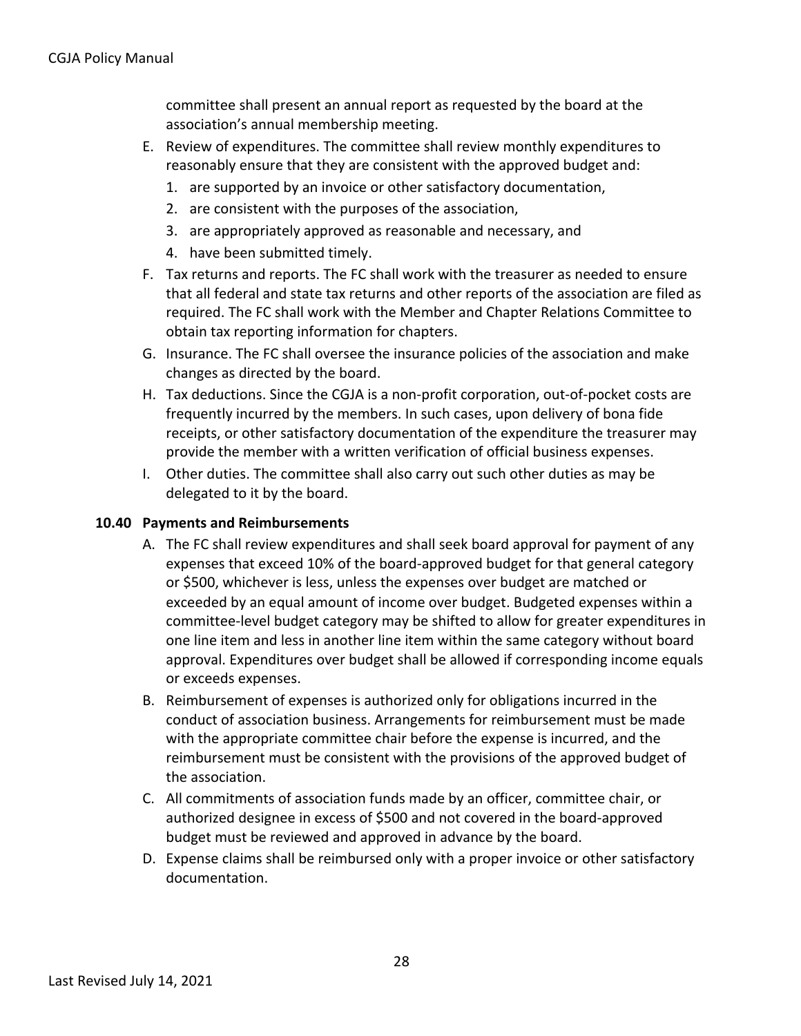committee shall present an annual report as requested by the board at the association's annual membership meeting.

E. Review of expenditures. The committee shall review monthly expenditures to reasonably ensure that they are consistent with the approved budget and:
   1. are supported by an invoice or other satisfactory documentation,
   2. are consistent with the purposes of the association,
   3. are appropriately approved as reasonable and necessary, and
   4. have been submitted timely.
F. Tax returns and reports. The FC shall work with the treasurer as needed to ensure that all federal and state tax returns and other reports of the association are filed as required. The FC shall work with the Member and Chapter Relations Committee to obtain tax reporting information for chapters.
G. Insurance. The FC shall oversee the insurance policies of the association and make changes as directed by the board.
H. Tax deductions. Since the CGJA is a non-profit corporation, out-of-pocket costs are frequently incurred by the members. In such cases, upon delivery of bona fide receipts, or other satisfactory documentation of the expenditure the treasurer may provide the member with a written verification of official business expenses.
I. Other duties. The committee shall also carry out such other duties as may be delegated to it by the board.

### 10.40 Payments and Reimbursements

A. The FC shall review expenditures and shall seek board approval for payment of any expenses that exceed 10% of the board-approved budget for that general category or $500, whichever is less, unless the expenses over budget are matched or exceeded by an equal amount of income over budget. Budgeted expenses within a committee-level budget category may be shifted to allow for greater expenditures in one line item and less in another line item within the same category without board approval. Expenditures over budget shall be allowed if corresponding income equals or exceeds expenses.
B. Reimbursement of expenses is authorized only for obligations incurred in the conduct of association business. Arrangements for reimbursement must be made with the appropriate committee chair before the expense is incurred, and the reimbursement must be consistent with the provisions of the approved budget of the association.
C. All commitments of association funds made by an officer, committee chair, or authorized designee in excess of $500 and not covered in the board-approved budget must be reviewed and approved in advance by the board.
D. Expense claims shall be reimbursed only with a proper invoice or other satisfactory documentation.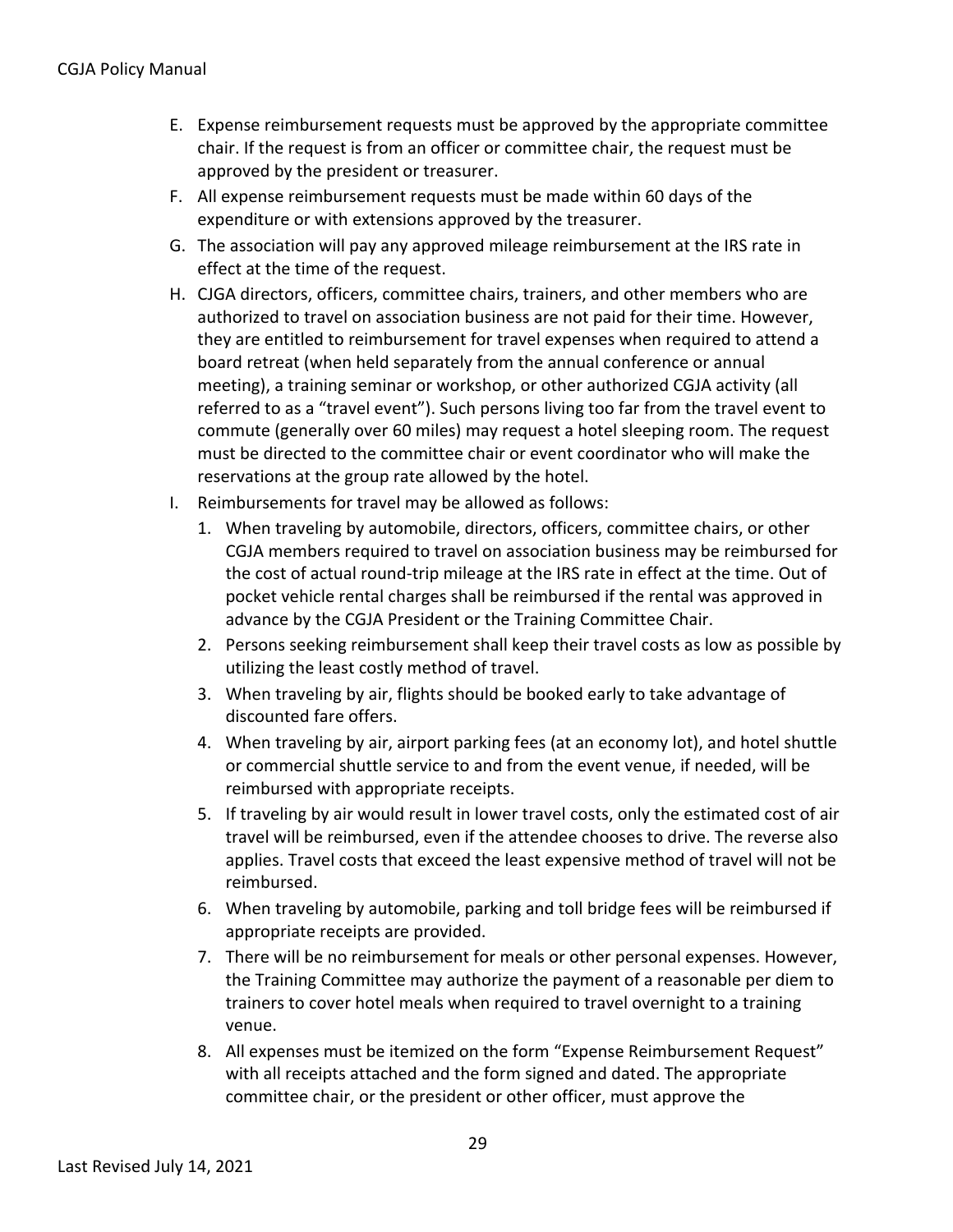E. Expense reimbursement requests must be approved by the appropriate committee chair. If the request is from an officer or committee chair, the request must be approved by the president or treasurer.

F. All expense reimbursement requests must be made within 60 days of the expenditure or with extensions approved by the treasurer.

G. The association will pay any approved mileage reimbursement at the IRS rate in effect at the time of the request.

H. CJGA directors, officers, committee chairs, trainers, and other members who are authorized to travel on association business are not paid for their time. However, they are entitled to reimbursement for travel expenses when required to attend a board retreat (when held separately from the annual conference or annual meeting), a training seminar or workshop, or other authorized CGJA activity (all referred to as a "travel event"). Such persons living too far from the travel event to commute (generally over 60 miles) may request a hotel sleeping room. The request must be directed to the committee chair or event coordinator who will make the reservations at the group rate allowed by the hotel.

I. Reimbursements for travel may be allowed as follows:

   1. When traveling by automobile, directors, officers, committee chairs, or other CGJA members required to travel on association business may be reimbursed for the cost of actual round-trip mileage at the IRS rate in effect at the time. Out of pocket vehicle rental charges shall be reimbursed if the rental was approved in advance by the CGJA President or the Training Committee Chair.
   2. Persons seeking reimbursement shall keep their travel costs as low as possible by utilizing the least costly method of travel.
   3. When traveling by air, flights should be booked early to take advantage of discounted fare offers.
   4. When traveling by air, airport parking fees (at an economy lot), and hotel shuttle or commercial shuttle service to and from the event venue, if needed, will be reimbursed with appropriate receipts.
   5. If traveling by air would result in lower travel costs, only the estimated cost of air travel will be reimbursed, even if the attendee chooses to drive. The reverse also applies. Travel costs that exceed the least expensive method of travel will not be reimbursed.
   6. When traveling by automobile, parking and toll bridge fees will be reimbursed if appropriate receipts are provided.
   7. There will be no reimbursement for meals or other personal expenses. However, the Training Committee may authorize the payment of a reasonable per diem to trainers to cover hotel meals when required to travel overnight to a training venue.
   8. All expenses must be itemized on the form "Expense Reimbursement Request" with all receipts attached and the form signed and dated. The appropriate committee chair, or the president or other officer, must approve the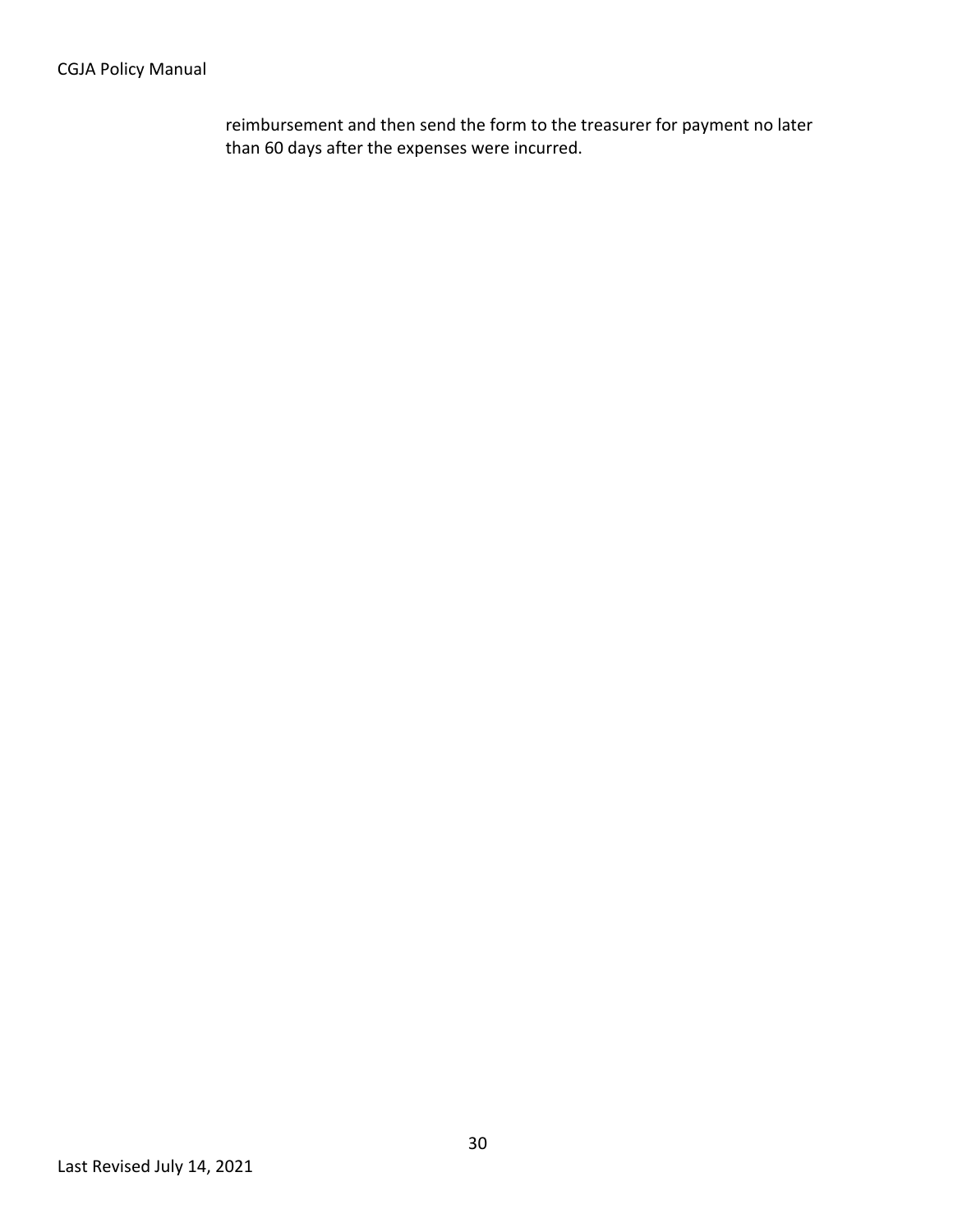reimbursement and then send the form to the treasurer for payment no later than 60 days after the expenses were incurred.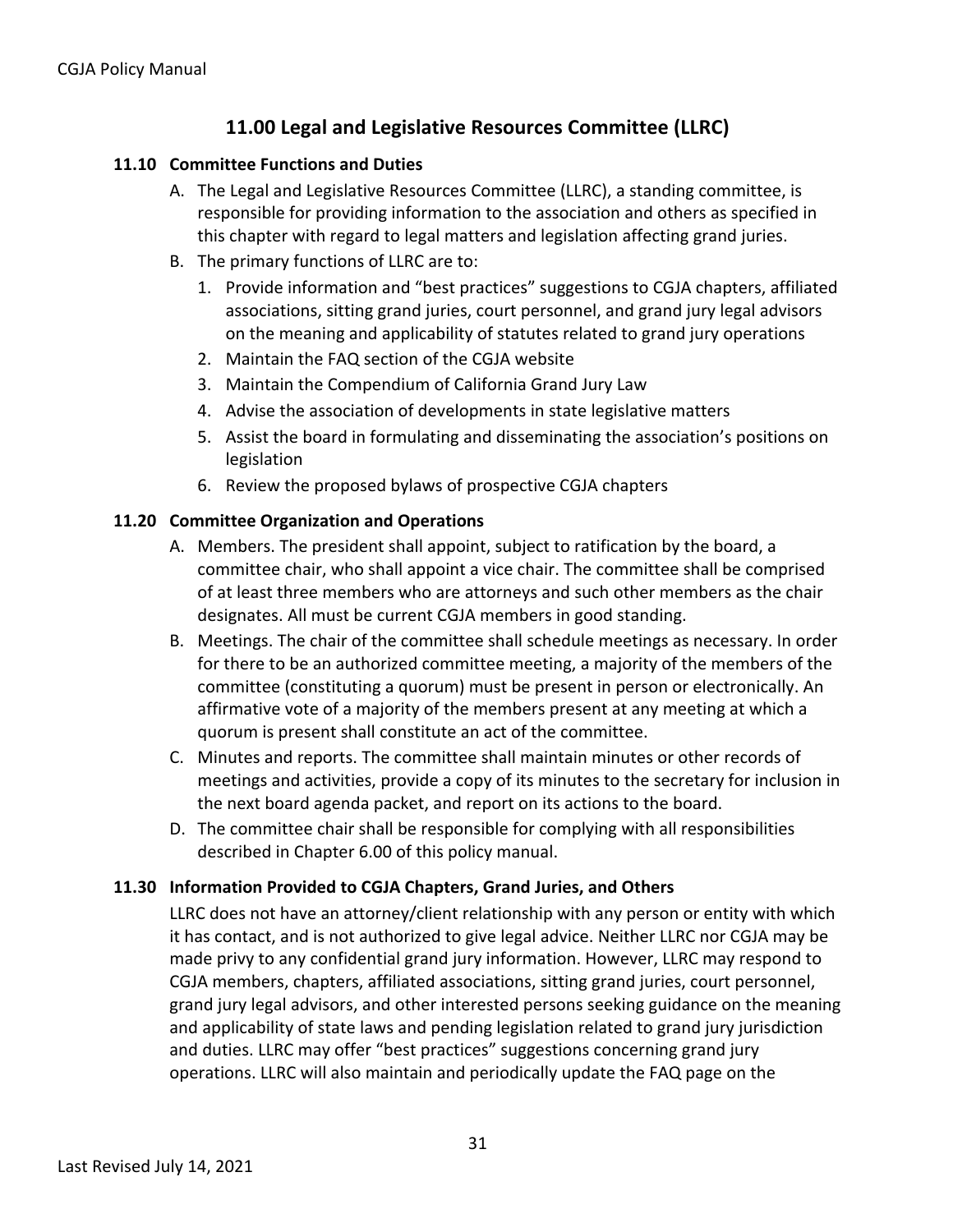## 11.00 Legal and Legislative Resources Committee (LLRC)

### 11.10 Committee Functions and Duties

A. The Legal and Legislative Resources Committee (LLRC), a standing committee, is responsible for providing information to the association and others as specified in this chapter with regard to legal matters and legislation affecting grand juries.

B. The primary functions of LLRC are to:

1. Provide information and "best practices" suggestions to CGJA chapters, affiliated associations, sitting grand juries, court personnel, and grand jury legal advisors on the meaning and applicability of statutes related to grand jury operations
2. Maintain the FAQ section of the CGJA website
3. Maintain the Compendium of California Grand Jury Law
4. Advise the association of developments in state legislative matters
5. Assist the board in formulating and disseminating the association's positions on legislation
6. Review the proposed bylaws of prospective CGJA chapters

### 11.20 Committee Organization and Operations

A. Members. The president shall appoint, subject to ratification by the board, a committee chair, who shall appoint a vice chair. The committee shall be comprised of at least three members who are attorneys and such other members as the chair designates. All must be current CGJA members in good standing.

B. Meetings. The chair of the committee shall schedule meetings as necessary. In order for there to be an authorized committee meeting, a majority of the members of the committee (constituting a quorum) must be present in person or electronically. An affirmative vote of a majority of the members present at any meeting at which a quorum is present shall constitute an act of the committee.

C. Minutes and reports. The committee shall maintain minutes or other records of meetings and activities, provide a copy of its minutes to the secretary for inclusion in the next board agenda packet, and report on its actions to the board.

D. The committee chair shall be responsible for complying with all responsibilities described in Chapter 6.00 of this policy manual.

### 11.30 Information Provided to CGJA Chapters, Grand Juries, and Others

LLRC does not have an attorney/client relationship with any person or entity with which it has contact, and is not authorized to give legal advice. Neither LLRC nor CGJA may be made privy to any confidential grand jury information. However, LLRC may respond to CGJA members, chapters, affiliated associations, sitting grand juries, court personnel, grand jury legal advisors, and other interested persons seeking guidance on the meaning and applicability of state laws and pending legislation related to grand jury jurisdiction and duties. LLRC may offer "best practices" suggestions concerning grand jury operations. LLRC will also maintain and periodically update the FAQ page on the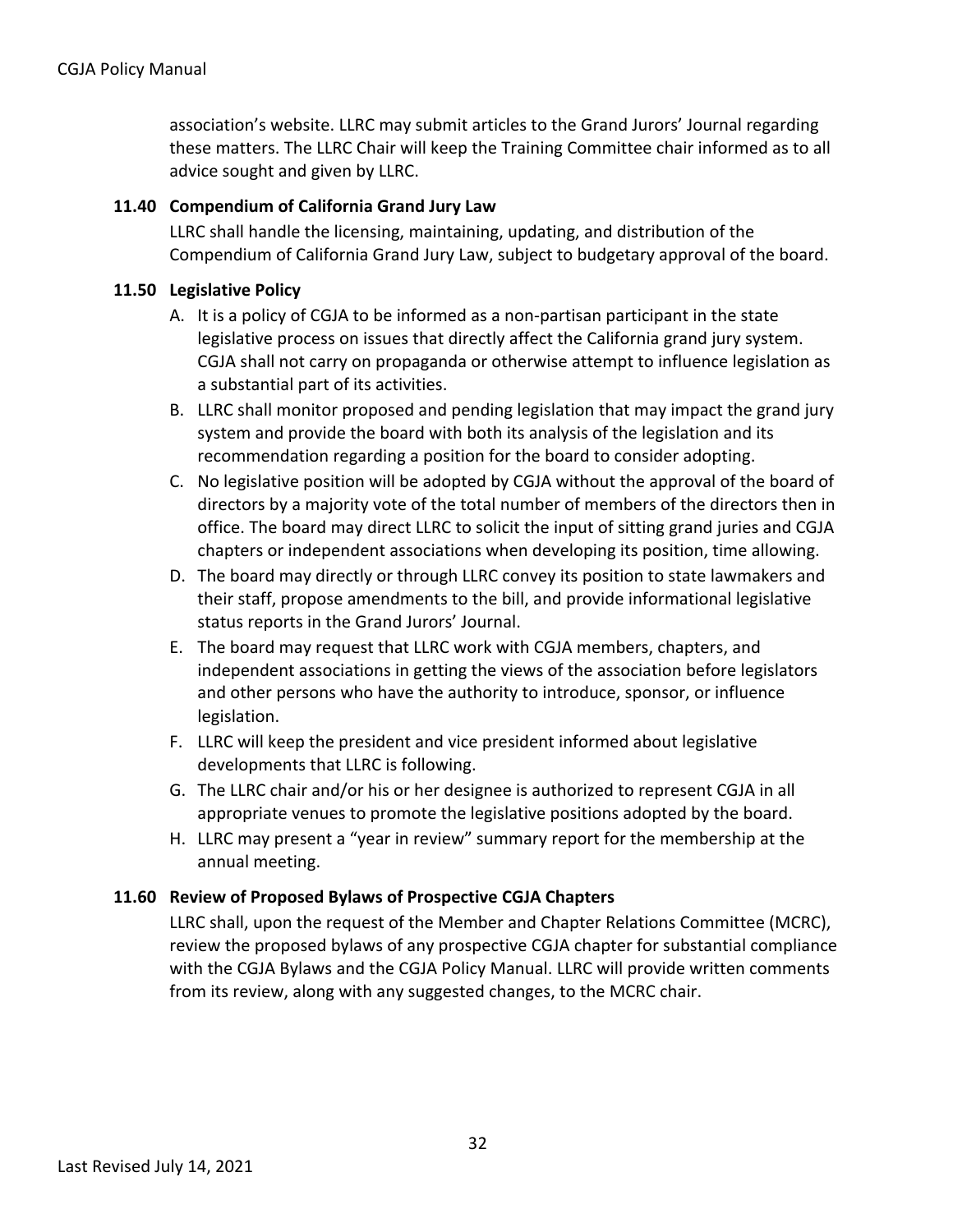association's website. LLRC may submit articles to the Grand Jurors' Journal regarding these matters. The LLRC Chair will keep the Training Committee chair informed as to all advice sought and given by LLRC.

### 11.40 Compendium of California Grand Jury Law

LLRC shall handle the licensing, maintaining, updating, and distribution of the Compendium of California Grand Jury Law, subject to budgetary approval of the board.

### 11.50 Legislative Policy

A. It is a policy of CGJA to be informed as a non-partisan participant in the state legislative process on issues that directly affect the California grand jury system. CGJA shall not carry on propaganda or otherwise attempt to influence legislation as a substantial part of its activities.

B. LLRC shall monitor proposed and pending legislation that may impact the grand jury system and provide the board with both its analysis of the legislation and its recommendation regarding a position for the board to consider adopting.

C. No legislative position will be adopted by CGJA without the approval of the board of directors by a majority vote of the total number of members of the directors then in office. The board may direct LLRC to solicit the input of sitting grand juries and CGJA chapters or independent associations when developing its position, time allowing.

D. The board may directly or through LLRC convey its position to state lawmakers and their staff, propose amendments to the bill, and provide informational legislative status reports in the Grand Jurors' Journal.

E. The board may request that LLRC work with CGJA members, chapters, and independent associations in getting the views of the association before legislators and other persons who have the authority to introduce, sponsor, or influence legislation.

F. LLRC will keep the president and vice president informed about legislative developments that LLRC is following.

G. The LLRC chair and/or his or her designee is authorized to represent CGJA in all appropriate venues to promote the legislative positions adopted by the board.

H. LLRC may present a "year in review" summary report for the membership at the annual meeting.

### 11.60 Review of Proposed Bylaws of Prospective CGJA Chapters

LLRC shall, upon the request of the Member and Chapter Relations Committee (MCRC), review the proposed bylaws of any prospective CGJA chapter for substantial compliance with the CGJA Bylaws and the CGJA Policy Manual. LLRC will provide written comments from its review, along with any suggested changes, to the MCRC chair.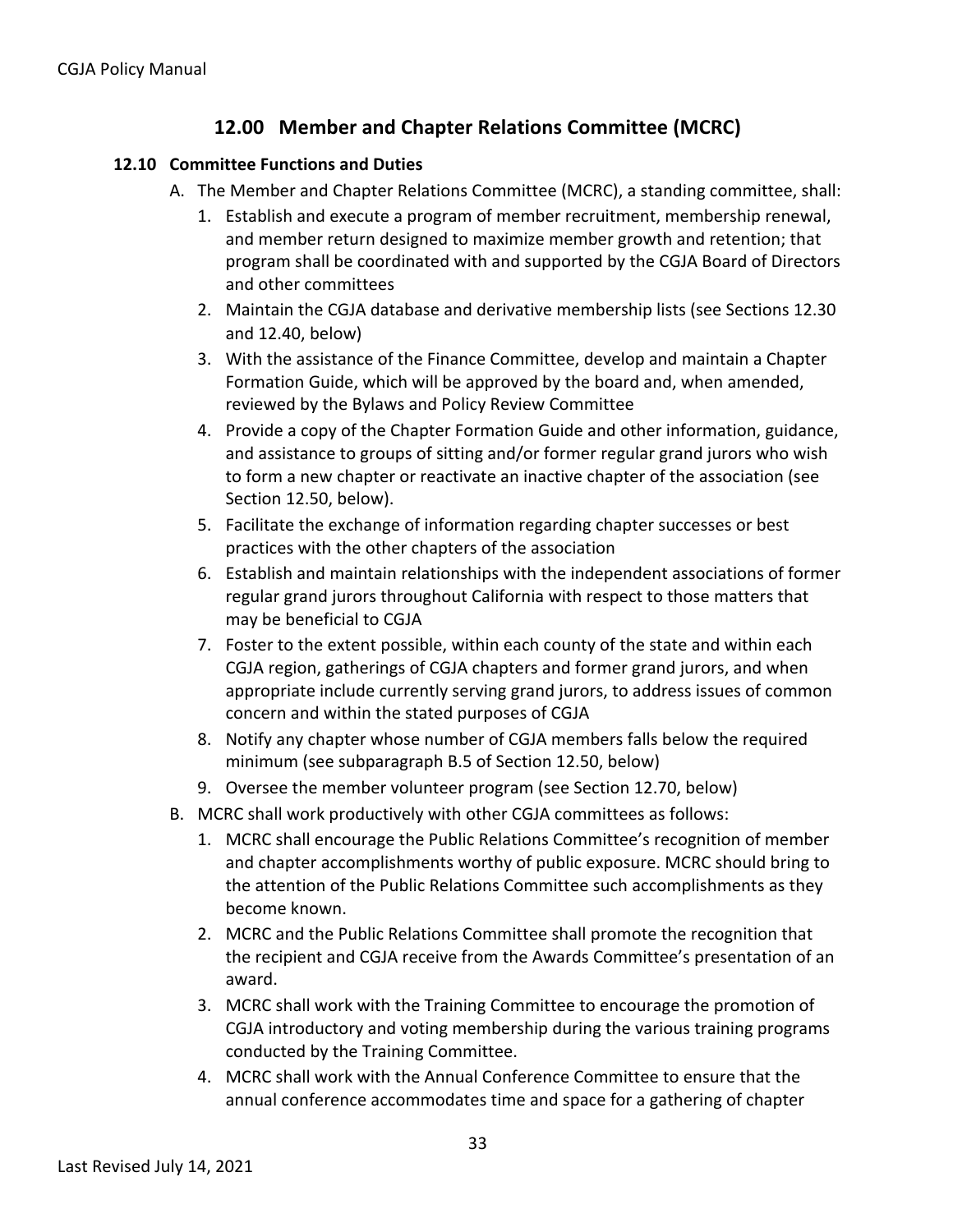## 12.00 Member and Chapter Relations Committee (MCRC)

### 12.10 Committee Functions and Duties

A. The Member and Chapter Relations Committee (MCRC), a standing committee, shall:

1. Establish and execute a program of member recruitment, membership renewal, and member return designed to maximize member growth and retention; that program shall be coordinated with and supported by the CGJA Board of Directors and other committees
2. Maintain the CGJA database and derivative membership lists (see Sections 12.30 and 12.40, below)
3. With the assistance of the Finance Committee, develop and maintain a Chapter Formation Guide, which will be approved by the board and, when amended, reviewed by the Bylaws and Policy Review Committee
4. Provide a copy of the Chapter Formation Guide and other information, guidance, and assistance to groups of sitting and/or former regular grand jurors who wish to form a new chapter or reactivate an inactive chapter of the association (see Section 12.50, below).
5. Facilitate the exchange of information regarding chapter successes or best practices with the other chapters of the association
6. Establish and maintain relationships with the independent associations of former regular grand jurors throughout California with respect to those matters that may be beneficial to CGJA
7. Foster to the extent possible, within each county of the state and within each CGJA region, gatherings of CGJA chapters and former grand jurors, and when appropriate include currently serving grand jurors, to address issues of common concern and within the stated purposes of CGJA
8. Notify any chapter whose number of CGJA members falls below the required minimum (see subparagraph B.5 of Section 12.50, below)
9. Oversee the member volunteer program (see Section 12.70, below)

B. MCRC shall work productively with other CGJA committees as follows:

1. MCRC shall encourage the Public Relations Committee's recognition of member and chapter accomplishments worthy of public exposure. MCRC should bring to the attention of the Public Relations Committee such accomplishments as they become known.
2. MCRC and the Public Relations Committee shall promote the recognition that the recipient and CGJA receive from the Awards Committee's presentation of an award.
3. MCRC shall work with the Training Committee to encourage the promotion of CGJA introductory and voting membership during the various training programs conducted by the Training Committee.
4. MCRC shall work with the Annual Conference Committee to ensure that the annual conference accommodates time and space for a gathering of chapter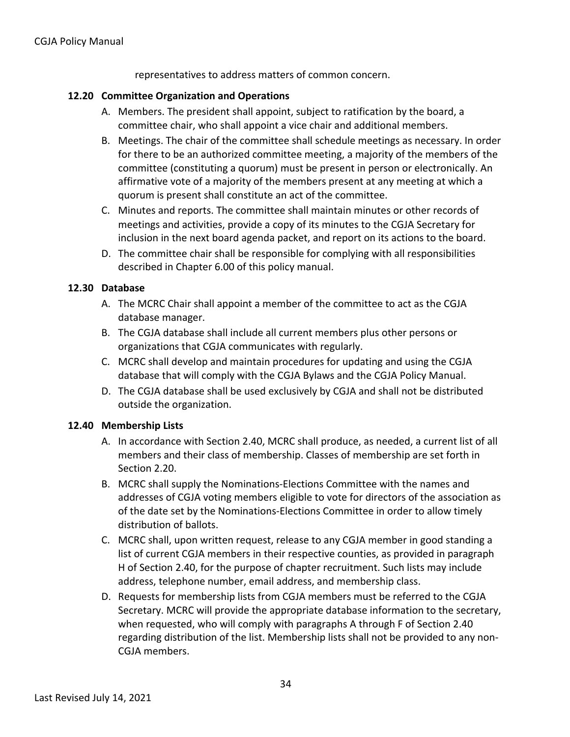representatives to address matters of common concern.

### 12.20 Committee Organization and Operations

A. Members. The president shall appoint, subject to ratification by the board, a committee chair, who shall appoint a vice chair and additional members.

B. Meetings. The chair of the committee shall schedule meetings as necessary. In order for there to be an authorized committee meeting, a majority of the members of the committee (constituting a quorum) must be present in person or electronically. An affirmative vote of a majority of the members present at any meeting at which a quorum is present shall constitute an act of the committee.

C. Minutes and reports. The committee shall maintain minutes or other records of meetings and activities, provide a copy of its minutes to the CGJA Secretary for inclusion in the next board agenda packet, and report on its actions to the board.

D. The committee chair shall be responsible for complying with all responsibilities described in Chapter 6.00 of this policy manual.

### 12.30 Database

A. The MCRC Chair shall appoint a member of the committee to act as the CGJA database manager.

B. The CGJA database shall include all current members plus other persons or organizations that CGJA communicates with regularly.

C. MCRC shall develop and maintain procedures for updating and using the CGJA database that will comply with the CGJA Bylaws and the CGJA Policy Manual.

D. The CGJA database shall be used exclusively by CGJA and shall not be distributed outside the organization.

### 12.40 Membership Lists

A. In accordance with Section 2.40, MCRC shall produce, as needed, a current list of all members and their class of membership. Classes of membership are set forth in Section 2.20.

B. MCRC shall supply the Nominations-Elections Committee with the names and addresses of CGJA voting members eligible to vote for directors of the association as of the date set by the Nominations-Elections Committee in order to allow timely distribution of ballots.

C. MCRC shall, upon written request, release to any CGJA member in good standing a list of current CGJA members in their respective counties, as provided in paragraph H of Section 2.40, for the purpose of chapter recruitment. Such lists may include address, telephone number, email address, and membership class.

D. Requests for membership lists from CGJA members must be referred to the CGJA Secretary. MCRC will provide the appropriate database information to the secretary, when requested, who will comply with paragraphs A through F of Section 2.40 regarding distribution of the list. Membership lists shall not be provided to any non-CGJA members.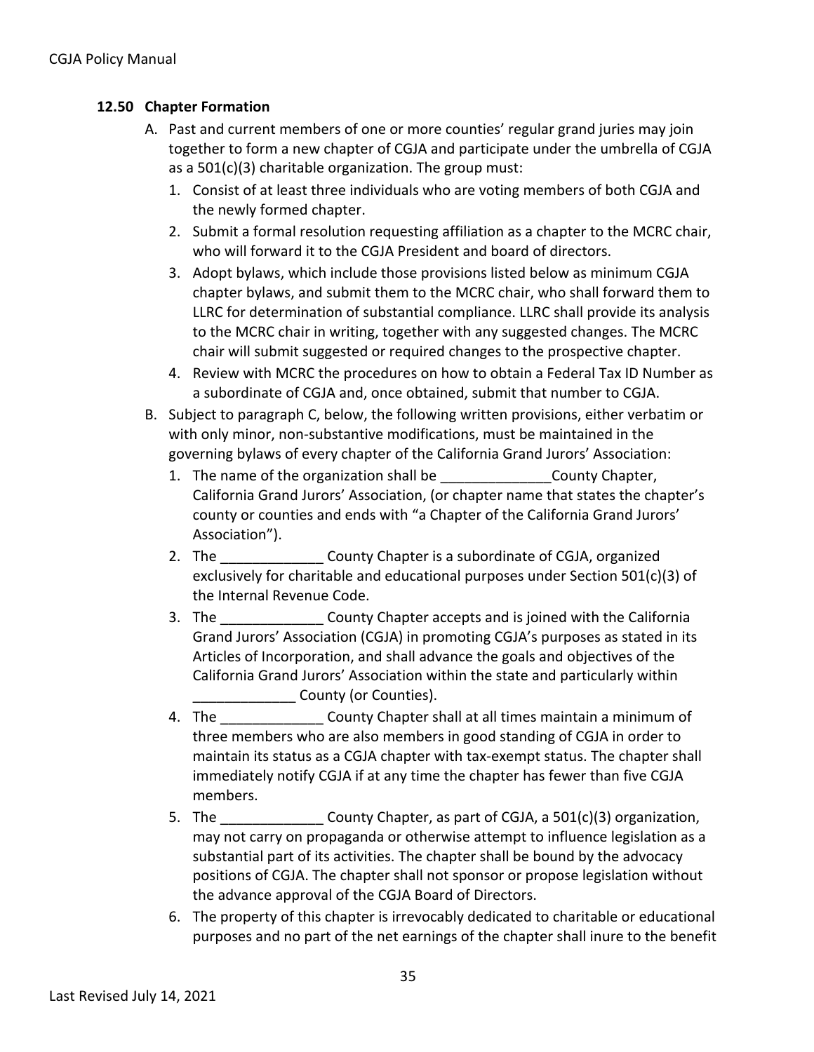### 12.50 Chapter Formation

A. Past and current members of one or more counties' regular grand juries may join together to form a new chapter of CGJA and participate under the umbrella of CGJA as a 501(c)(3) charitable organization. The group must:
   1. Consist of at least three individuals who are voting members of both CGJA and the newly formed chapter.
   2. Submit a formal resolution requesting affiliation as a chapter to the MCRC chair, who will forward it to the CGJA President and board of directors.
   3. Adopt bylaws, which include those provisions listed below as minimum CGJA chapter bylaws, and submit them to the MCRC chair, who shall forward them to LLRC for determination of substantial compliance. LLRC shall provide its analysis to the MCRC chair in writing, together with any suggested changes. The MCRC chair will submit suggested or required changes to the prospective chapter.
   4. Review with MCRC the procedures on how to obtain a Federal Tax ID Number as a subordinate of CGJA and, once obtained, submit that number to CGJA.

B. Subject to paragraph C, below, the following written provisions, either verbatim or with only minor, non-substantive modifications, must be maintained in the governing bylaws of every chapter of the California Grand Jurors' Association:
   1. The name of the organization shall be ______________County Chapter, California Grand Jurors' Association, (or chapter name that states the chapter's county or counties and ends with "a Chapter of the California Grand Jurors' Association").
   2. The _____________ County Chapter is a subordinate of CGJA, organized exclusively for charitable and educational purposes under Section 501(c)(3) of the Internal Revenue Code.
   3. The _____________ County Chapter accepts and is joined with the California Grand Jurors' Association (CGJA) in promoting CGJA's purposes as stated in its Articles of Incorporation, and shall advance the goals and objectives of the California Grand Jurors' Association within the state and particularly within _____________ County (or Counties).
   4. The _____________ County Chapter shall at all times maintain a minimum of three members who are also members in good standing of CGJA in order to maintain its status as a CGJA chapter with tax-exempt status. The chapter shall immediately notify CGJA if at any time the chapter has fewer than five CGJA members.
   5. The _____________ County Chapter, as part of CGJA, a 501(c)(3) organization, may not carry on propaganda or otherwise attempt to influence legislation as a substantial part of its activities. The chapter shall be bound by the advocacy positions of CGJA. The chapter shall not sponsor or propose legislation without the advance approval of the CGJA Board of Directors.
   6. The property of this chapter is irrevocably dedicated to charitable or educational purposes and no part of the net earnings of the chapter shall inure to the benefit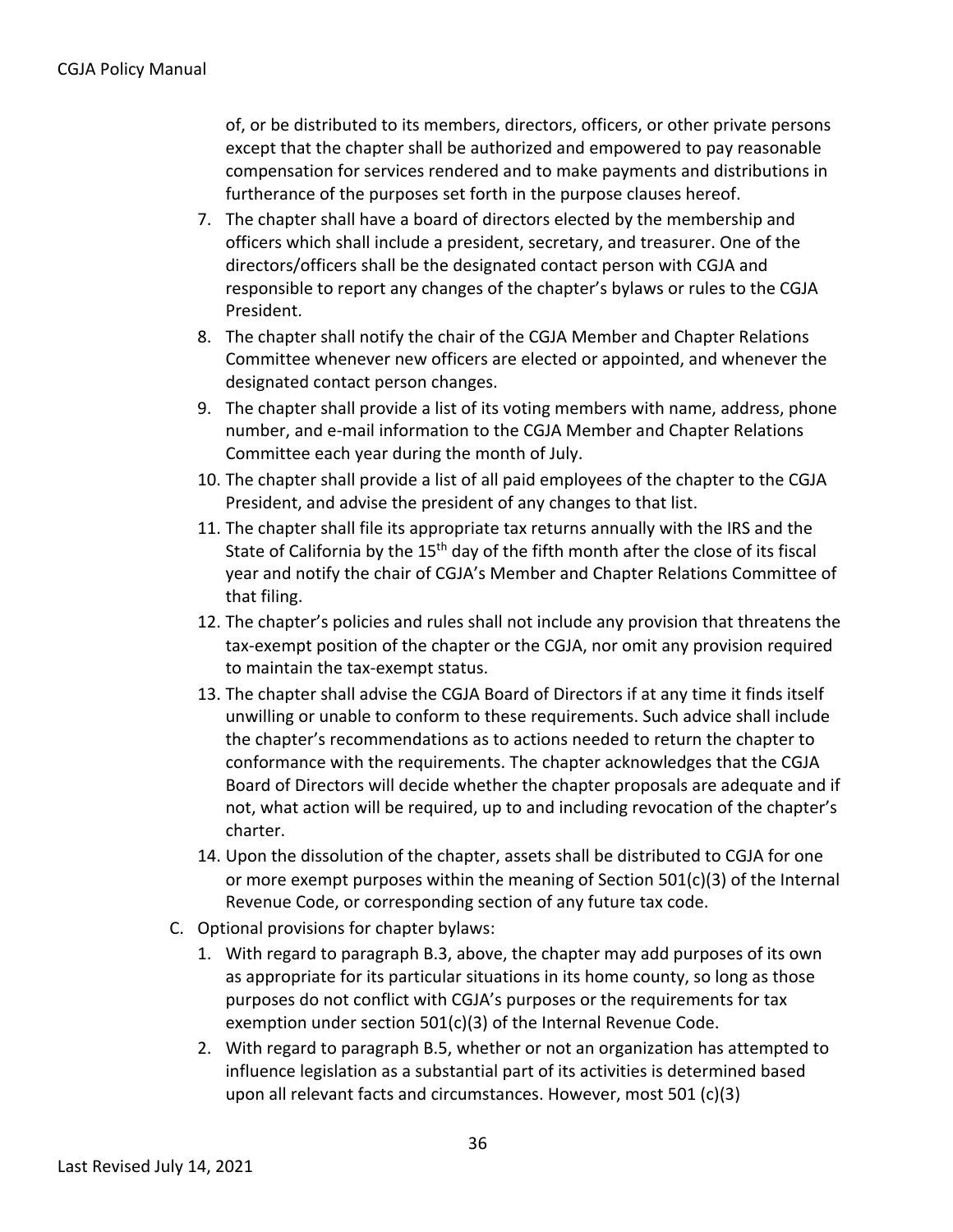of, or be distributed to its members, directors, officers, or other private persons except that the chapter shall be authorized and empowered to pay reasonable compensation for services rendered and to make payments and distributions in furtherance of the purposes set forth in the purpose clauses hereof.

7. The chapter shall have a board of directors elected by the membership and officers which shall include a president, secretary, and treasurer. One of the directors/officers shall be the designated contact person with CGJA and responsible to report any changes of the chapter's bylaws or rules to the CGJA President.
8. The chapter shall notify the chair of the CGJA Member and Chapter Relations Committee whenever new officers are elected or appointed, and whenever the designated contact person changes.
9. The chapter shall provide a list of its voting members with name, address, phone number, and e-mail information to the CGJA Member and Chapter Relations Committee each year during the month of July.
10. The chapter shall provide a list of all paid employees of the chapter to the CGJA President, and advise the president of any changes to that list.
11. The chapter shall file its appropriate tax returns annually with the IRS and the State of California by the 15th day of the fifth month after the close of its fiscal year and notify the chair of CGJA's Member and Chapter Relations Committee of that filing.
12. The chapter's policies and rules shall not include any provision that threatens the tax-exempt position of the chapter or the CGJA, nor omit any provision required to maintain the tax-exempt status.
13. The chapter shall advise the CGJA Board of Directors if at any time it finds itself unwilling or unable to conform to these requirements. Such advice shall include the chapter's recommendations as to actions needed to return the chapter to conformance with the requirements. The chapter acknowledges that the CGJA Board of Directors will decide whether the chapter proposals are adequate and if not, what action will be required, up to and including revocation of the chapter's charter.
14. Upon the dissolution of the chapter, assets shall be distributed to CGJA for one or more exempt purposes within the meaning of Section 501(c)(3) of the Internal Revenue Code, or corresponding section of any future tax code.

C. Optional provisions for chapter bylaws:

1. With regard to paragraph B.3, above, the chapter may add purposes of its own as appropriate for its particular situations in its home county, so long as those purposes do not conflict with CGJA's purposes or the requirements for tax exemption under section 501(c)(3) of the Internal Revenue Code.
2. With regard to paragraph B.5, whether or not an organization has attempted to influence legislation as a substantial part of its activities is determined based upon all relevant facts and circumstances. However, most 501 (c)(3)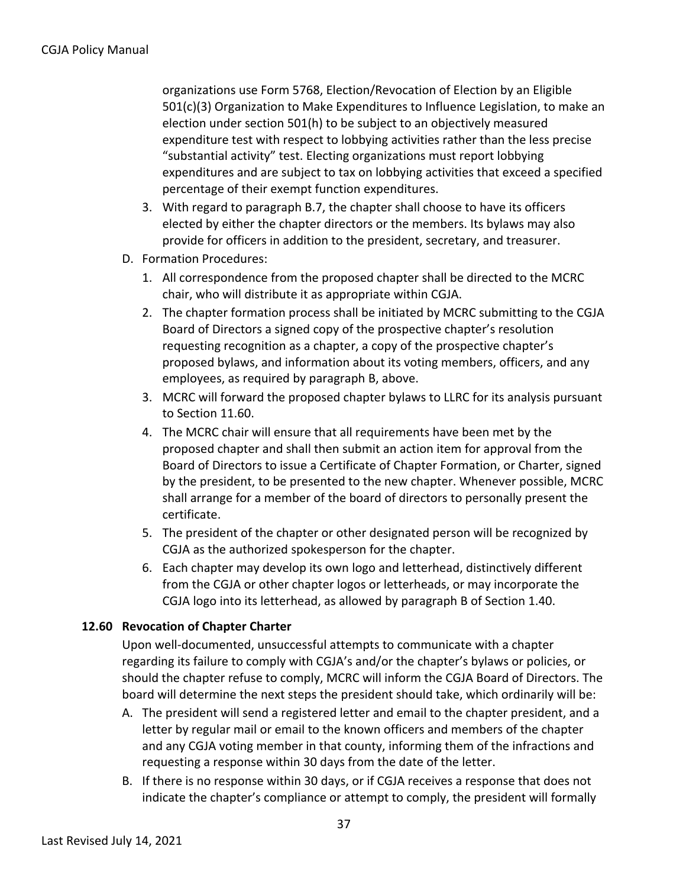organizations use Form 5768, Election/Revocation of Election by an Eligible 501(c)(3) Organization to Make Expenditures to Influence Legislation, to make an election under section 501(h) to be subject to an objectively measured expenditure test with respect to lobbying activities rather than the less precise "substantial activity" test. Electing organizations must report lobbying expenditures and are subject to tax on lobbying activities that exceed a specified percentage of their exempt function expenditures.

3. With regard to paragraph B.7, the chapter shall choose to have its officers elected by either the chapter directors or the members. Its bylaws may also provide for officers in addition to the president, secretary, and treasurer.

D. Formation Procedures:
   1. All correspondence from the proposed chapter shall be directed to the MCRC chair, who will distribute it as appropriate within CGJA.
   2. The chapter formation process shall be initiated by MCRC submitting to the CGJA Board of Directors a signed copy of the prospective chapter's resolution requesting recognition as a chapter, a copy of the prospective chapter's proposed bylaws, and information about its voting members, officers, and any employees, as required by paragraph B, above.
   3. MCRC will forward the proposed chapter bylaws to LLRC for its analysis pursuant to Section 11.60.
   4. The MCRC chair will ensure that all requirements have been met by the proposed chapter and shall then submit an action item for approval from the Board of Directors to issue a Certificate of Chapter Formation, or Charter, signed by the president, to be presented to the new chapter. Whenever possible, MCRC shall arrange for a member of the board of directors to personally present the certificate.
   5. The president of the chapter or other designated person will be recognized by CGJA as the authorized spokesperson for the chapter.
   6. Each chapter may develop its own logo and letterhead, distinctively different from the CGJA or other chapter logos or letterheads, or may incorporate the CGJA logo into its letterhead, as allowed by paragraph B of Section 1.40.

### 12.60 Revocation of Chapter Charter

Upon well-documented, unsuccessful attempts to communicate with a chapter regarding its failure to comply with CGJA's and/or the chapter's bylaws or policies, or should the chapter refuse to comply, MCRC will inform the CGJA Board of Directors. The board will determine the next steps the president should take, which ordinarily will be:

A. The president will send a registered letter and email to the chapter president, and a letter by regular mail or email to the known officers and members of the chapter and any CGJA voting member in that county, informing them of the infractions and requesting a response within 30 days from the date of the letter.

B. If there is no response within 30 days, or if CGJA receives a response that does not indicate the chapter's compliance or attempt to comply, the president will formally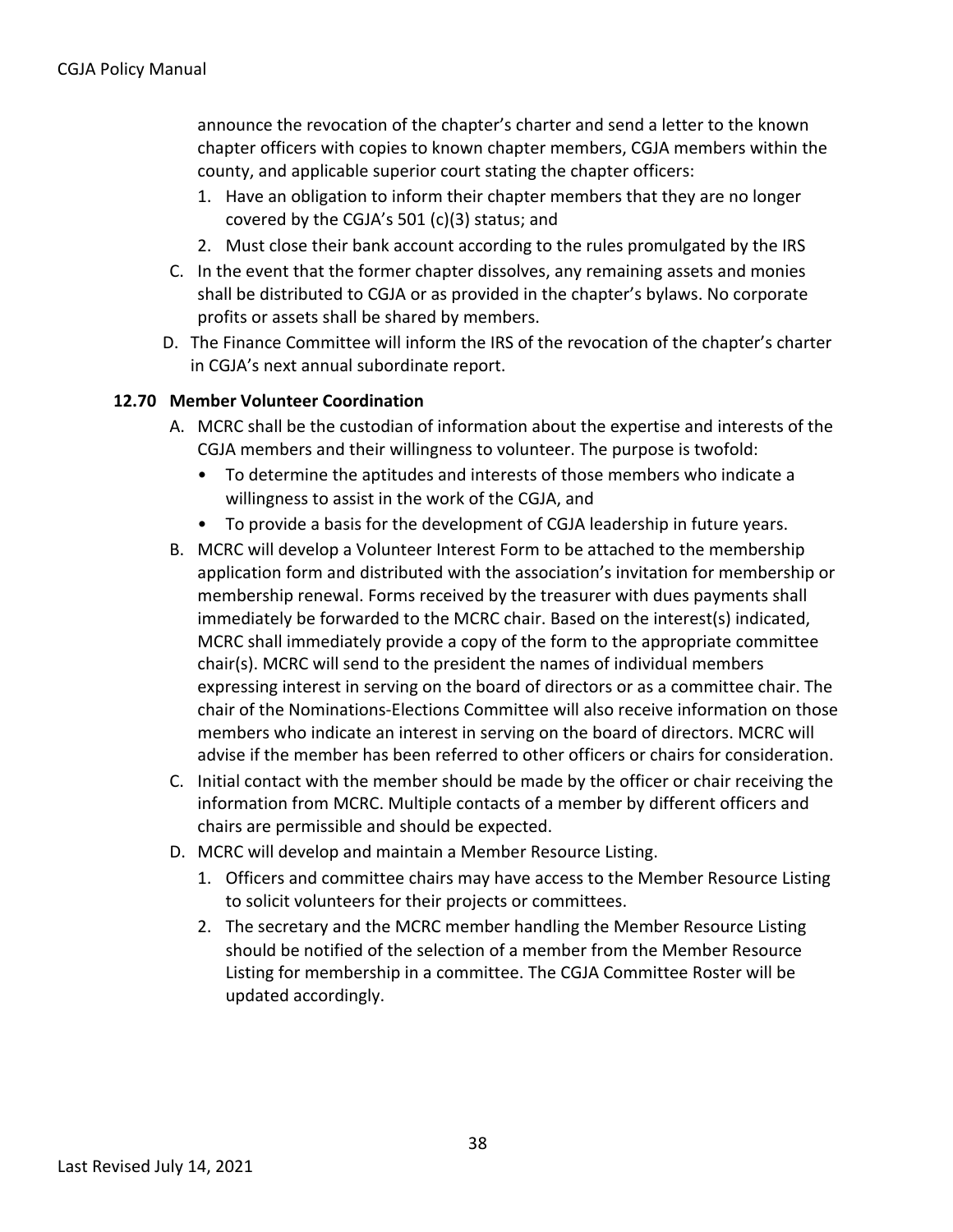announce the revocation of the chapter's charter and send a letter to the known chapter officers with copies to known chapter members, CGJA members within the county, and applicable superior court stating the chapter officers:

1. Have an obligation to inform their chapter members that they are no longer covered by the CGJA's 501 (c)(3) status; and
2. Must close their bank account according to the rules promulgated by the IRS

C. In the event that the former chapter dissolves, any remaining assets and monies shall be distributed to CGJA or as provided in the chapter's bylaws. No corporate profits or assets shall be shared by members.

D. The Finance Committee will inform the IRS of the revocation of the chapter's charter in CGJA's next annual subordinate report.

**12.70 Member Volunteer Coordination**

A. MCRC shall be the custodian of information about the expertise and interests of the CGJA members and their willingness to volunteer. The purpose is twofold:
   - To determine the aptitudes and interests of those members who indicate a willingness to assist in the work of the CGJA, and
   - To provide a basis for the development of CGJA leadership in future years.

B. MCRC will develop a Volunteer Interest Form to be attached to the membership application form and distributed with the association's invitation for membership or membership renewal. Forms received by the treasurer with dues payments shall immediately be forwarded to the MCRC chair. Based on the interest(s) indicated, MCRC shall immediately provide a copy of the form to the appropriate committee chair(s). MCRC will send to the president the names of individual members expressing interest in serving on the board of directors or as a committee chair. The chair of the Nominations-Elections Committee will also receive information on those members who indicate an interest in serving on the board of directors. MCRC will advise if the member has been referred to other officers or chairs for consideration.

C. Initial contact with the member should be made by the officer or chair receiving the information from MCRC. Multiple contacts of a member by different officers and chairs are permissible and should be expected.

D. MCRC will develop and maintain a Member Resource Listing.
   1. Officers and committee chairs may have access to the Member Resource Listing to solicit volunteers for their projects or committees.
   2. The secretary and the MCRC member handling the Member Resource Listing should be notified of the selection of a member from the Member Resource Listing for membership in a committee. The CGJA Committee Roster will be updated accordingly.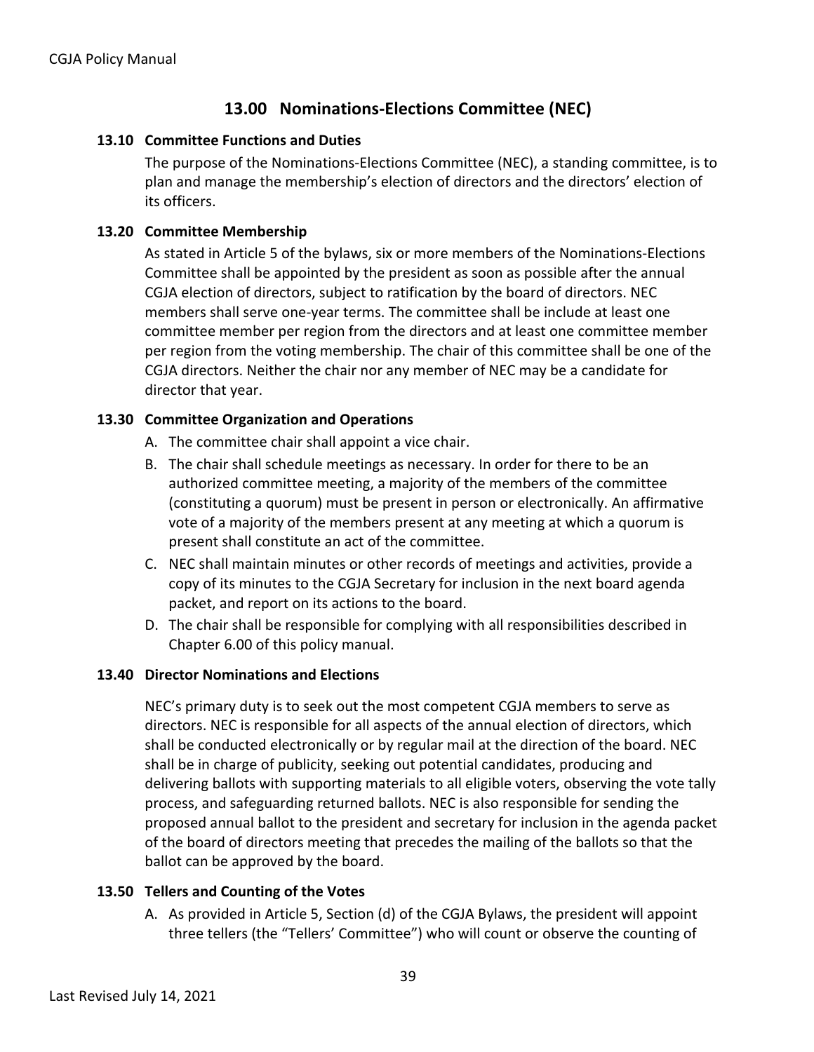## 13.00 Nominations-Elections Committee (NEC)

### 13.10 Committee Functions and Duties

The purpose of the Nominations-Elections Committee (NEC), a standing committee, is to plan and manage the membership's election of directors and the directors' election of its officers.

### 13.20 Committee Membership

As stated in Article 5 of the bylaws, six or more members of the Nominations-Elections Committee shall be appointed by the president as soon as possible after the annual CGJA election of directors, subject to ratification by the board of directors. NEC members shall serve one-year terms. The committee shall be include at least one committee member per region from the directors and at least one committee member per region from the voting membership. The chair of this committee shall be one of the CGJA directors. Neither the chair nor any member of NEC may be a candidate for director that year.

### 13.30 Committee Organization and Operations

A. The committee chair shall appoint a vice chair.
B. The chair shall schedule meetings as necessary. In order for there to be an authorized committee meeting, a majority of the members of the committee (constituting a quorum) must be present in person or electronically. An affirmative vote of a majority of the members present at any meeting at which a quorum is present shall constitute an act of the committee.
C. NEC shall maintain minutes or other records of meetings and activities, provide a copy of its minutes to the CGJA Secretary for inclusion in the next board agenda packet, and report on its actions to the board.
D. The chair shall be responsible for complying with all responsibilities described in Chapter 6.00 of this policy manual.

### 13.40 Director Nominations and Elections

NEC's primary duty is to seek out the most competent CGJA members to serve as directors. NEC is responsible for all aspects of the annual election of directors, which shall be conducted electronically or by regular mail at the direction of the board. NEC shall be in charge of publicity, seeking out potential candidates, producing and delivering ballots with supporting materials to all eligible voters, observing the vote tally process, and safeguarding returned ballots. NEC is also responsible for sending the proposed annual ballot to the president and secretary for inclusion in the agenda packet of the board of directors meeting that precedes the mailing of the ballots so that the ballot can be approved by the board.

### 13.50 Tellers and Counting of the Votes

A. As provided in Article 5, Section (d) of the CGJA Bylaws, the president will appoint three tellers (the "Tellers' Committee") who will count or observe the counting of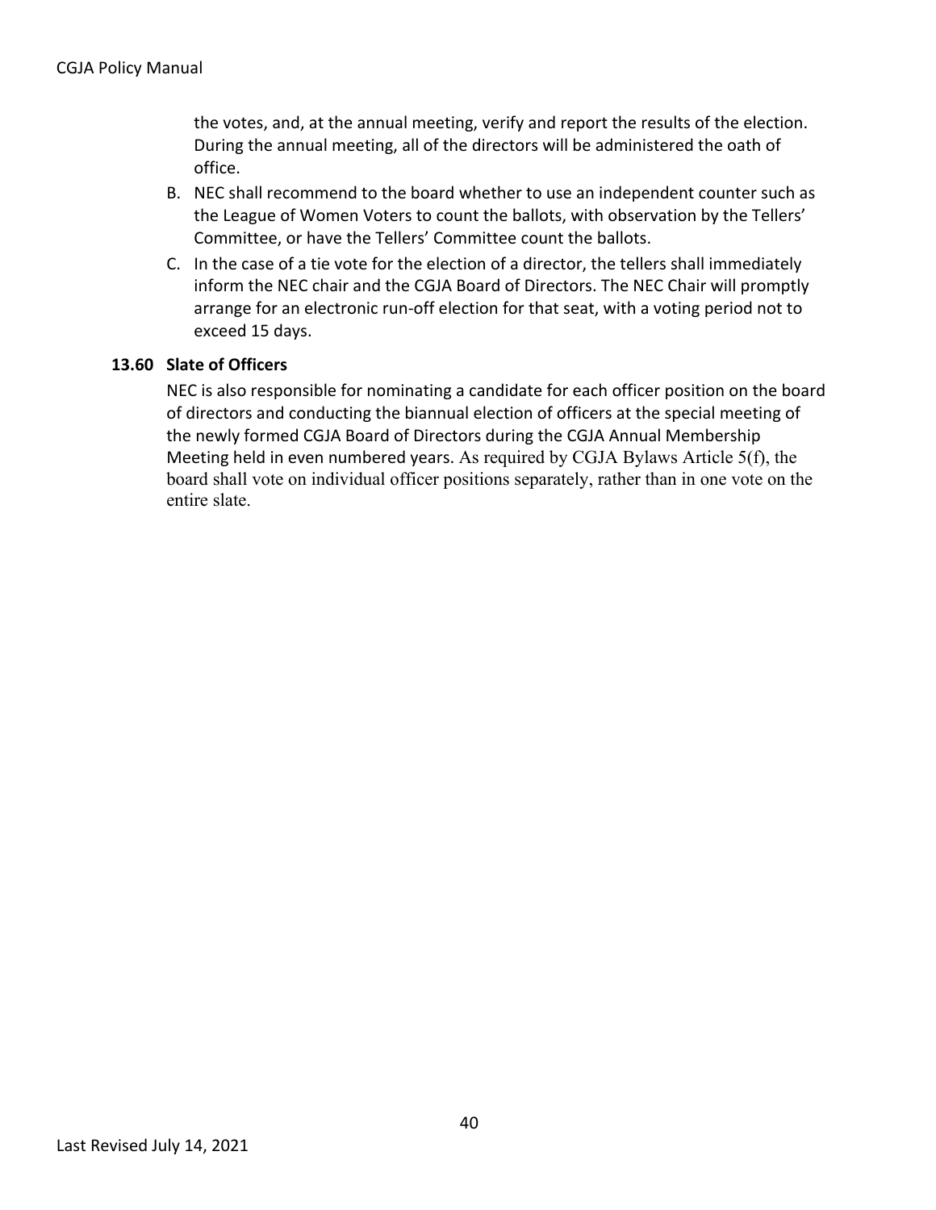the votes, and, at the annual meeting, verify and report the results of the election. During the annual meeting, all of the directors will be administered the oath of office.

B. NEC shall recommend to the board whether to use an independent counter such as the League of Women Voters to count the ballots, with observation by the Tellers' Committee, or have the Tellers' Committee count the ballots.

C. In the case of a tie vote for the election of a director, the tellers shall immediately inform the NEC chair and the CGJA Board of Directors. The NEC Chair will promptly arrange for an electronic run-off election for that seat, with a voting period not to exceed 15 days.

### 13.60 Slate of Officers

NEC is also responsible for nominating a candidate for each officer position on the board of directors and conducting the biannual election of officers at the special meeting of the newly formed CGJA Board of Directors during the CGJA Annual Membership Meeting held in even numbered years. As required by CGJA Bylaws Article 5(f), the board shall vote on individual officer positions separately, rather than in one vote on the entire slate.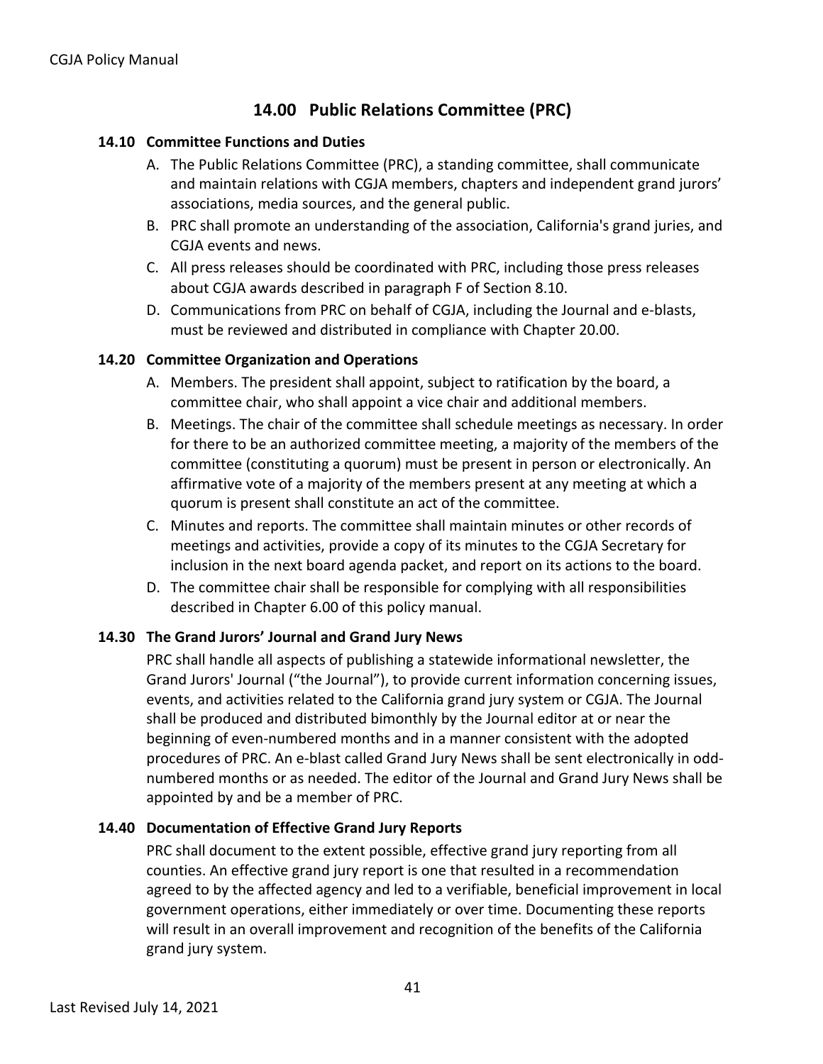## 14.00 Public Relations Committee (PRC)

### 14.10 Committee Functions and Duties

A. The Public Relations Committee (PRC), a standing committee, shall communicate and maintain relations with CGJA members, chapters and independent grand jurors' associations, media sources, and the general public.

B. PRC shall promote an understanding of the association, California's grand juries, and CGJA events and news.

C. All press releases should be coordinated with PRC, including those press releases about CGJA awards described in paragraph F of Section 8.10.

D. Communications from PRC on behalf of CGJA, including the Journal and e-blasts, must be reviewed and distributed in compliance with Chapter 20.00.

### 14.20 Committee Organization and Operations

A. Members. The president shall appoint, subject to ratification by the board, a committee chair, who shall appoint a vice chair and additional members.

B. Meetings. The chair of the committee shall schedule meetings as necessary. In order for there to be an authorized committee meeting, a majority of the members of the committee (constituting a quorum) must be present in person or electronically. An affirmative vote of a majority of the members present at any meeting at which a quorum is present shall constitute an act of the committee.

C. Minutes and reports. The committee shall maintain minutes or other records of meetings and activities, provide a copy of its minutes to the CGJA Secretary for inclusion in the next board agenda packet, and report on its actions to the board.

D. The committee chair shall be responsible for complying with all responsibilities described in Chapter 6.00 of this policy manual.

### 14.30 The Grand Jurors' Journal and Grand Jury News

PRC shall handle all aspects of publishing a statewide informational newsletter, the Grand Jurors' Journal ("the Journal"), to provide current information concerning issues, events, and activities related to the California grand jury system or CGJA. The Journal shall be produced and distributed bimonthly by the Journal editor at or near the beginning of even-numbered months and in a manner consistent with the adopted procedures of PRC. An e-blast called Grand Jury News shall be sent electronically in odd-numbered months or as needed. The editor of the Journal and Grand Jury News shall be appointed by and be a member of PRC.

### 14.40 Documentation of Effective Grand Jury Reports

PRC shall document to the extent possible, effective grand jury reporting from all counties. An effective grand jury report is one that resulted in a recommendation agreed to by the affected agency and led to a verifiable, beneficial improvement in local government operations, either immediately or over time. Documenting these reports will result in an overall improvement and recognition of the benefits of the California grand jury system.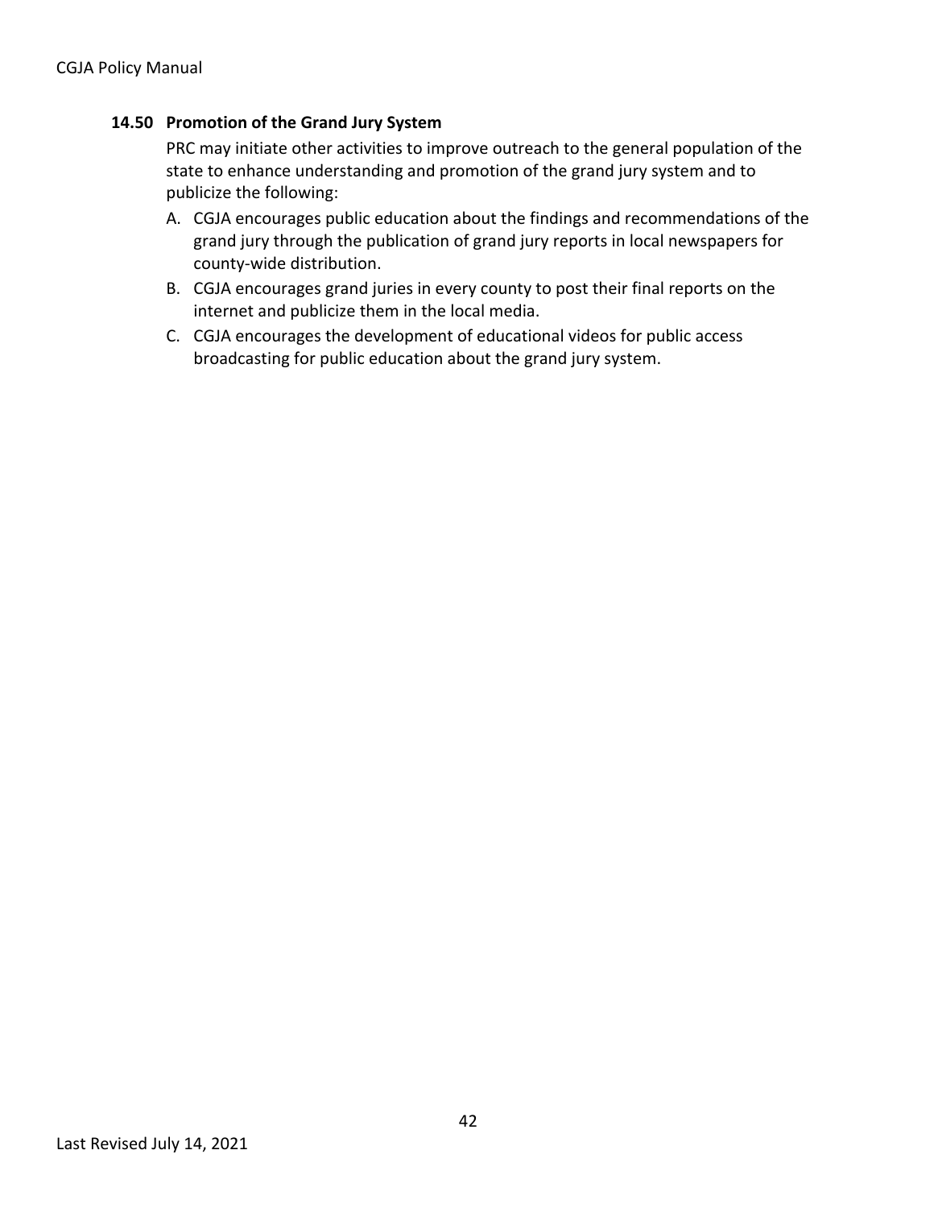### 14.50 Promotion of the Grand Jury System

PRC may initiate other activities to improve outreach to the general population of the state to enhance understanding and promotion of the grand jury system and to publicize the following:

A. CGJA encourages public education about the findings and recommendations of the grand jury through the publication of grand jury reports in local newspapers for county-wide distribution.

B. CGJA encourages grand juries in every county to post their final reports on the internet and publicize them in the local media.

C. CGJA encourages the development of educational videos for public access broadcasting for public education about the grand jury system.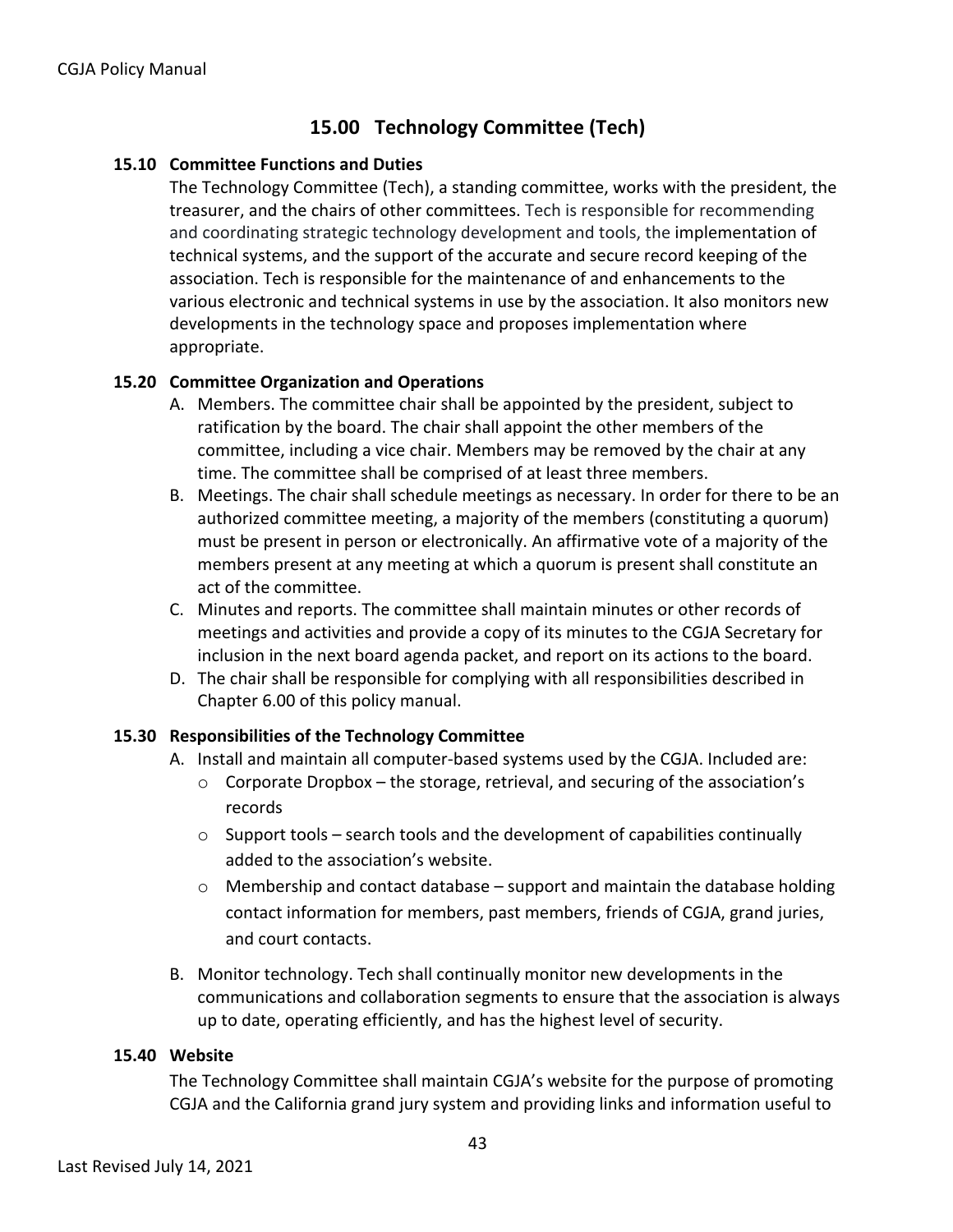## 15.00 Technology Committee (Tech)

### 15.10 Committee Functions and Duties

The Technology Committee (Tech), a standing committee, works with the president, the treasurer, and the chairs of other committees. Tech is responsible for recommending and coordinating strategic technology development and tools, the implementation of technical systems, and the support of the accurate and secure record keeping of the association. Tech is responsible for the maintenance of and enhancements to the various electronic and technical systems in use by the association. It also monitors new developments in the technology space and proposes implementation where appropriate.

### 15.20 Committee Organization and Operations

A. Members. The committee chair shall be appointed by the president, subject to ratification by the board. The chair shall appoint the other members of the committee, including a vice chair. Members may be removed by the chair at any time. The committee shall be comprised of at least three members.

B. Meetings. The chair shall schedule meetings as necessary. In order for there to be an authorized committee meeting, a majority of the members (constituting a quorum) must be present in person or electronically. An affirmative vote of a majority of the members present at any meeting at which a quorum is present shall constitute an act of the committee.

C. Minutes and reports. The committee shall maintain minutes or other records of meetings and activities and provide a copy of its minutes to the CGJA Secretary for inclusion in the next board agenda packet, and report on its actions to the board.

D. The chair shall be responsible for complying with all responsibilities described in Chapter 6.00 of this policy manual.

### 15.30 Responsibilities of the Technology Committee

A. Install and maintain all computer-based systems used by the CGJA. Included are:
   - Corporate Dropbox – the storage, retrieval, and securing of the association's records
   - Support tools – search tools and the development of capabilities continually added to the association's website.
   - Membership and contact database – support and maintain the database holding contact information for members, past members, friends of CGJA, grand juries, and court contacts.

B. Monitor technology. Tech shall continually monitor new developments in the communications and collaboration segments to ensure that the association is always up to date, operating efficiently, and has the highest level of security.

### 15.40 Website

The Technology Committee shall maintain CGJA's website for the purpose of promoting CGJA and the California grand jury system and providing links and information useful to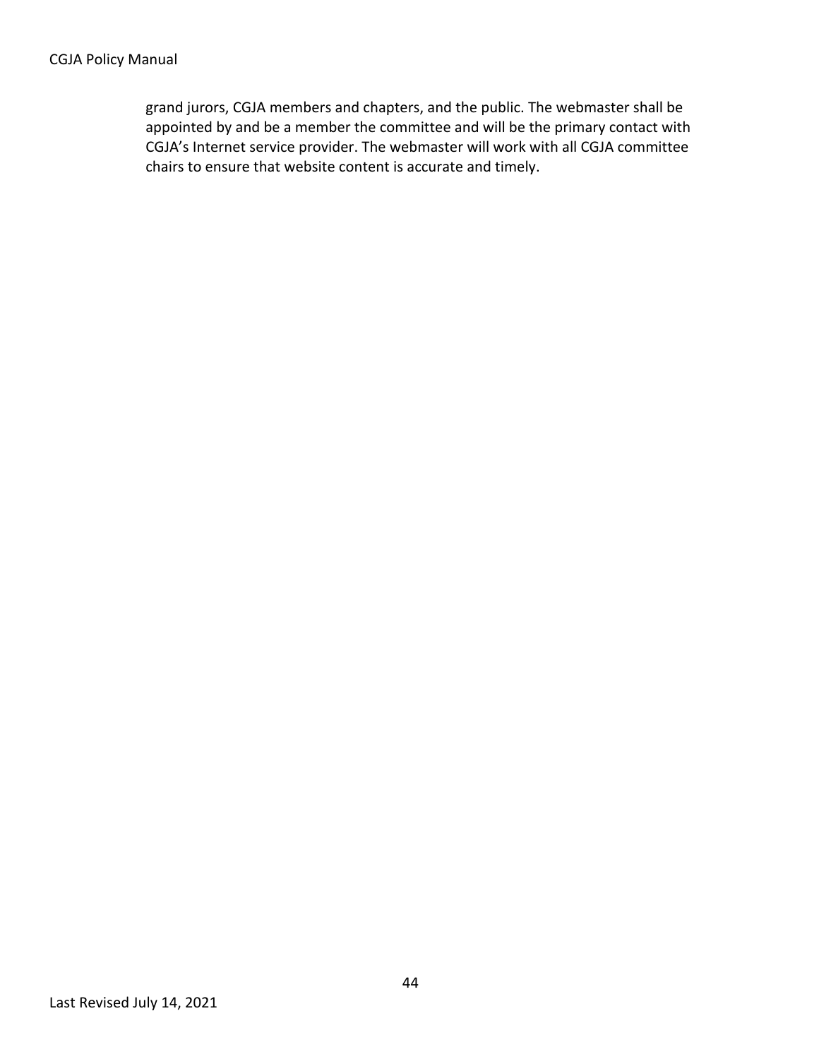grand jurors, CGJA members and chapters, and the public. The webmaster shall be appointed by and be a member the committee and will be the primary contact with CGJA's Internet service provider. The webmaster will work with all CGJA committee chairs to ensure that website content is accurate and timely.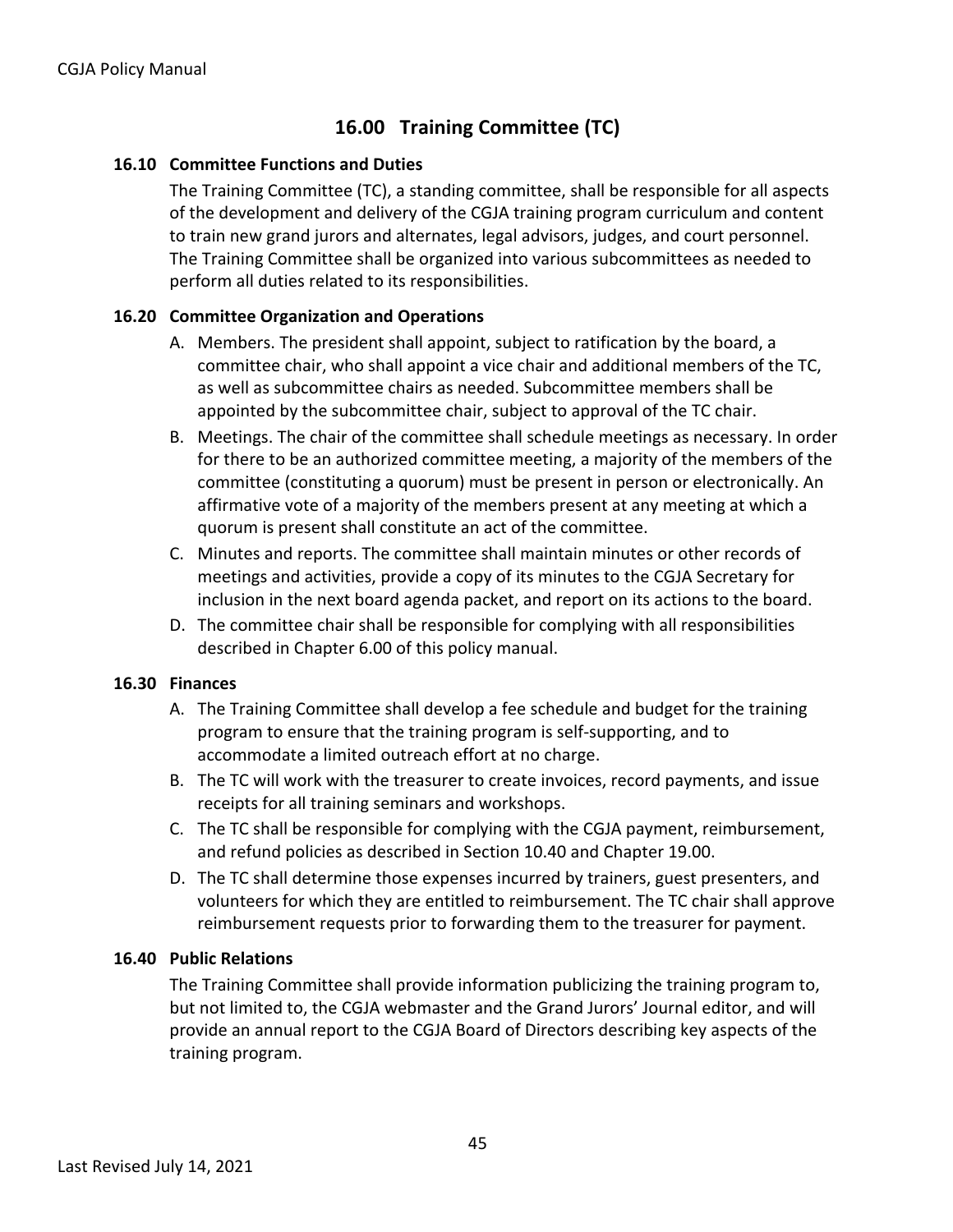# 16.00 Training Committee (TC)

## 16.10 Committee Functions and Duties

The Training Committee (TC), a standing committee, shall be responsible for all aspects of the development and delivery of the CGJA training program curriculum and content to train new grand jurors and alternates, legal advisors, judges, and court personnel. The Training Committee shall be organized into various subcommittees as needed to perform all duties related to its responsibilities.

## 16.20 Committee Organization and Operations

A. Members. The president shall appoint, subject to ratification by the board, a committee chair, who shall appoint a vice chair and additional members of the TC, as well as subcommittee chairs as needed. Subcommittee members shall be appointed by the subcommittee chair, subject to approval of the TC chair.

B. Meetings. The chair of the committee shall schedule meetings as necessary. In order for there to be an authorized committee meeting, a majority of the members of the committee (constituting a quorum) must be present in person or electronically. An affirmative vote of a majority of the members present at any meeting at which a quorum is present shall constitute an act of the committee.

C. Minutes and reports. The committee shall maintain minutes or other records of meetings and activities, provide a copy of its minutes to the CGJA Secretary for inclusion in the next board agenda packet, and report on its actions to the board.

D. The committee chair shall be responsible for complying with all responsibilities described in Chapter 6.00 of this policy manual.

## 16.30 Finances

A. The Training Committee shall develop a fee schedule and budget for the training program to ensure that the training program is self-supporting, and to accommodate a limited outreach effort at no charge.

B. The TC will work with the treasurer to create invoices, record payments, and issue receipts for all training seminars and workshops.

C. The TC shall be responsible for complying with the CGJA payment, reimbursement, and refund policies as described in Section 10.40 and Chapter 19.00.

D. The TC shall determine those expenses incurred by trainers, guest presenters, and volunteers for which they are entitled to reimbursement. The TC chair shall approve reimbursement requests prior to forwarding them to the treasurer for payment.

## 16.40 Public Relations

The Training Committee shall provide information publicizing the training program to, but not limited to, the CGJA webmaster and the Grand Jurors' Journal editor, and will provide an annual report to the CGJA Board of Directors describing key aspects of the training program.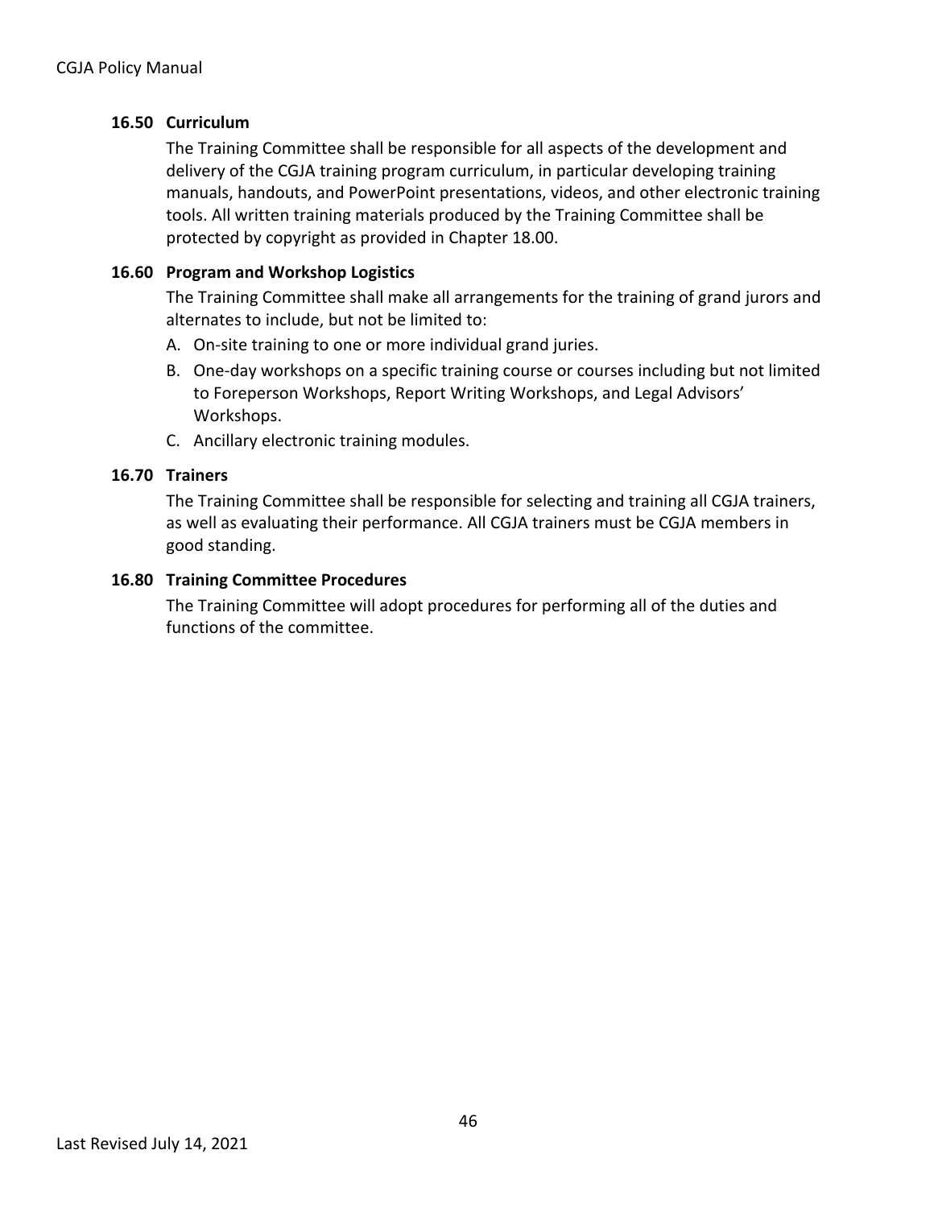### 16.50 Curriculum

The Training Committee shall be responsible for all aspects of the development and delivery of the CGJA training program curriculum, in particular developing training manuals, handouts, and PowerPoint presentations, videos, and other electronic training tools. All written training materials produced by the Training Committee shall be protected by copyright as provided in Chapter 18.00.

### 16.60 Program and Workshop Logistics

The Training Committee shall make all arrangements for the training of grand jurors and alternates to include, but not be limited to:

A. On-site training to one or more individual grand juries.

B. One-day workshops on a specific training course or courses including but not limited to Foreperson Workshops, Report Writing Workshops, and Legal Advisors' Workshops.

C. Ancillary electronic training modules.

### 16.70 Trainers

The Training Committee shall be responsible for selecting and training all CGJA trainers, as well as evaluating their performance. All CGJA trainers must be CGJA members in good standing.

### 16.80 Training Committee Procedures

The Training Committee will adopt procedures for performing all of the duties and functions of the committee.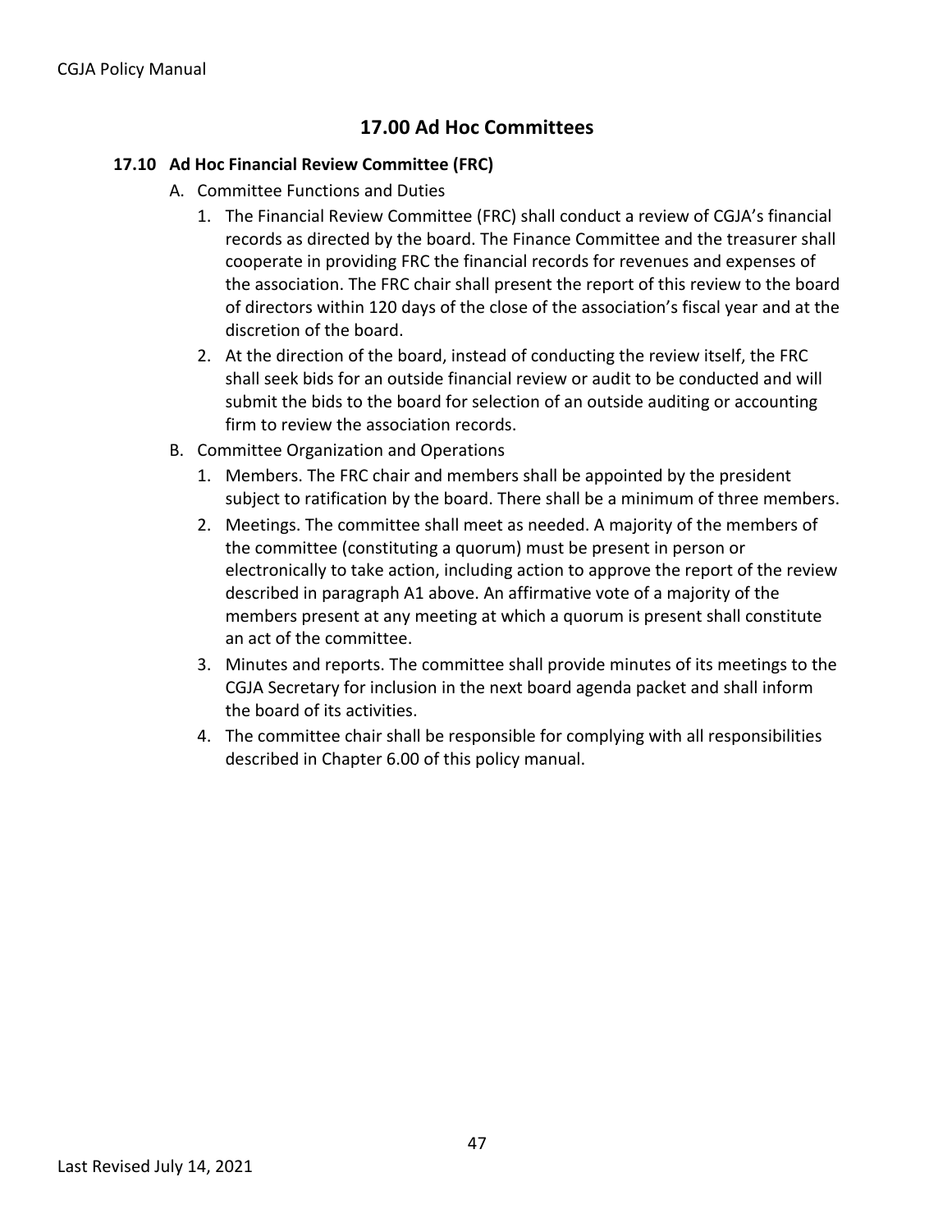# 17.00 Ad Hoc Committees

## 17.10 Ad Hoc Financial Review Committee (FRC)

A. Committee Functions and Duties

1. The Financial Review Committee (FRC) shall conduct a review of CGJA's financial records as directed by the board. The Finance Committee and the treasurer shall cooperate in providing FRC the financial records for revenues and expenses of the association. The FRC chair shall present the report of this review to the board of directors within 120 days of the close of the association's fiscal year and at the discretion of the board.
2. At the direction of the board, instead of conducting the review itself, the FRC shall seek bids for an outside financial review or audit to be conducted and will submit the bids to the board for selection of an outside auditing or accounting firm to review the association records.

B. Committee Organization and Operations

1. Members. The FRC chair and members shall be appointed by the president subject to ratification by the board. There shall be a minimum of three members.
2. Meetings. The committee shall meet as needed. A majority of the members of the committee (constituting a quorum) must be present in person or electronically to take action, including action to approve the report of the review described in paragraph A1 above. An affirmative vote of a majority of the members present at any meeting at which a quorum is present shall constitute an act of the committee.
3. Minutes and reports. The committee shall provide minutes of its meetings to the CGJA Secretary for inclusion in the next board agenda packet and shall inform the board of its activities.
4. The committee chair shall be responsible for complying with all responsibilities described in Chapter 6.00 of this policy manual.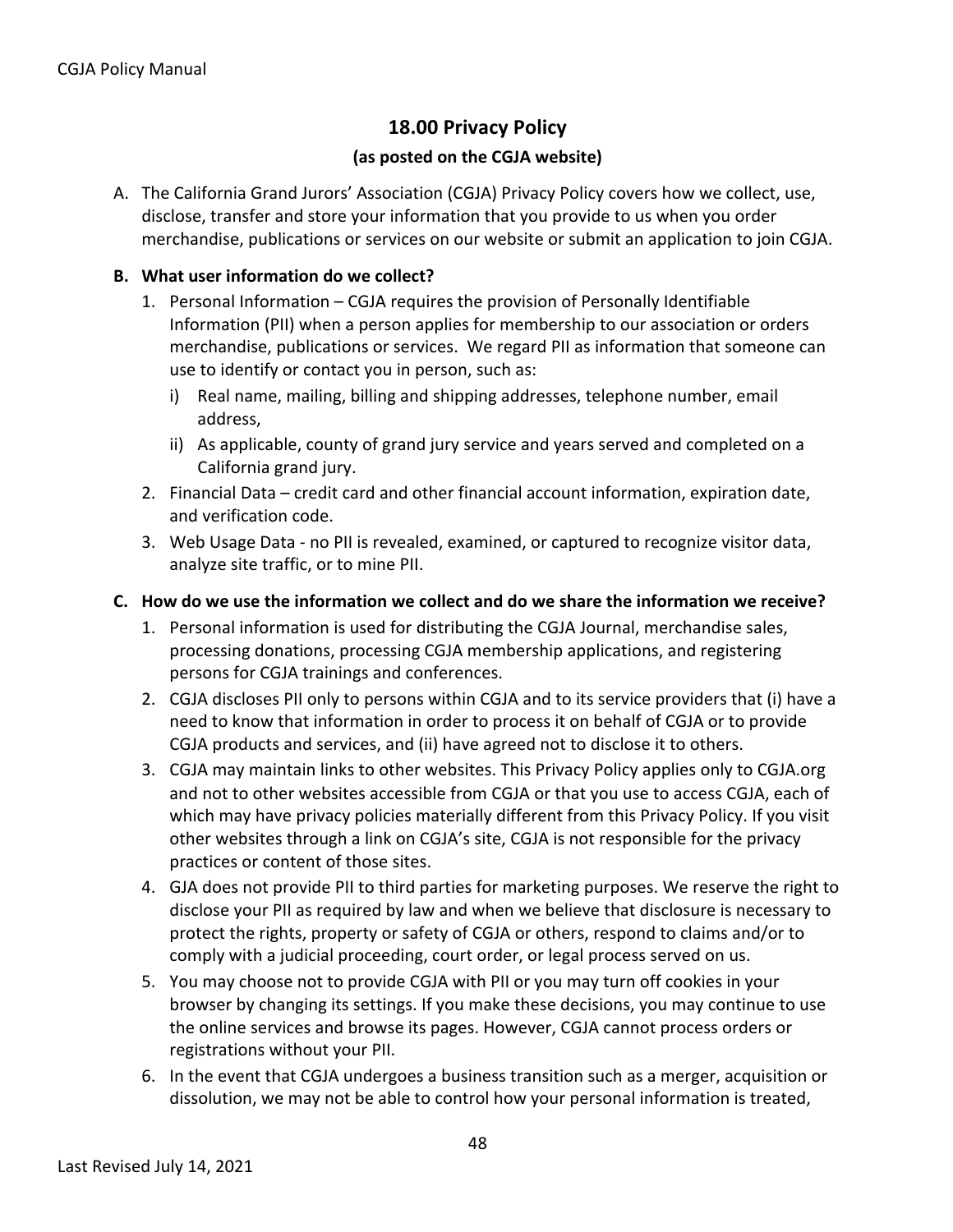## 18.00 Privacy Policy

**(as posted on the CGJA website)**

A. The California Grand Jurors' Association (CGJA) Privacy Policy covers how we collect, use, disclose, transfer and store your information that you provide to us when you order merchandise, publications or services on our website or submit an application to join CGJA.

**B. What user information do we collect?**

1. Personal Information – CGJA requires the provision of Personally Identifiable Information (PII) when a person applies for membership to our association or orders merchandise, publications or services. We regard PII as information that someone can use to identify or contact you in person, such as:
   i) Real name, mailing, billing and shipping addresses, telephone number, email address,
   ii) As applicable, county of grand jury service and years served and completed on a California grand jury.
2. Financial Data – credit card and other financial account information, expiration date, and verification code.
3. Web Usage Data - no PII is revealed, examined, or captured to recognize visitor data, analyze site traffic, or to mine PII.

**C. How do we use the information we collect and do we share the information we receive?**

1. Personal information is used for distributing the CGJA Journal, merchandise sales, processing donations, processing CGJA membership applications, and registering persons for CGJA trainings and conferences.
2. CGJA discloses PII only to persons within CGJA and to its service providers that (i) have a need to know that information in order to process it on behalf of CGJA or to provide CGJA products and services, and (ii) have agreed not to disclose it to others.
3. CGJA may maintain links to other websites. This Privacy Policy applies only to CGJA.org and not to other websites accessible from CGJA or that you use to access CGJA, each of which may have privacy policies materially different from this Privacy Policy. If you visit other websites through a link on CGJA's site, CGJA is not responsible for the privacy practices or content of those sites.
4. GJA does not provide PII to third parties for marketing purposes. We reserve the right to disclose your PII as required by law and when we believe that disclosure is necessary to protect the rights, property or safety of CGJA or others, respond to claims and/or to comply with a judicial proceeding, court order, or legal process served on us.
5. You may choose not to provide CGJA with PII or you may turn off cookies in your browser by changing its settings. If you make these decisions, you may continue to use the online services and browse its pages. However, CGJA cannot process orders or registrations without your PII.
6. In the event that CGJA undergoes a business transition such as a merger, acquisition or dissolution, we may not be able to control how your personal information is treated,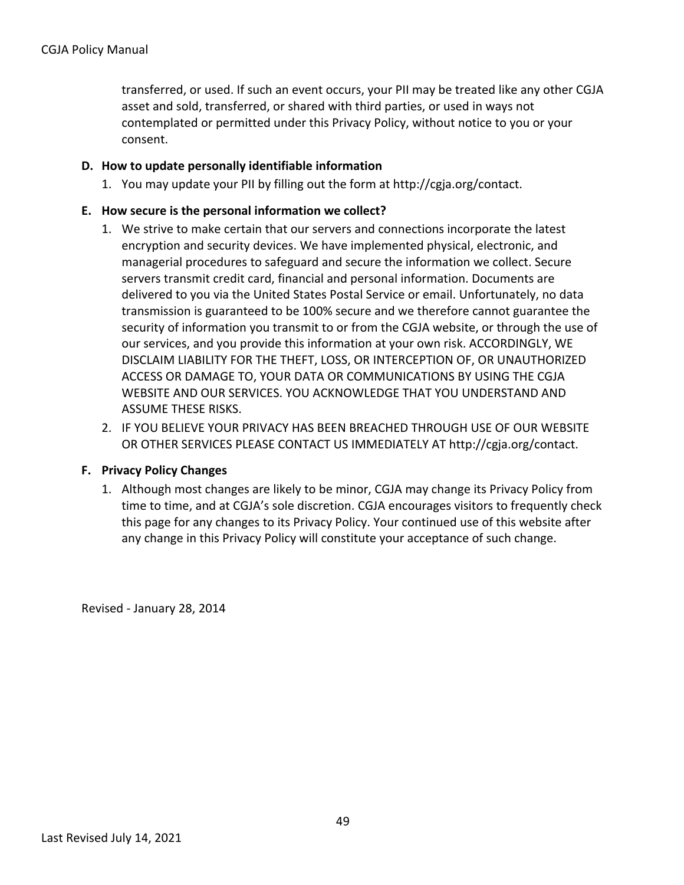transferred, or used. If such an event occurs, your PII may be treated like any other CGJA asset and sold, transferred, or shared with third parties, or used in ways not contemplated or permitted under this Privacy Policy, without notice to you or your consent.

**D. How to update personally identifiable information**

1. You may update your PII by filling out the form at http://cgja.org/contact.

**E. How secure is the personal information we collect?**

1. We strive to make certain that our servers and connections incorporate the latest encryption and security devices. We have implemented physical, electronic, and managerial procedures to safeguard and secure the information we collect. Secure servers transmit credit card, financial and personal information. Documents are delivered to you via the United States Postal Service or email. Unfortunately, no data transmission is guaranteed to be 100% secure and we therefore cannot guarantee the security of information you transmit to or from the CGJA website, or through the use of our services, and you provide this information at your own risk. ACCORDINGLY, WE DISCLAIM LIABILITY FOR THE THEFT, LOSS, OR INTERCEPTION OF, OR UNAUTHORIZED ACCESS OR DAMAGE TO, YOUR DATA OR COMMUNICATIONS BY USING THE CGJA WEBSITE AND OUR SERVICES. YOU ACKNOWLEDGE THAT YOU UNDERSTAND AND ASSUME THESE RISKS.
2. IF YOU BELIEVE YOUR PRIVACY HAS BEEN BREACHED THROUGH USE OF OUR WEBSITE OR OTHER SERVICES PLEASE CONTACT US IMMEDIATELY AT http://cgja.org/contact.

**F. Privacy Policy Changes**

1. Although most changes are likely to be minor, CGJA may change its Privacy Policy from time to time, and at CGJA's sole discretion. CGJA encourages visitors to frequently check this page for any changes to its Privacy Policy. Your continued use of this website after any change in this Privacy Policy will constitute your acceptance of such change.

Revised - January 28, 2014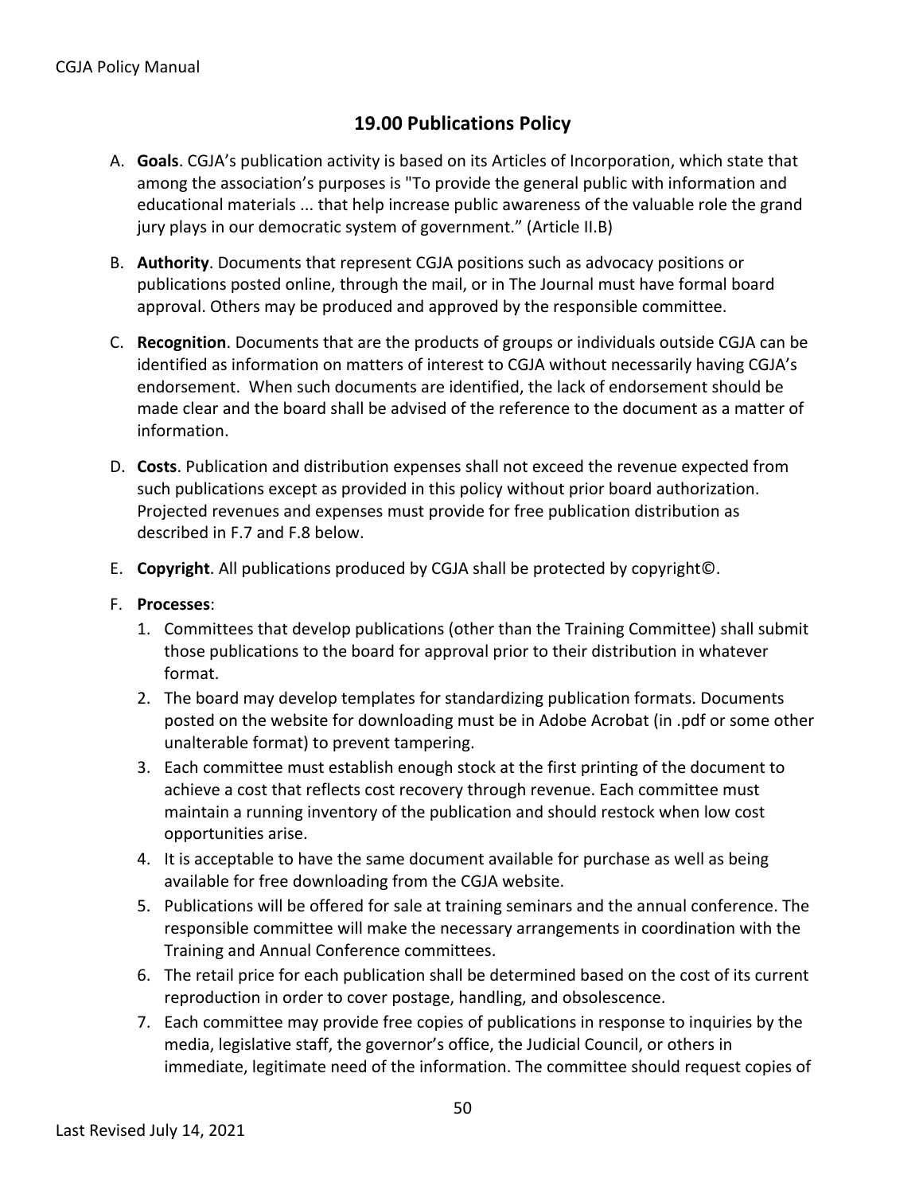## 19.00 Publications Policy

A. **Goals**. CGJA's publication activity is based on its Articles of Incorporation, which state that among the association's purposes is "To provide the general public with information and educational materials ... that help increase public awareness of the valuable role the grand jury plays in our democratic system of government." (Article II.B)

B. **Authority**. Documents that represent CGJA positions such as advocacy positions or publications posted online, through the mail, or in The Journal must have formal board approval. Others may be produced and approved by the responsible committee.

C. **Recognition**. Documents that are the products of groups or individuals outside CGJA can be identified as information on matters of interest to CGJA without necessarily having CGJA's endorsement. When such documents are identified, the lack of endorsement should be made clear and the board shall be advised of the reference to the document as a matter of information.

D. **Costs**. Publication and distribution expenses shall not exceed the revenue expected from such publications except as provided in this policy without prior board authorization. Projected revenues and expenses must provide for free publication distribution as described in F.7 and F.8 below.

E. **Copyright**. All publications produced by CGJA shall be protected by copyright©.

F. **Processes**:
   1. Committees that develop publications (other than the Training Committee) shall submit those publications to the board for approval prior to their distribution in whatever format.
   2. The board may develop templates for standardizing publication formats. Documents posted on the website for downloading must be in Adobe Acrobat (in .pdf or some other unalterable format) to prevent tampering.
   3. Each committee must establish enough stock at the first printing of the document to achieve a cost that reflects cost recovery through revenue. Each committee must maintain a running inventory of the publication and should restock when low cost opportunities arise.
   4. It is acceptable to have the same document available for purchase as well as being available for free downloading from the CGJA website.
   5. Publications will be offered for sale at training seminars and the annual conference. The responsible committee will make the necessary arrangements in coordination with the Training and Annual Conference committees.
   6. The retail price for each publication shall be determined based on the cost of its current reproduction in order to cover postage, handling, and obsolescence.
   7. Each committee may provide free copies of publications in response to inquiries by the media, legislative staff, the governor's office, the Judicial Council, or others in immediate, legitimate need of the information. The committee should request copies of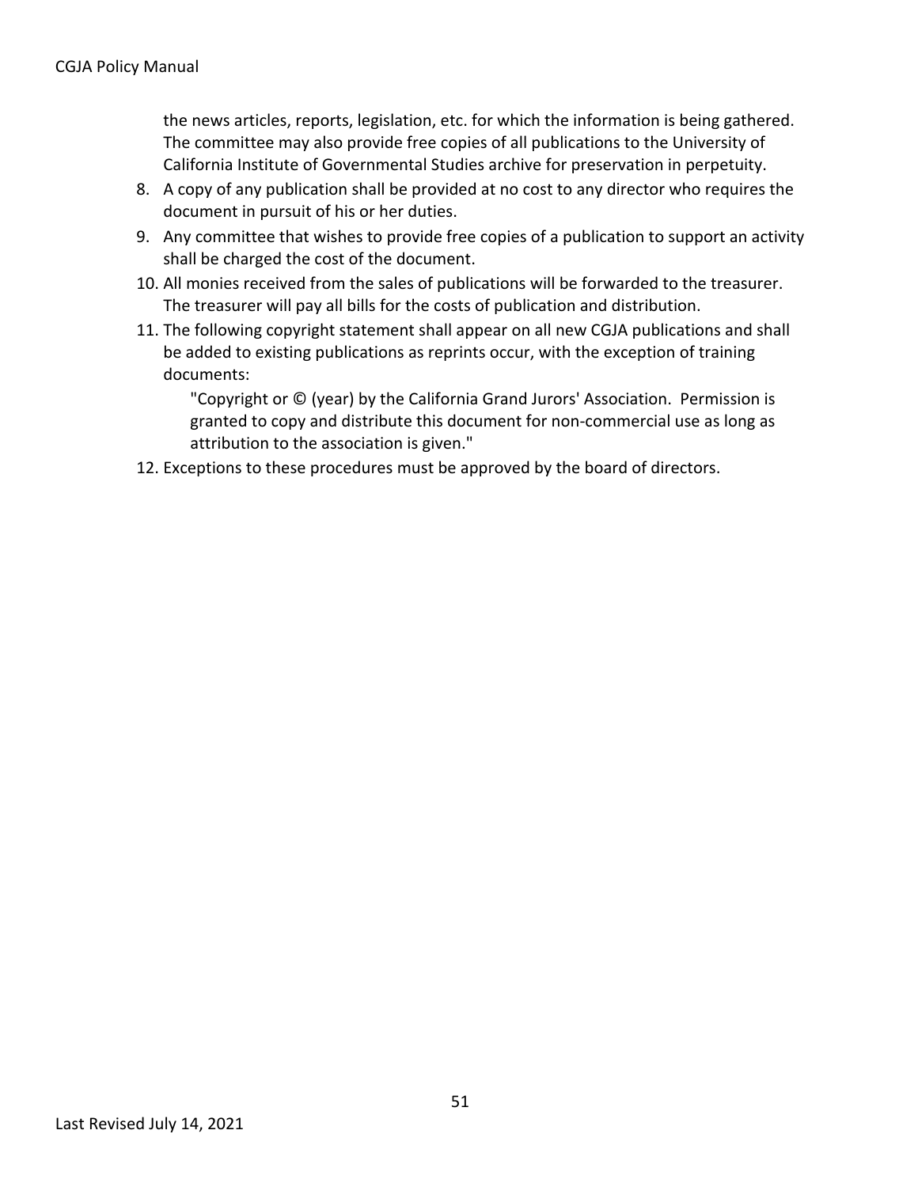the news articles, reports, legislation, etc. for which the information is being gathered. The committee may also provide free copies of all publications to the University of California Institute of Governmental Studies archive for preservation in perpetuity.

8. A copy of any publication shall be provided at no cost to any director who requires the document in pursuit of his or her duties.
9. Any committee that wishes to provide free copies of a publication to support an activity shall be charged the cost of the document.
10. All monies received from the sales of publications will be forwarded to the treasurer. The treasurer will pay all bills for the costs of publication and distribution.
11. The following copyright statement shall appear on all new CGJA publications and shall be added to existing publications as reprints occur, with the exception of training documents:

    "Copyright or © (year) by the California Grand Jurors' Association. Permission is granted to copy and distribute this document for non-commercial use as long as attribution to the association is given."

12. Exceptions to these procedures must be approved by the board of directors.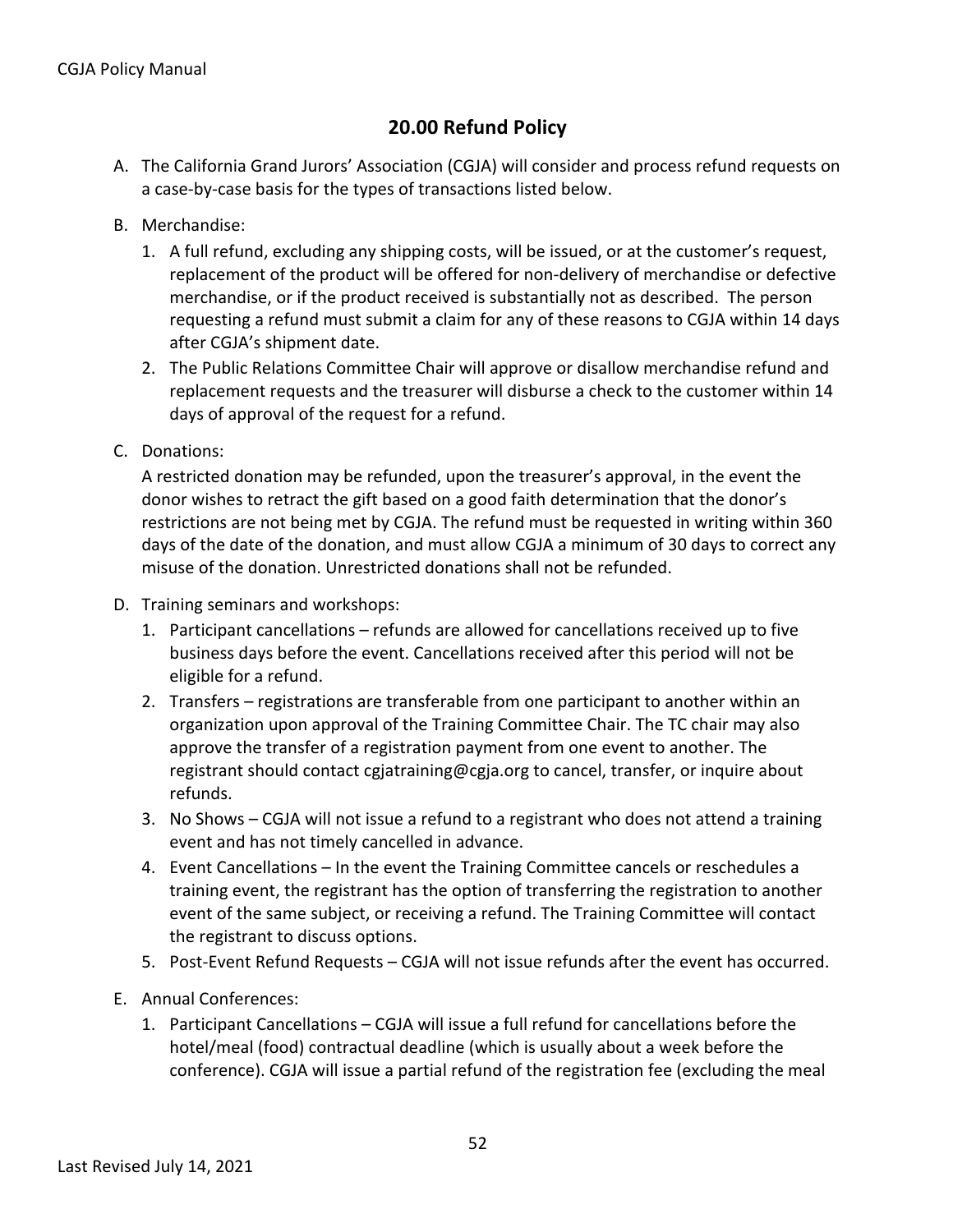## 20.00 Refund Policy

A. The California Grand Jurors' Association (CGJA) will consider and process refund requests on a case-by-case basis for the types of transactions listed below.

B. Merchandise:

   1. A full refund, excluding any shipping costs, will be issued, or at the customer's request, replacement of the product will be offered for non-delivery of merchandise or defective merchandise, or if the product received is substantially not as described. The person requesting a refund must submit a claim for any of these reasons to CGJA within 14 days after CGJA's shipment date.
   2. The Public Relations Committee Chair will approve or disallow merchandise refund and replacement requests and the treasurer will disburse a check to the customer within 14 days of approval of the request for a refund.

C. Donations:

   A restricted donation may be refunded, upon the treasurer's approval, in the event the donor wishes to retract the gift based on a good faith determination that the donor's restrictions are not being met by CGJA. The refund must be requested in writing within 360 days of the date of the donation, and must allow CGJA a minimum of 30 days to correct any misuse of the donation. Unrestricted donations shall not be refunded.

D. Training seminars and workshops:

   1. Participant cancellations – refunds are allowed for cancellations received up to five business days before the event. Cancellations received after this period will not be eligible for a refund.
   2. Transfers – registrations are transferable from one participant to another within an organization upon approval of the Training Committee Chair. The TC chair may also approve the transfer of a registration payment from one event to another. The registrant should contact cgjatraining@cgja.org to cancel, transfer, or inquire about refunds.
   3. No Shows – CGJA will not issue a refund to a registrant who does not attend a training event and has not timely cancelled in advance.
   4. Event Cancellations – In the event the Training Committee cancels or reschedules a training event, the registrant has the option of transferring the registration to another event of the same subject, or receiving a refund. The Training Committee will contact the registrant to discuss options.
   5. Post-Event Refund Requests – CGJA will not issue refunds after the event has occurred.

E. Annual Conferences:

   1. Participant Cancellations – CGJA will issue a full refund for cancellations before the hotel/meal (food) contractual deadline (which is usually about a week before the conference). CGJA will issue a partial refund of the registration fee (excluding the meal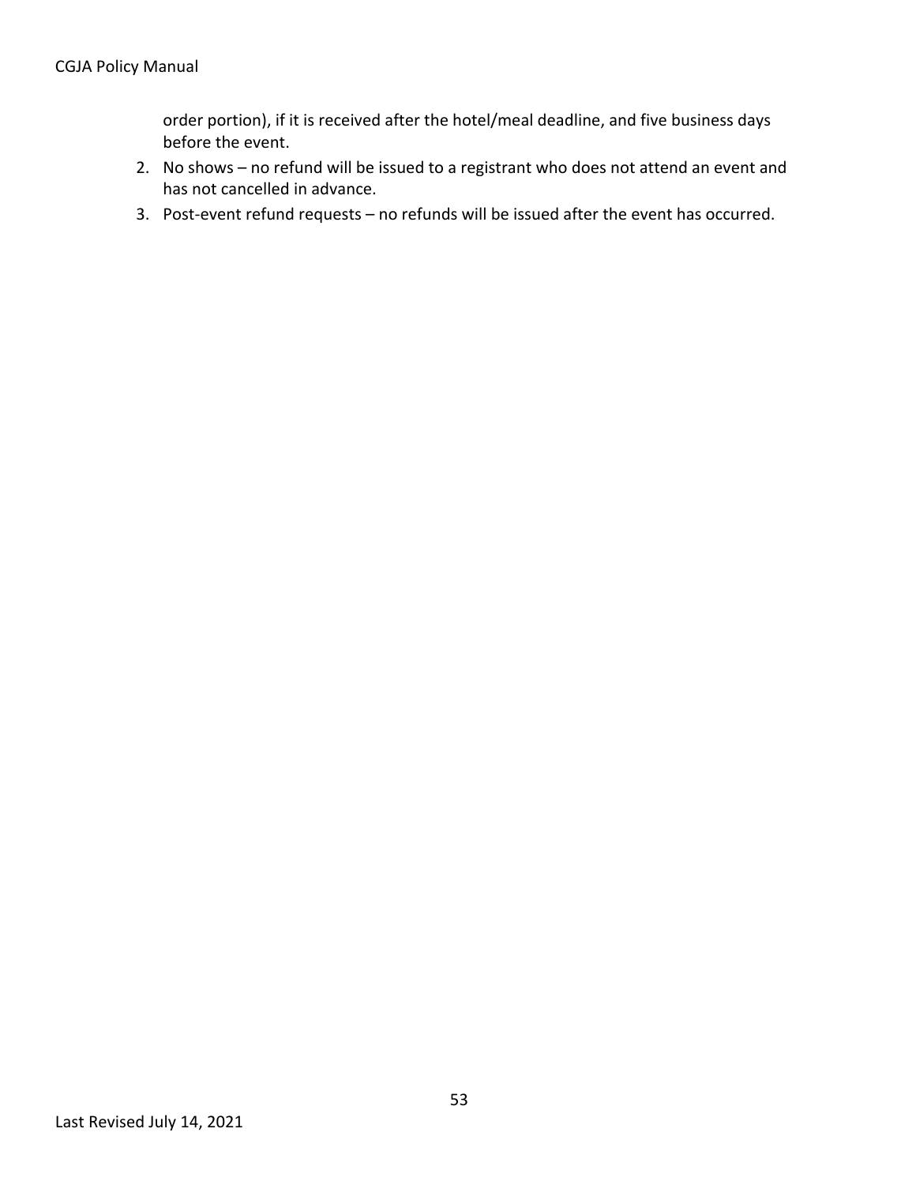order portion), if it is received after the hotel/meal deadline, and five business days before the event.

2. No shows – no refund will be issued to a registrant who does not attend an event and has not cancelled in advance.
3. Post-event refund requests – no refunds will be issued after the event has occurred.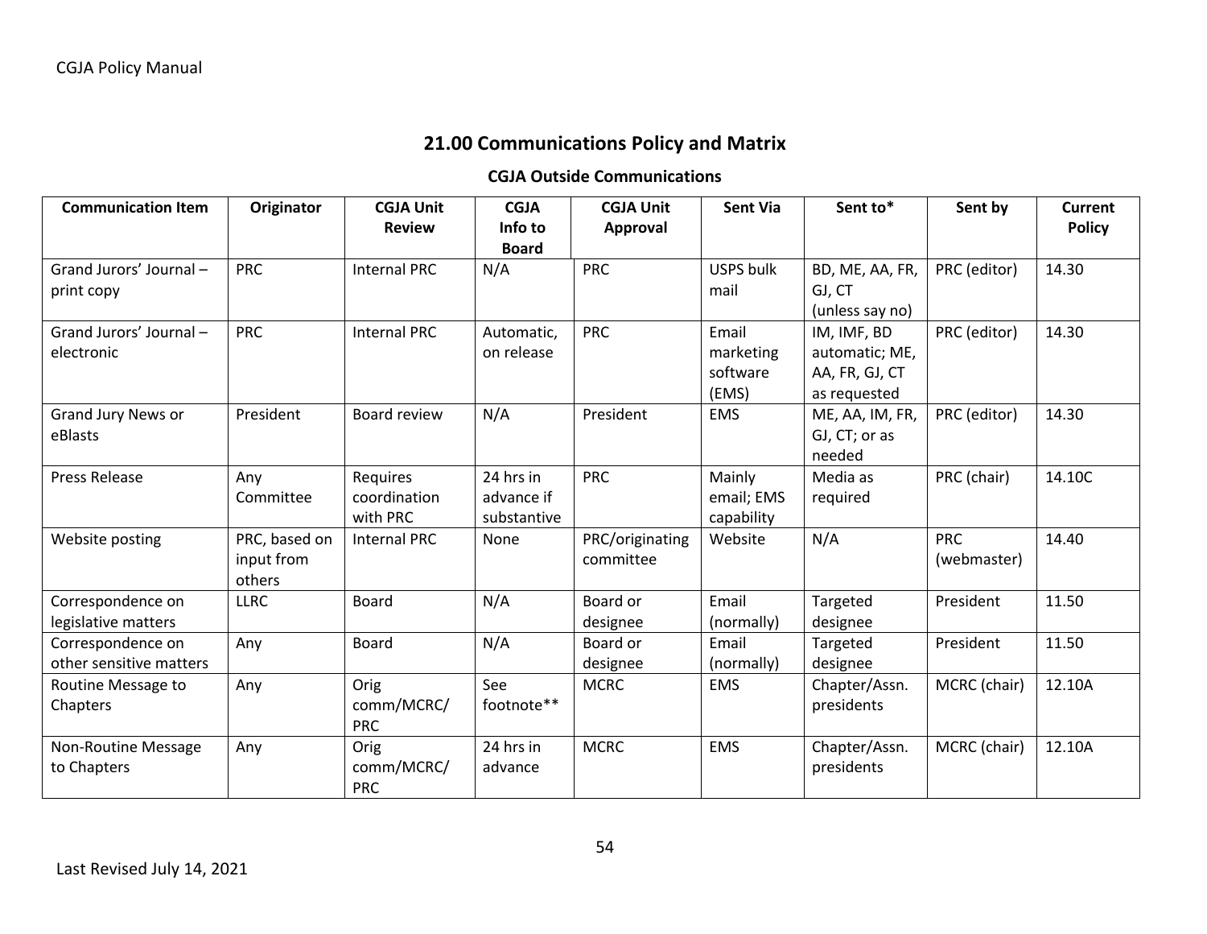## 21.00 Communications Policy and Matrix

### CGJA Outside Communications

| Communication Item | Originator | CGJA Unit Review | CGJA Info to Board | CGJA Unit Approval | Sent Via | Sent to* | Sent by | Current Policy |
|---|---|---|---|---|---|---|---|---|
| Grand Jurors' Journal – print copy | PRC | Internal PRC | N/A | PRC | USPS bulk mail | BD, ME, AA, FR, GJ, CT (unless say no) | PRC (editor) | 14.30 |
| Grand Jurors' Journal – electronic | PRC | Internal PRC | Automatic, on release | PRC | Email marketing software (EMS) | IM, IMF, BD automatic; ME, AA, FR, GJ, CT as requested | PRC (editor) | 14.30 |
| Grand Jury News or eBlasts | President | Board review | N/A | President | EMS | ME, AA, IM, FR, GJ, CT; or as needed | PRC (editor) | 14.30 |
| Press Release | Any Committee | Requires coordination with PRC | 24 hrs in advance if substantive | PRC | Mainly email; EMS capability | Media as required | PRC (chair) | 14.10C |
| Website posting | PRC, based on input from others | Internal PRC | None | PRC/originating committee | Website | N/A | PRC (webmaster) | 14.40 |
| Correspondence on legislative matters | LLRC | Board | N/A | Board or designee | Email (normally) | Targeted designee | President | 11.50 |
| Correspondence on other sensitive matters | Any | Board | N/A | Board or designee | Email (normally) | Targeted designee | President | 11.50 |
| Routine Message to Chapters | Any | Orig comm/MCRC/ PRC | See footnote** | MCRC | EMS | Chapter/Assn. presidents | MCRC (chair) | 12.10A |
| Non-Routine Message to Chapters | Any | Orig comm/MCRC/ PRC | 24 hrs in advance | MCRC | EMS | Chapter/Assn. presidents | MCRC (chair) | 12.10A |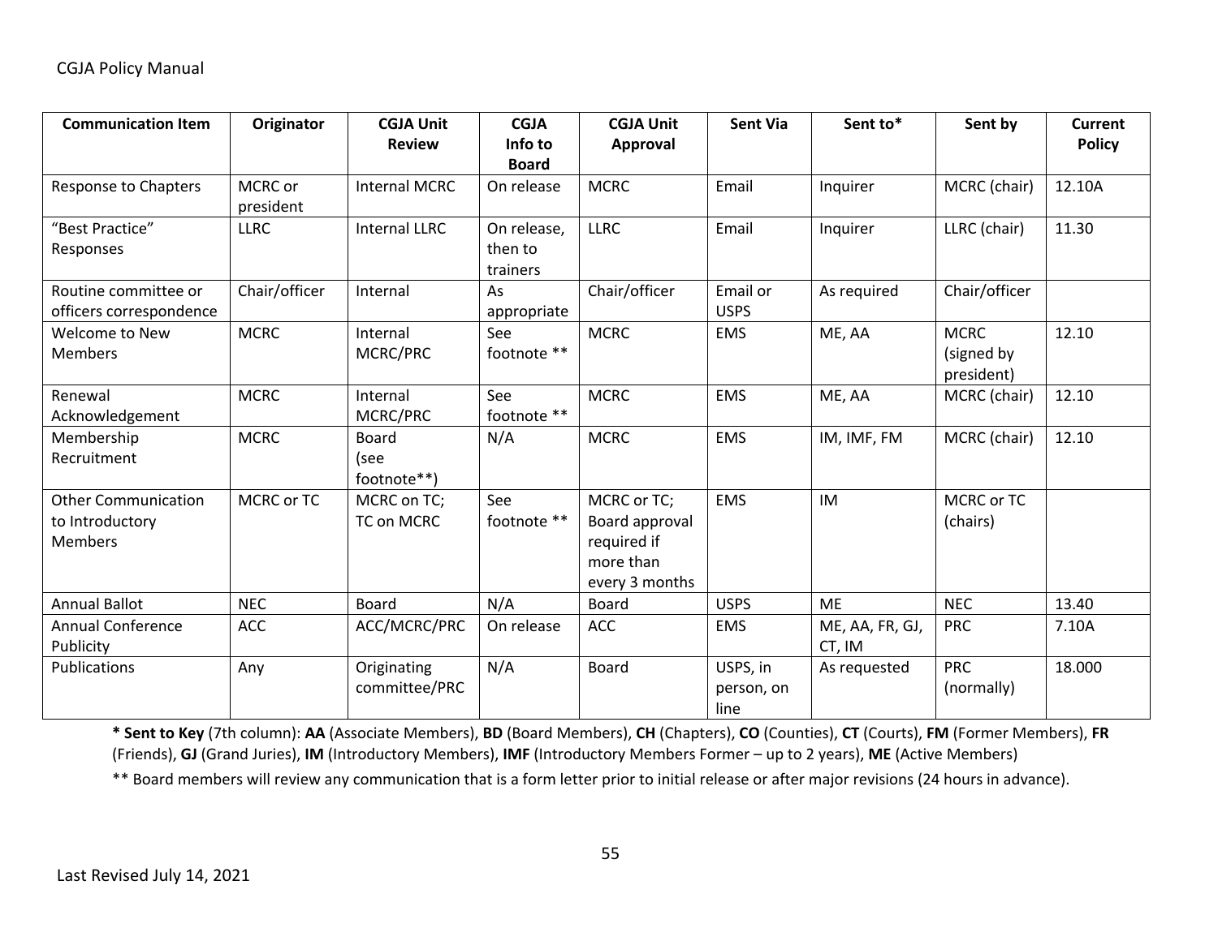| Communication Item | Originator | CGJA Unit Review | CGJA Info to Board | CGJA Unit Approval | Sent Via | Sent to* | Sent by | Current Policy |
|---|---|---|---|---|---|---|---|---|
| Response to Chapters | MCRC or president | Internal MCRC | On release | MCRC | Email | Inquirer | MCRC (chair) | 12.10A |
| "Best Practice" Responses | LLRC | Internal LLRC | On release, then to trainers | LLRC | Email | Inquirer | LLRC (chair) | 11.30 |
| Routine committee or officers correspondence | Chair/officer | Internal | As appropriate | Chair/officer | Email or USPS | As required | Chair/officer | |
| Welcome to New Members | MCRC | Internal MCRC/PRC | See footnote ** | MCRC | EMS | ME, AA | MCRC (signed by president) | 12.10 |
| Renewal Acknowledgement | MCRC | Internal MCRC/PRC | See footnote ** | MCRC | EMS | ME, AA | MCRC (chair) | 12.10 |
| Membership Recruitment | MCRC | Board (see footnote**) | N/A | MCRC | EMS | IM, IMF, FM | MCRC (chair) | 12.10 |
| Other Communication to Introductory Members | MCRC or TC | MCRC on TC; TC on MCRC | See footnote ** | MCRC or TC; Board approval required if more than every 3 months | EMS | IM | MCRC or TC (chairs) | |
| Annual Ballot | NEC | Board | N/A | Board | USPS | ME | NEC | 13.40 |
| Annual Conference Publicity | ACC | ACC/MCRC/PRC | On release | ACC | EMS | ME, AA, FR, GJ, CT, IM | PRC | 7.10A |
| Publications | Any | Originating committee/PRC | N/A | Board | USPS, in person, on line | As requested | PRC (normally) | 18.000 |

**\* Sent to Key** (7th column): **AA** (Associate Members), **BD** (Board Members), **CH** (Chapters), **CO** (Counties), **CT** (Courts), **FM** (Former Members), **FR** (Friends), **GJ** (Grand Juries), **IM** (Introductory Members), **IMF** (Introductory Members Former – up to 2 years), **ME** (Active Members)

** Board members will review any communication that is a form letter prior to initial release or after major revisions (24 hours in advance).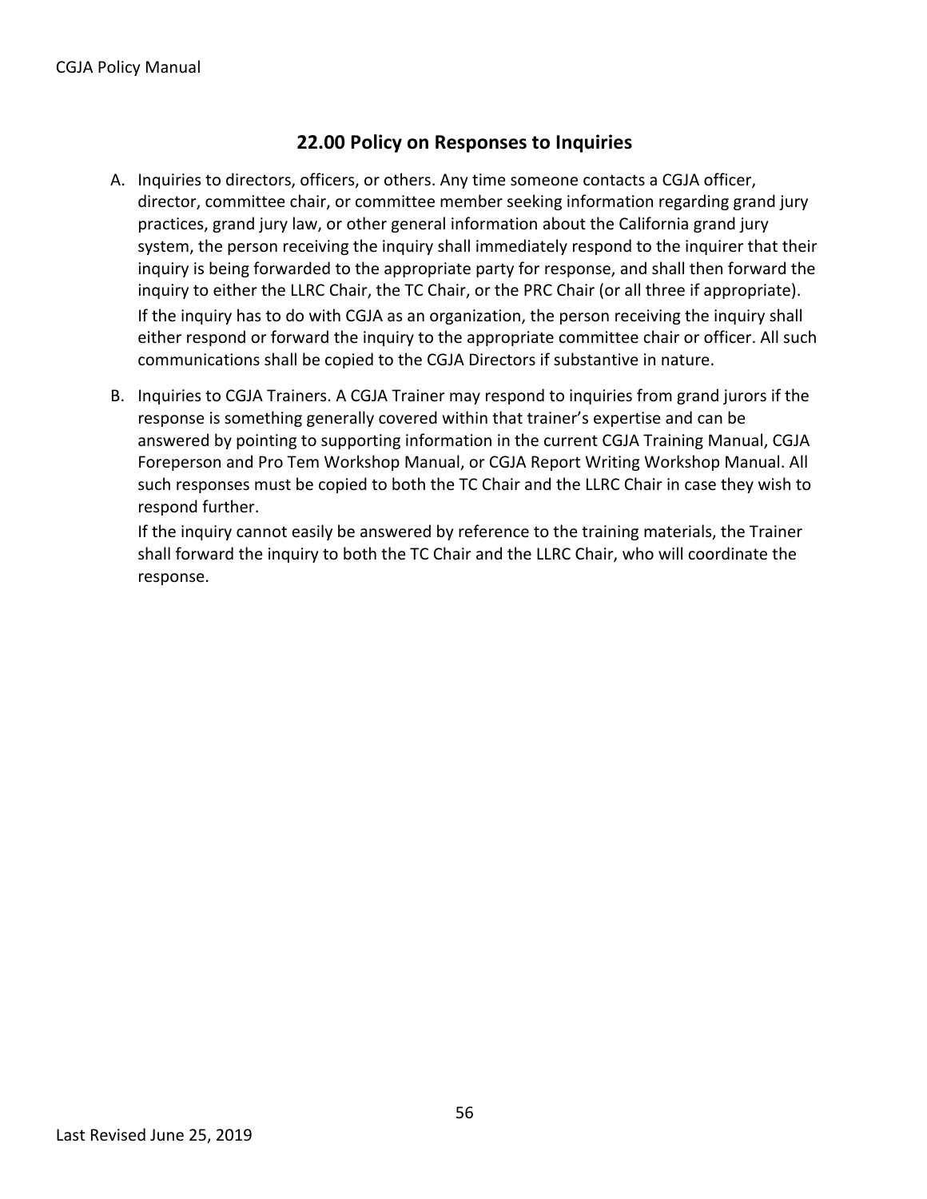## 22.00 Policy on Responses to Inquiries

A. Inquiries to directors, officers, or others. Any time someone contacts a CGJA officer, director, committee chair, or committee member seeking information regarding grand jury practices, grand jury law, or other general information about the California grand jury system, the person receiving the inquiry shall immediately respond to the inquirer that their inquiry is being forwarded to the appropriate party for response, and shall then forward the inquiry to either the LLRC Chair, the TC Chair, or the PRC Chair (or all three if appropriate).

   If the inquiry has to do with CGJA as an organization, the person receiving the inquiry shall either respond or forward the inquiry to the appropriate committee chair or officer. All such communications shall be copied to the CGJA Directors if substantive in nature.

B. Inquiries to CGJA Trainers. A CGJA Trainer may respond to inquiries from grand jurors if the response is something generally covered within that trainer's expertise and can be answered by pointing to supporting information in the current CGJA Training Manual, CGJA Foreperson and Pro Tem Workshop Manual, or CGJA Report Writing Workshop Manual. All such responses must be copied to both the TC Chair and the LLRC Chair in case they wish to respond further.

   If the inquiry cannot easily be answered by reference to the training materials, the Trainer shall forward the inquiry to both the TC Chair and the LLRC Chair, who will coordinate the response.